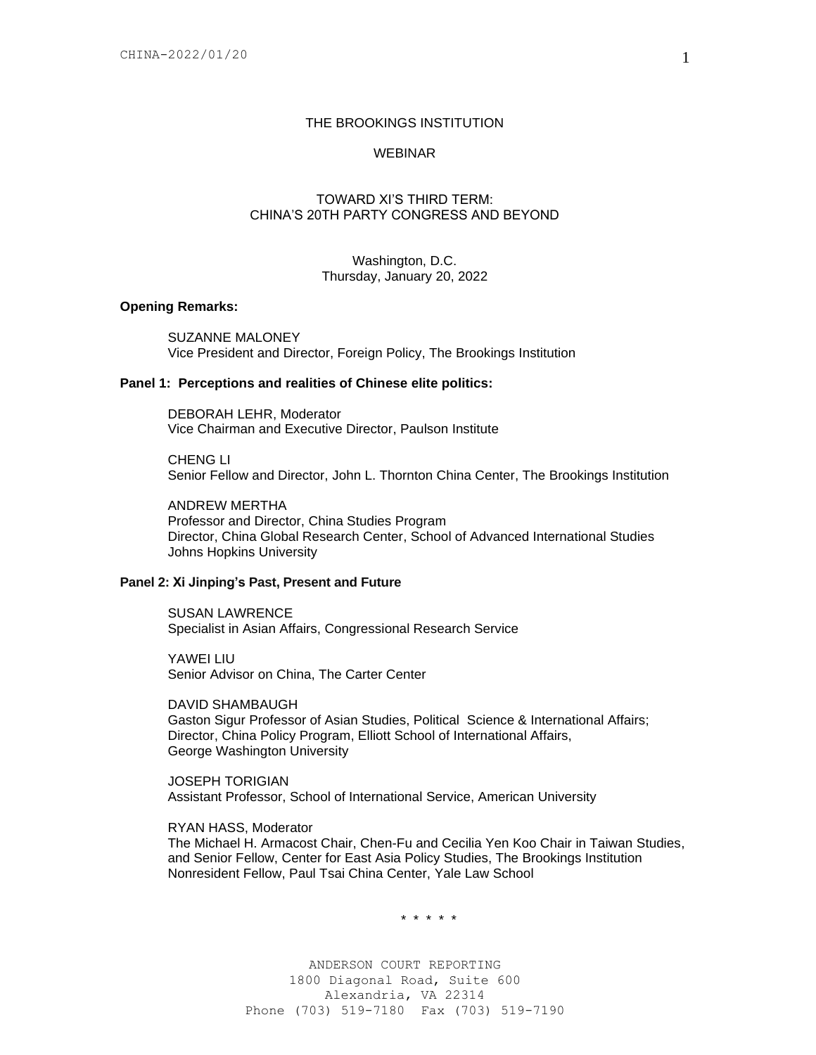# THE BROOKINGS INSTITUTION

## WEBINAR

## TOWARD XI'S THIRD TERM: CHINA'S 20TH PARTY CONGRESS AND BEYOND

Washington, D.C.
Thursday, January 20, 2022

**Opening Remarks:**

SUZANNE MALONEY
Vice President and Director, Foreign Policy, The Brookings Institution

**Panel 1: Perceptions and realities of Chinese elite politics:**

DEBORAH LEHR, Moderator
Vice Chairman and Executive Director, Paulson Institute

CHENG LI
Senior Fellow and Director, John L. Thornton China Center, The Brookings Institution

ANDREW MERTHA
Professor and Director, China Studies Program
Director, China Global Research Center, School of Advanced International Studies
Johns Hopkins University

**Panel 2: Xi Jinping's Past, Present and Future**

SUSAN LAWRENCE
Specialist in Asian Affairs, Congressional Research Service

YAWEI LIU
Senior Advisor on China, The Carter Center

DAVID SHAMBAUGH
Gaston Sigur Professor of Asian Studies, Political Science & International Affairs;
Director, China Policy Program, Elliott School of International Affairs,
George Washington University

JOSEPH TORIGIAN
Assistant Professor, School of International Service, American University

RYAN HASS, Moderator
The Michael H. Armacost Chair, Chen-Fu and Cecilia Yen Koo Chair in Taiwan Studies, and Senior Fellow, Center for East Asia Policy Studies, The Brookings Institution
Nonresident Fellow, Paul Tsai China Center, Yale Law School

\* \* \* \* \*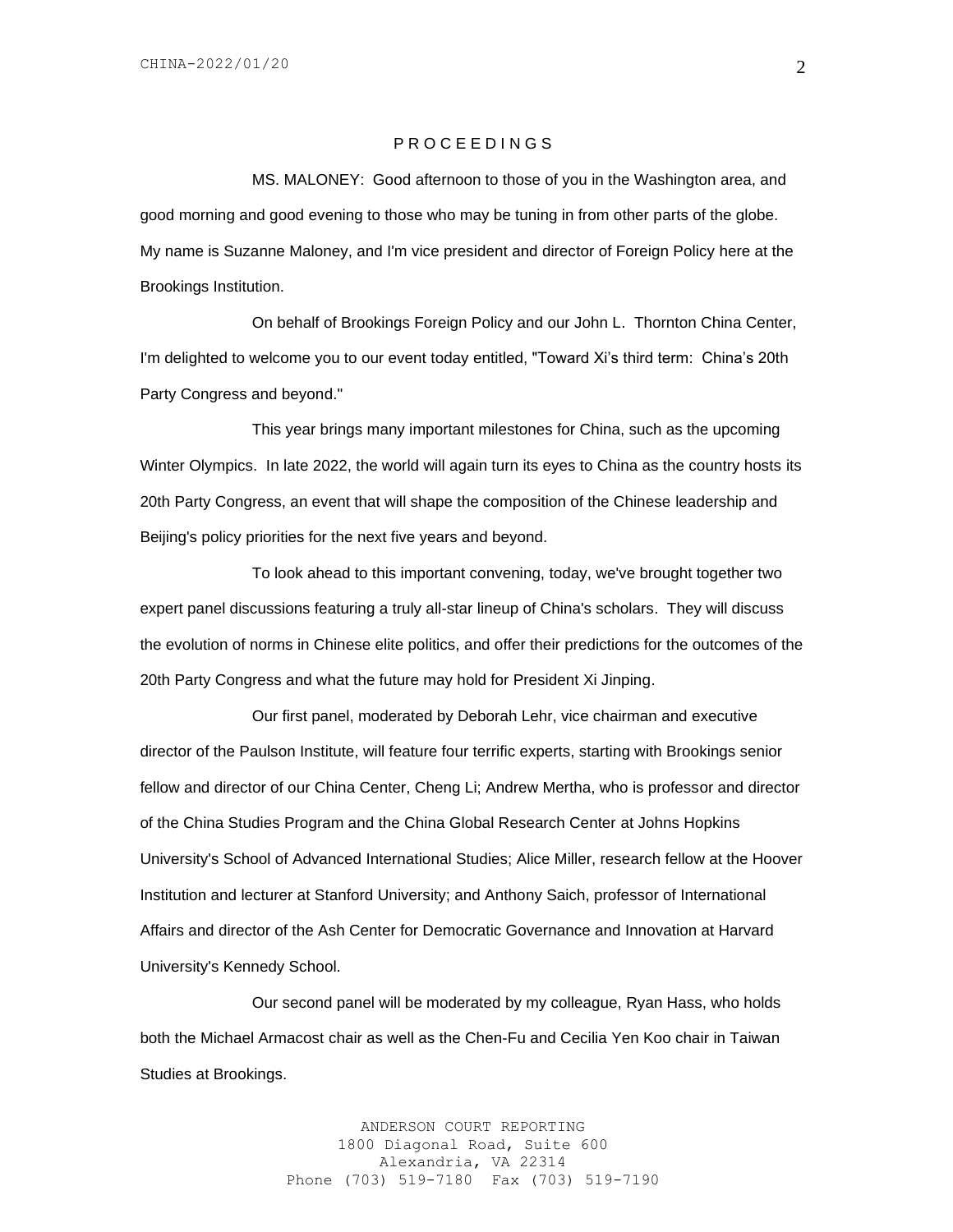P R O C E E D I N G S

MS. MALONEY: Good afternoon to those of you in the Washington area, and good morning and good evening to those who may be tuning in from other parts of the globe. My name is Suzanne Maloney, and I'm vice president and director of Foreign Policy here at the Brookings Institution.

On behalf of Brookings Foreign Policy and our John L. Thornton China Center, I'm delighted to welcome you to our event today entitled, "Toward Xi's third term: China's 20th Party Congress and beyond."

This year brings many important milestones for China, such as the upcoming Winter Olympics. In late 2022, the world will again turn its eyes to China as the country hosts its 20th Party Congress, an event that will shape the composition of the Chinese leadership and Beijing's policy priorities for the next five years and beyond.

To look ahead to this important convening, today, we've brought together two expert panel discussions featuring a truly all-star lineup of China's scholars. They will discuss the evolution of norms in Chinese elite politics, and offer their predictions for the outcomes of the 20th Party Congress and what the future may hold for President Xi Jinping.

Our first panel, moderated by Deborah Lehr, vice chairman and executive director of the Paulson Institute, will feature four terrific experts, starting with Brookings senior fellow and director of our China Center, Cheng Li; Andrew Mertha, who is professor and director of the China Studies Program and the China Global Research Center at Johns Hopkins University's School of Advanced International Studies; Alice Miller, research fellow at the Hoover Institution and lecturer at Stanford University; and Anthony Saich, professor of International Affairs and director of the Ash Center for Democratic Governance and Innovation at Harvard University's Kennedy School.

Our second panel will be moderated by my colleague, Ryan Hass, who holds both the Michael Armacost chair as well as the Chen-Fu and Cecilia Yen Koo chair in Taiwan Studies at Brookings.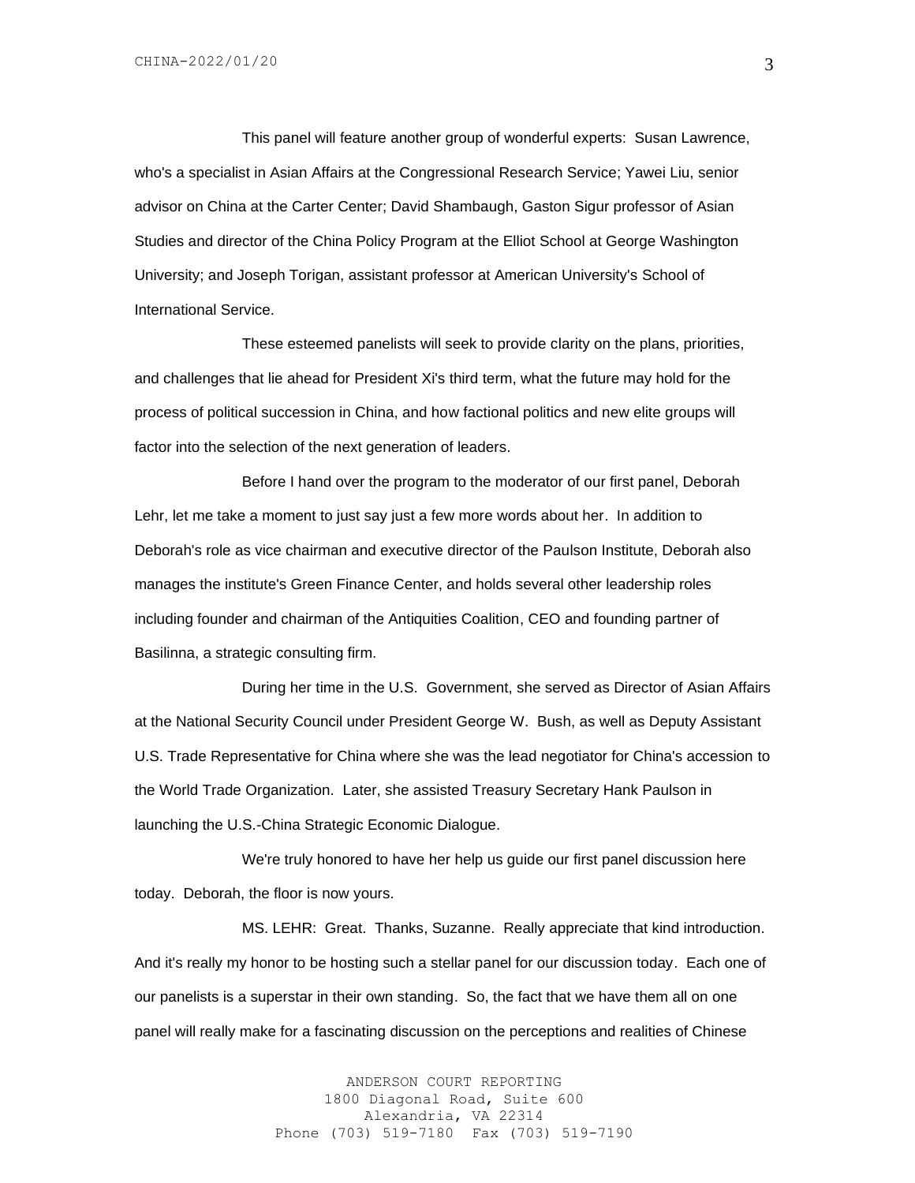This panel will feature another group of wonderful experts: Susan Lawrence, who's a specialist in Asian Affairs at the Congressional Research Service; Yawei Liu, senior advisor on China at the Carter Center; David Shambaugh, Gaston Sigur professor of Asian Studies and director of the China Policy Program at the Elliot School at George Washington University; and Joseph Torigan, assistant professor at American University's School of International Service.

These esteemed panelists will seek to provide clarity on the plans, priorities, and challenges that lie ahead for President Xi's third term, what the future may hold for the process of political succession in China, and how factional politics and new elite groups will factor into the selection of the next generation of leaders.

Before I hand over the program to the moderator of our first panel, Deborah Lehr, let me take a moment to just say just a few more words about her. In addition to Deborah's role as vice chairman and executive director of the Paulson Institute, Deborah also manages the institute's Green Finance Center, and holds several other leadership roles including founder and chairman of the Antiquities Coalition, CEO and founding partner of Basilinna, a strategic consulting firm.

During her time in the U.S. Government, she served as Director of Asian Affairs at the National Security Council under President George W. Bush, as well as Deputy Assistant U.S. Trade Representative for China where she was the lead negotiator for China's accession to the World Trade Organization. Later, she assisted Treasury Secretary Hank Paulson in launching the U.S.-China Strategic Economic Dialogue.

We're truly honored to have her help us guide our first panel discussion here today. Deborah, the floor is now yours.

MS. LEHR: Great. Thanks, Suzanne. Really appreciate that kind introduction. And it's really my honor to be hosting such a stellar panel for our discussion today. Each one of our panelists is a superstar in their own standing. So, the fact that we have them all on one panel will really make for a fascinating discussion on the perceptions and realities of Chinese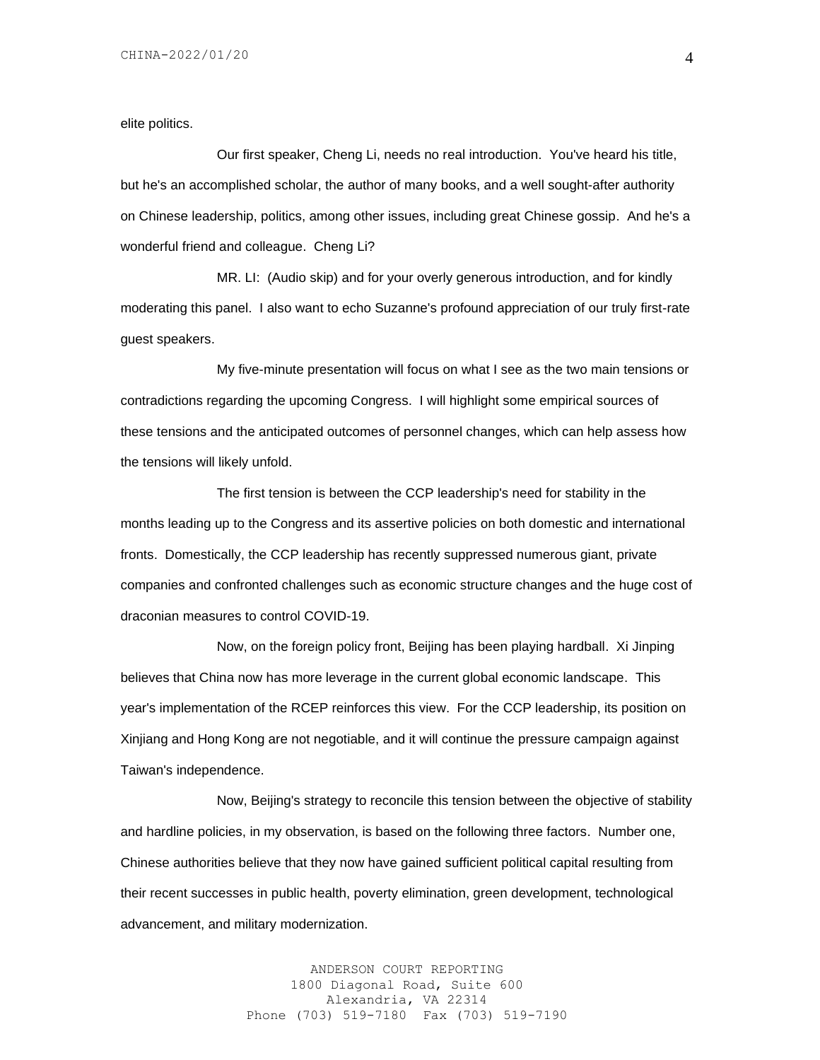elite politics.

Our first speaker, Cheng Li, needs no real introduction. You've heard his title, but he's an accomplished scholar, the author of many books, and a well sought-after authority on Chinese leadership, politics, among other issues, including great Chinese gossip. And he's a wonderful friend and colleague. Cheng Li?

MR. LI: (Audio skip) and for your overly generous introduction, and for kindly moderating this panel. I also want to echo Suzanne's profound appreciation of our truly first-rate guest speakers.

My five-minute presentation will focus on what I see as the two main tensions or contradictions regarding the upcoming Congress. I will highlight some empirical sources of these tensions and the anticipated outcomes of personnel changes, which can help assess how the tensions will likely unfold.

The first tension is between the CCP leadership's need for stability in the months leading up to the Congress and its assertive policies on both domestic and international fronts. Domestically, the CCP leadership has recently suppressed numerous giant, private companies and confronted challenges such as economic structure changes and the huge cost of draconian measures to control COVID-19.

Now, on the foreign policy front, Beijing has been playing hardball. Xi Jinping believes that China now has more leverage in the current global economic landscape. This year's implementation of the RCEP reinforces this view. For the CCP leadership, its position on Xinjiang and Hong Kong are not negotiable, and it will continue the pressure campaign against Taiwan's independence.

Now, Beijing's strategy to reconcile this tension between the objective of stability and hardline policies, in my observation, is based on the following three factors. Number one, Chinese authorities believe that they now have gained sufficient political capital resulting from their recent successes in public health, poverty elimination, green development, technological advancement, and military modernization.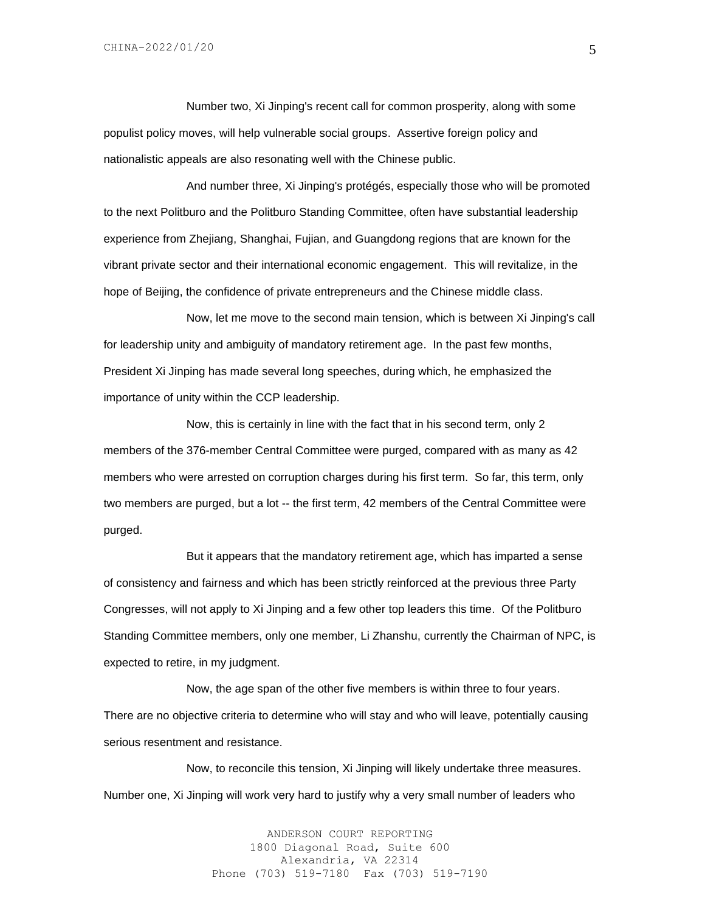Number two, Xi Jinping's recent call for common prosperity, along with some populist policy moves, will help vulnerable social groups. Assertive foreign policy and nationalistic appeals are also resonating well with the Chinese public.

And number three, Xi Jinping's protégés, especially those who will be promoted to the next Politburo and the Politburo Standing Committee, often have substantial leadership experience from Zhejiang, Shanghai, Fujian, and Guangdong regions that are known for the vibrant private sector and their international economic engagement. This will revitalize, in the hope of Beijing, the confidence of private entrepreneurs and the Chinese middle class.

Now, let me move to the second main tension, which is between Xi Jinping's call for leadership unity and ambiguity of mandatory retirement age. In the past few months, President Xi Jinping has made several long speeches, during which, he emphasized the importance of unity within the CCP leadership.

Now, this is certainly in line with the fact that in his second term, only 2 members of the 376-member Central Committee were purged, compared with as many as 42 members who were arrested on corruption charges during his first term. So far, this term, only two members are purged, but a lot -- the first term, 42 members of the Central Committee were purged.

But it appears that the mandatory retirement age, which has imparted a sense of consistency and fairness and which has been strictly reinforced at the previous three Party Congresses, will not apply to Xi Jinping and a few other top leaders this time. Of the Politburo Standing Committee members, only one member, Li Zhanshu, currently the Chairman of NPC, is expected to retire, in my judgment.

Now, the age span of the other five members is within three to four years. There are no objective criteria to determine who will stay and who will leave, potentially causing serious resentment and resistance.

Now, to reconcile this tension, Xi Jinping will likely undertake three measures. Number one, Xi Jinping will work very hard to justify why a very small number of leaders who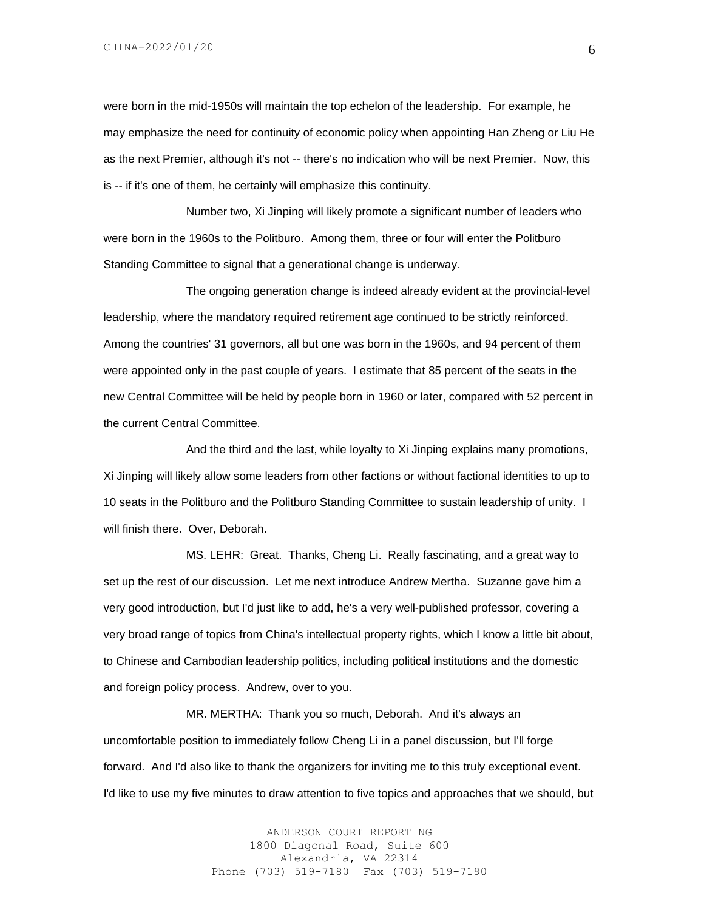were born in the mid-1950s will maintain the top echelon of the leadership. For example, he may emphasize the need for continuity of economic policy when appointing Han Zheng or Liu He as the next Premier, although it's not -- there's no indication who will be next Premier. Now, this is -- if it's one of them, he certainly will emphasize this continuity.

Number two, Xi Jinping will likely promote a significant number of leaders who were born in the 1960s to the Politburo. Among them, three or four will enter the Politburo Standing Committee to signal that a generational change is underway.

The ongoing generation change is indeed already evident at the provincial-level leadership, where the mandatory required retirement age continued to be strictly reinforced. Among the countries' 31 governors, all but one was born in the 1960s, and 94 percent of them were appointed only in the past couple of years. I estimate that 85 percent of the seats in the new Central Committee will be held by people born in 1960 or later, compared with 52 percent in the current Central Committee.

And the third and the last, while loyalty to Xi Jinping explains many promotions, Xi Jinping will likely allow some leaders from other factions or without factional identities to up to 10 seats in the Politburo and the Politburo Standing Committee to sustain leadership of unity. I will finish there. Over, Deborah.

MS. LEHR: Great. Thanks, Cheng Li. Really fascinating, and a great way to set up the rest of our discussion. Let me next introduce Andrew Mertha. Suzanne gave him a very good introduction, but I'd just like to add, he's a very well-published professor, covering a very broad range of topics from China's intellectual property rights, which I know a little bit about, to Chinese and Cambodian leadership politics, including political institutions and the domestic and foreign policy process. Andrew, over to you.

MR. MERTHA: Thank you so much, Deborah. And it's always an uncomfortable position to immediately follow Cheng Li in a panel discussion, but I'll forge forward. And I'd also like to thank the organizers for inviting me to this truly exceptional event. I'd like to use my five minutes to draw attention to five topics and approaches that we should, but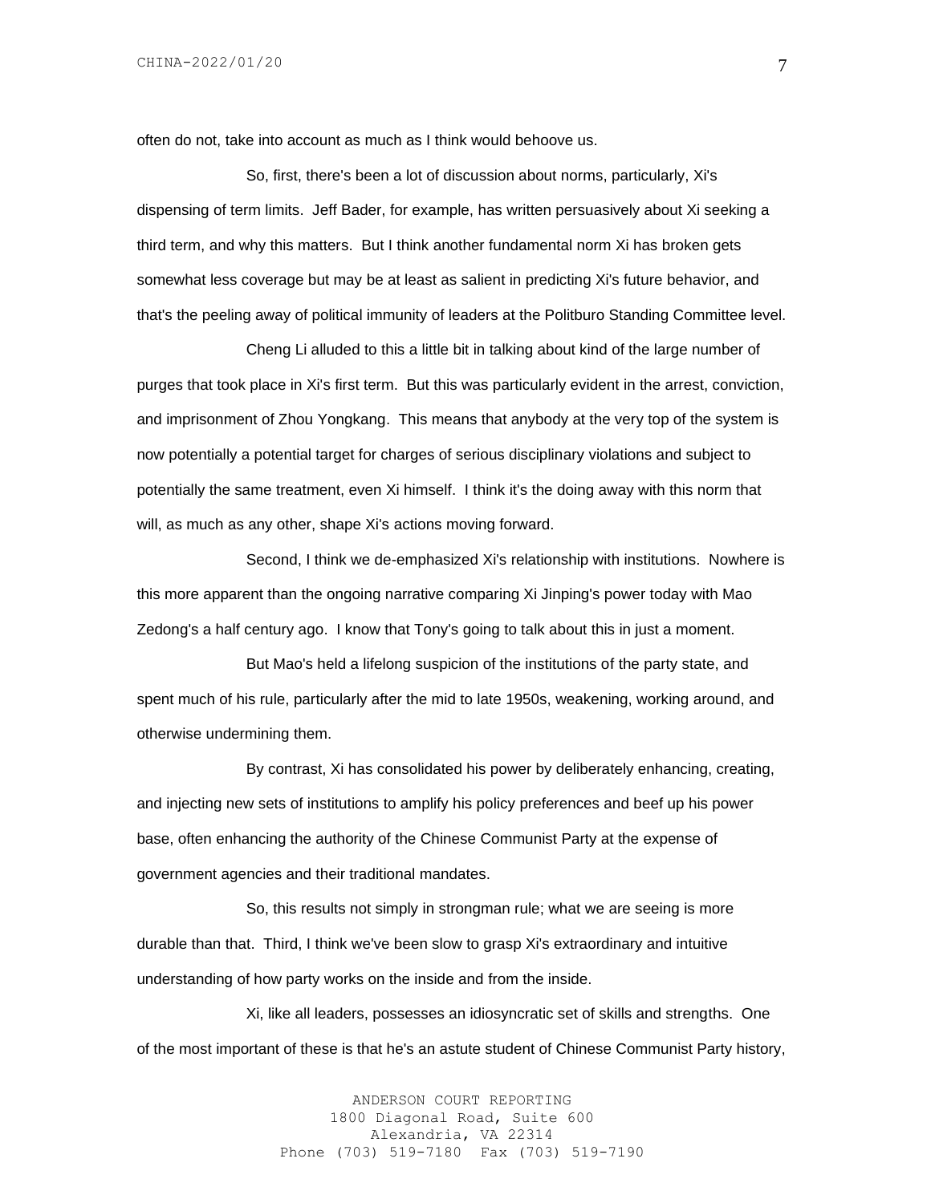often do not, take into account as much as I think would behoove us.

So, first, there's been a lot of discussion about norms, particularly, Xi's dispensing of term limits. Jeff Bader, for example, has written persuasively about Xi seeking a third term, and why this matters. But I think another fundamental norm Xi has broken gets somewhat less coverage but may be at least as salient in predicting Xi's future behavior, and that's the peeling away of political immunity of leaders at the Politburo Standing Committee level.

Cheng Li alluded to this a little bit in talking about kind of the large number of purges that took place in Xi's first term. But this was particularly evident in the arrest, conviction, and imprisonment of Zhou Yongkang. This means that anybody at the very top of the system is now potentially a potential target for charges of serious disciplinary violations and subject to potentially the same treatment, even Xi himself. I think it's the doing away with this norm that will, as much as any other, shape Xi's actions moving forward.

Second, I think we de-emphasized Xi's relationship with institutions. Nowhere is this more apparent than the ongoing narrative comparing Xi Jinping's power today with Mao Zedong's a half century ago. I know that Tony's going to talk about this in just a moment.

But Mao's held a lifelong suspicion of the institutions of the party state, and spent much of his rule, particularly after the mid to late 1950s, weakening, working around, and otherwise undermining them.

By contrast, Xi has consolidated his power by deliberately enhancing, creating, and injecting new sets of institutions to amplify his policy preferences and beef up his power base, often enhancing the authority of the Chinese Communist Party at the expense of government agencies and their traditional mandates.

So, this results not simply in strongman rule; what we are seeing is more durable than that. Third, I think we've been slow to grasp Xi's extraordinary and intuitive understanding of how party works on the inside and from the inside.

Xi, like all leaders, possesses an idiosyncratic set of skills and strengths. One of the most important of these is that he's an astute student of Chinese Communist Party history,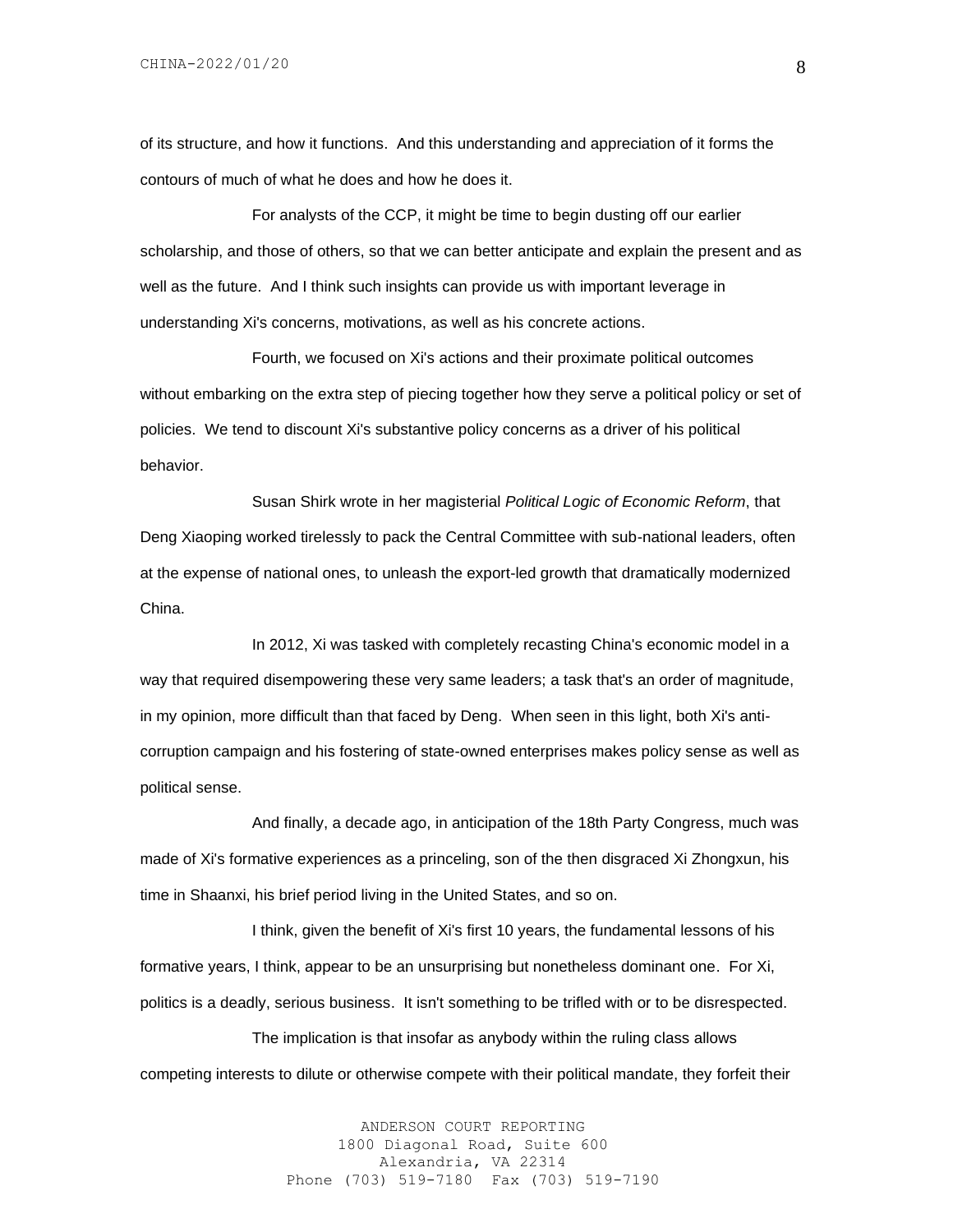of its structure, and how it functions. And this understanding and appreciation of it forms the contours of much of what he does and how he does it.

For analysts of the CCP, it might be time to begin dusting off our earlier scholarship, and those of others, so that we can better anticipate and explain the present and as well as the future. And I think such insights can provide us with important leverage in understanding Xi's concerns, motivations, as well as his concrete actions.

Fourth, we focused on Xi's actions and their proximate political outcomes without embarking on the extra step of piecing together how they serve a political policy or set of policies. We tend to discount Xi's substantive policy concerns as a driver of his political behavior.

Susan Shirk wrote in her magisterial *Political Logic of Economic Reform*, that Deng Xiaoping worked tirelessly to pack the Central Committee with sub-national leaders, often at the expense of national ones, to unleash the export-led growth that dramatically modernized China.

In 2012, Xi was tasked with completely recasting China's economic model in a way that required disempowering these very same leaders; a task that's an order of magnitude, in my opinion, more difficult than that faced by Deng. When seen in this light, both Xi's anti-corruption campaign and his fostering of state-owned enterprises makes policy sense as well as political sense.

And finally, a decade ago, in anticipation of the 18th Party Congress, much was made of Xi's formative experiences as a princeling, son of the then disgraced Xi Zhongxun, his time in Shaanxi, his brief period living in the United States, and so on.

I think, given the benefit of Xi's first 10 years, the fundamental lessons of his formative years, I think, appear to be an unsurprising but nonetheless dominant one. For Xi, politics is a deadly, serious business. It isn't something to be trifled with or to be disrespected.

The implication is that insofar as anybody within the ruling class allows competing interests to dilute or otherwise compete with their political mandate, they forfeit their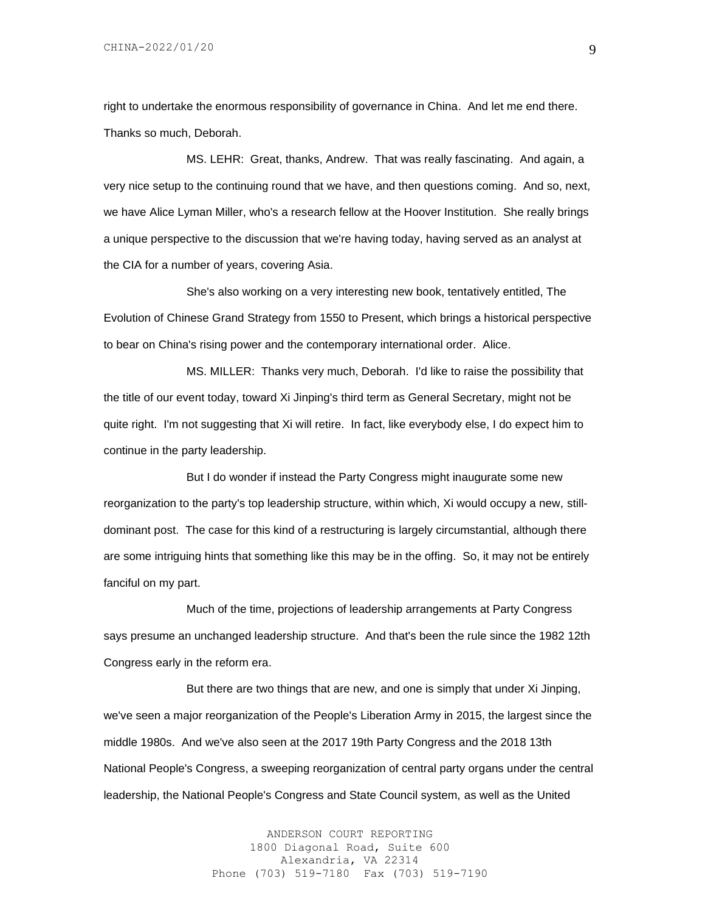right to undertake the enormous responsibility of governance in China. And let me end there. Thanks so much, Deborah.

MS. LEHR: Great, thanks, Andrew. That was really fascinating. And again, a very nice setup to the continuing round that we have, and then questions coming. And so, next, we have Alice Lyman Miller, who's a research fellow at the Hoover Institution. She really brings a unique perspective to the discussion that we're having today, having served as an analyst at the CIA for a number of years, covering Asia.

She's also working on a very interesting new book, tentatively entitled, The Evolution of Chinese Grand Strategy from 1550 to Present, which brings a historical perspective to bear on China's rising power and the contemporary international order. Alice.

MS. MILLER: Thanks very much, Deborah. I'd like to raise the possibility that the title of our event today, toward Xi Jinping's third term as General Secretary, might not be quite right. I'm not suggesting that Xi will retire. In fact, like everybody else, I do expect him to continue in the party leadership.

But I do wonder if instead the Party Congress might inaugurate some new reorganization to the party's top leadership structure, within which, Xi would occupy a new, still-dominant post. The case for this kind of a restructuring is largely circumstantial, although there are some intriguing hints that something like this may be in the offing. So, it may not be entirely fanciful on my part.

Much of the time, projections of leadership arrangements at Party Congress says presume an unchanged leadership structure. And that's been the rule since the 1982 12th Congress early in the reform era.

But there are two things that are new, and one is simply that under Xi Jinping, we've seen a major reorganization of the People's Liberation Army in 2015, the largest since the middle 1980s. And we've also seen at the 2017 19th Party Congress and the 2018 13th National People's Congress, a sweeping reorganization of central party organs under the central leadership, the National People's Congress and State Council system, as well as the United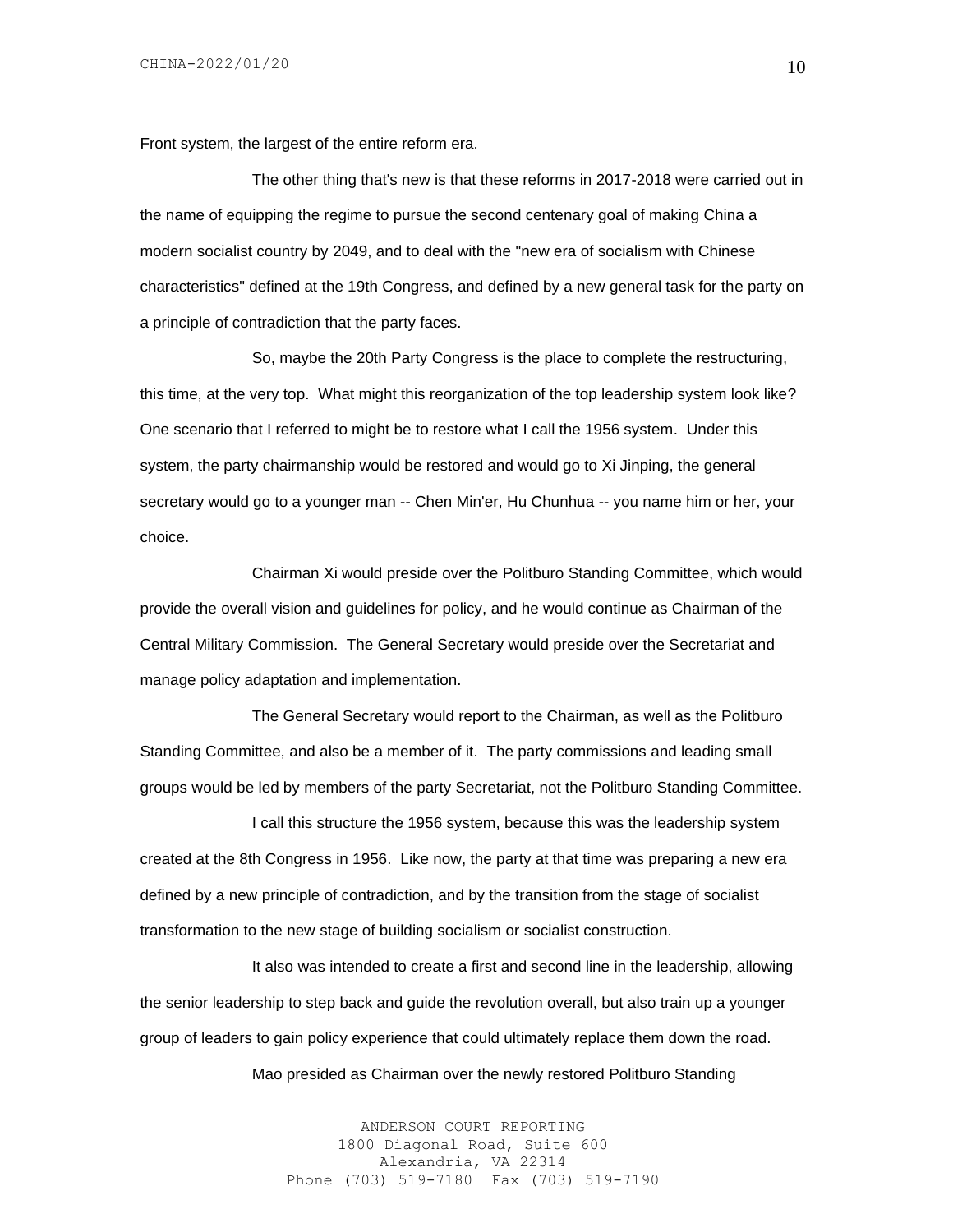Front system, the largest of the entire reform era.

The other thing that's new is that these reforms in 2017-2018 were carried out in the name of equipping the regime to pursue the second centenary goal of making China a modern socialist country by 2049, and to deal with the "new era of socialism with Chinese characteristics" defined at the 19th Congress, and defined by a new general task for the party on a principle of contradiction that the party faces.

So, maybe the 20th Party Congress is the place to complete the restructuring, this time, at the very top. What might this reorganization of the top leadership system look like? One scenario that I referred to might be to restore what I call the 1956 system. Under this system, the party chairmanship would be restored and would go to Xi Jinping, the general secretary would go to a younger man -- Chen Min'er, Hu Chunhua -- you name him or her, your choice.

Chairman Xi would preside over the Politburo Standing Committee, which would provide the overall vision and guidelines for policy, and he would continue as Chairman of the Central Military Commission. The General Secretary would preside over the Secretariat and manage policy adaptation and implementation.

The General Secretary would report to the Chairman, as well as the Politburo Standing Committee, and also be a member of it. The party commissions and leading small groups would be led by members of the party Secretariat, not the Politburo Standing Committee.

I call this structure the 1956 system, because this was the leadership system created at the 8th Congress in 1956. Like now, the party at that time was preparing a new era defined by a new principle of contradiction, and by the transition from the stage of socialist transformation to the new stage of building socialism or socialist construction.

It also was intended to create a first and second line in the leadership, allowing the senior leadership to step back and guide the revolution overall, but also train up a younger group of leaders to gain policy experience that could ultimately replace them down the road.

Mao presided as Chairman over the newly restored Politburo Standing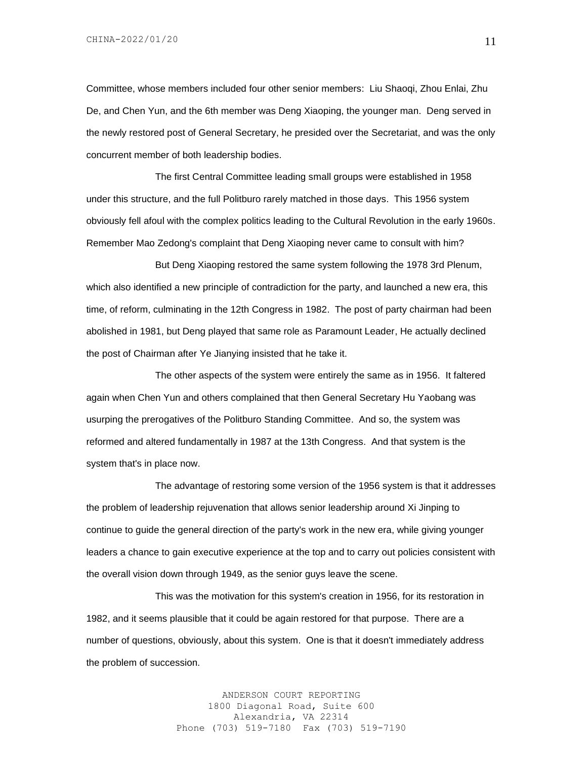Committee, whose members included four other senior members: Liu Shaoqi, Zhou Enlai, Zhu De, and Chen Yun, and the 6th member was Deng Xiaoping, the younger man. Deng served in the newly restored post of General Secretary, he presided over the Secretariat, and was the only concurrent member of both leadership bodies.

The first Central Committee leading small groups were established in 1958 under this structure, and the full Politburo rarely matched in those days. This 1956 system obviously fell afoul with the complex politics leading to the Cultural Revolution in the early 1960s. Remember Mao Zedong's complaint that Deng Xiaoping never came to consult with him?

But Deng Xiaoping restored the same system following the 1978 3rd Plenum, which also identified a new principle of contradiction for the party, and launched a new era, this time, of reform, culminating in the 12th Congress in 1982. The post of party chairman had been abolished in 1981, but Deng played that same role as Paramount Leader, He actually declined the post of Chairman after Ye Jianying insisted that he take it.

The other aspects of the system were entirely the same as in 1956. It faltered again when Chen Yun and others complained that then General Secretary Hu Yaobang was usurping the prerogatives of the Politburo Standing Committee. And so, the system was reformed and altered fundamentally in 1987 at the 13th Congress. And that system is the system that's in place now.

The advantage of restoring some version of the 1956 system is that it addresses the problem of leadership rejuvenation that allows senior leadership around Xi Jinping to continue to guide the general direction of the party's work in the new era, while giving younger leaders a chance to gain executive experience at the top and to carry out policies consistent with the overall vision down through 1949, as the senior guys leave the scene.

This was the motivation for this system's creation in 1956, for its restoration in 1982, and it seems plausible that it could be again restored for that purpose. There are a number of questions, obviously, about this system. One is that it doesn't immediately address the problem of succession.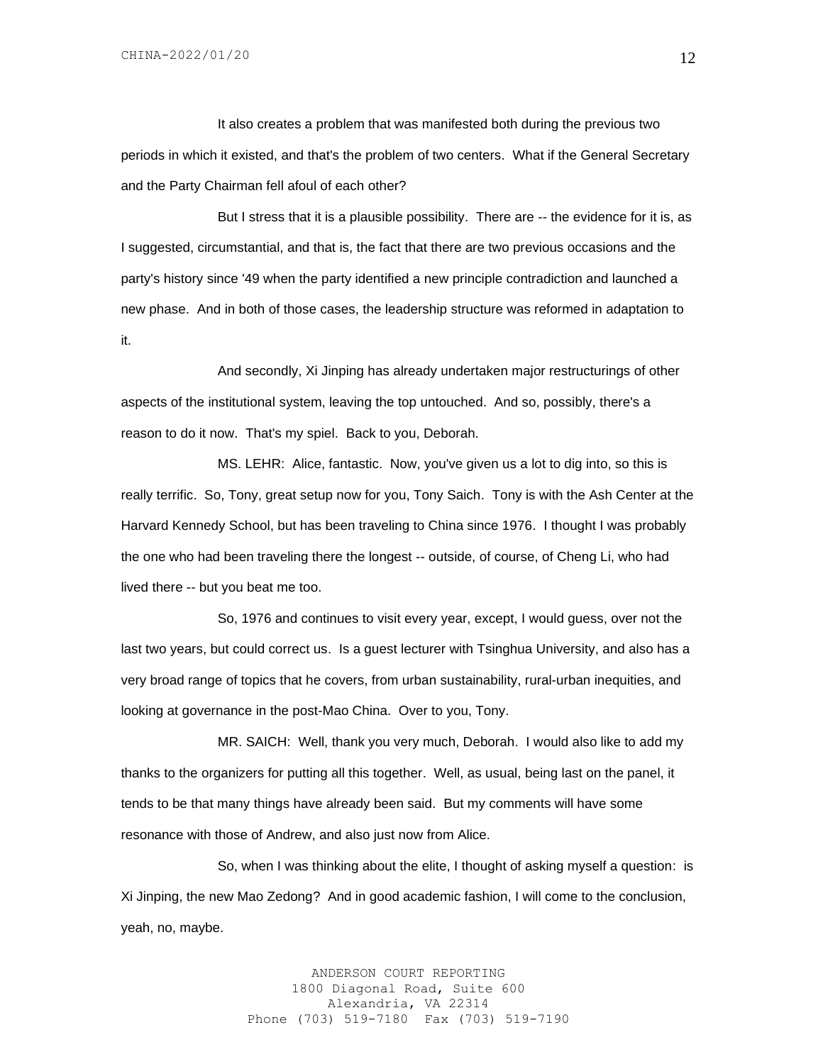It also creates a problem that was manifested both during the previous two periods in which it existed, and that's the problem of two centers. What if the General Secretary and the Party Chairman fell afoul of each other?

But I stress that it is a plausible possibility. There are -- the evidence for it is, as I suggested, circumstantial, and that is, the fact that there are two previous occasions and the party's history since '49 when the party identified a new principle contradiction and launched a new phase. And in both of those cases, the leadership structure was reformed in adaptation to it.

And secondly, Xi Jinping has already undertaken major restructurings of other aspects of the institutional system, leaving the top untouched. And so, possibly, there's a reason to do it now. That's my spiel. Back to you, Deborah.

MS. LEHR: Alice, fantastic. Now, you've given us a lot to dig into, so this is really terrific. So, Tony, great setup now for you, Tony Saich. Tony is with the Ash Center at the Harvard Kennedy School, but has been traveling to China since 1976. I thought I was probably the one who had been traveling there the longest -- outside, of course, of Cheng Li, who had lived there -- but you beat me too.

So, 1976 and continues to visit every year, except, I would guess, over not the last two years, but could correct us. Is a guest lecturer with Tsinghua University, and also has a very broad range of topics that he covers, from urban sustainability, rural-urban inequities, and looking at governance in the post-Mao China. Over to you, Tony.

MR. SAICH: Well, thank you very much, Deborah. I would also like to add my thanks to the organizers for putting all this together. Well, as usual, being last on the panel, it tends to be that many things have already been said. But my comments will have some resonance with those of Andrew, and also just now from Alice.

So, when I was thinking about the elite, I thought of asking myself a question: is Xi Jinping, the new Mao Zedong? And in good academic fashion, I will come to the conclusion, yeah, no, maybe.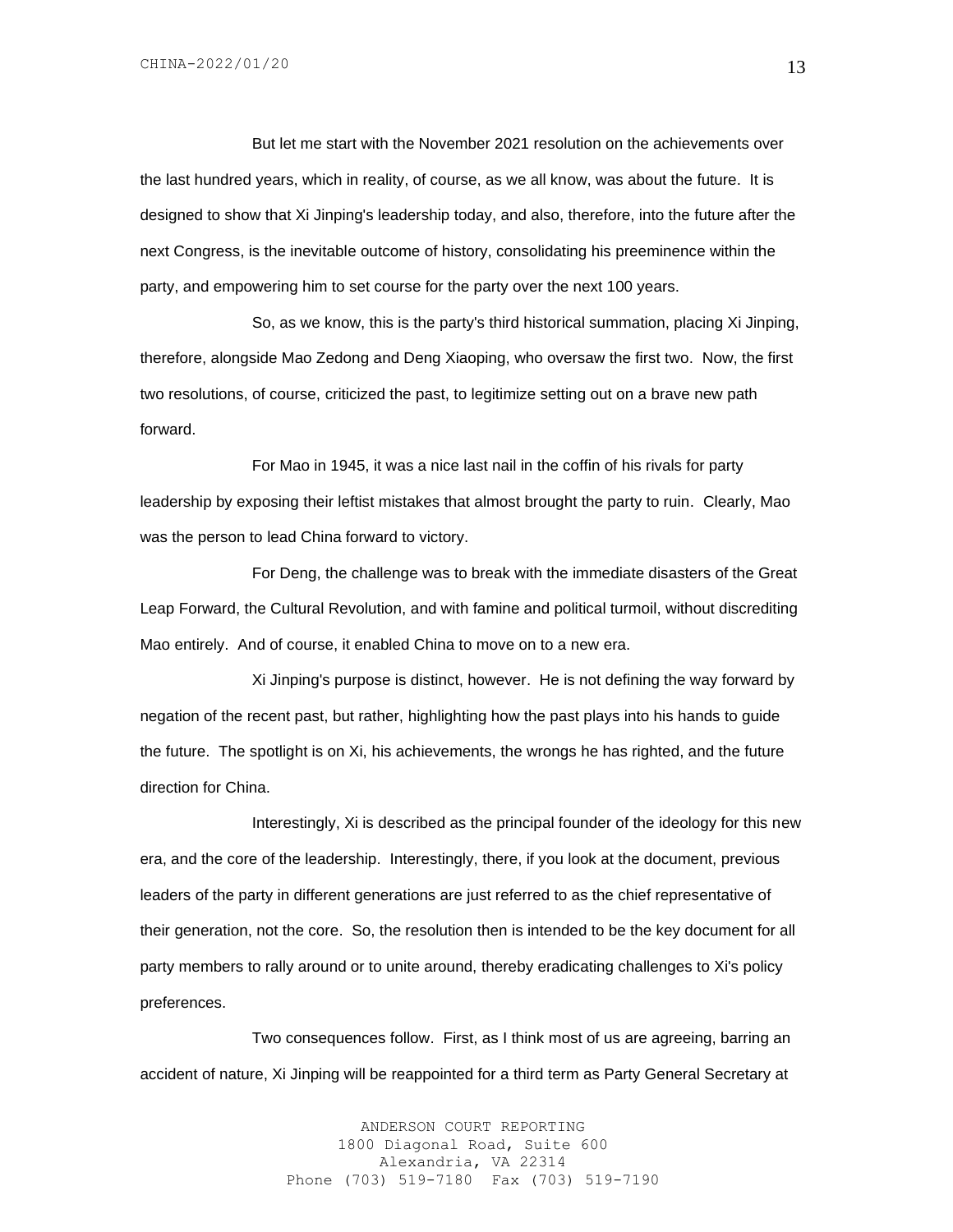But let me start with the November 2021 resolution on the achievements over the last hundred years, which in reality, of course, as we all know, was about the future. It is designed to show that Xi Jinping's leadership today, and also, therefore, into the future after the next Congress, is the inevitable outcome of history, consolidating his preeminence within the party, and empowering him to set course for the party over the next 100 years.

So, as we know, this is the party's third historical summation, placing Xi Jinping, therefore, alongside Mao Zedong and Deng Xiaoping, who oversaw the first two. Now, the first two resolutions, of course, criticized the past, to legitimize setting out on a brave new path forward.

For Mao in 1945, it was a nice last nail in the coffin of his rivals for party leadership by exposing their leftist mistakes that almost brought the party to ruin. Clearly, Mao was the person to lead China forward to victory.

For Deng, the challenge was to break with the immediate disasters of the Great Leap Forward, the Cultural Revolution, and with famine and political turmoil, without discrediting Mao entirely. And of course, it enabled China to move on to a new era.

Xi Jinping's purpose is distinct, however. He is not defining the way forward by negation of the recent past, but rather, highlighting how the past plays into his hands to guide the future. The spotlight is on Xi, his achievements, the wrongs he has righted, and the future direction for China.

Interestingly, Xi is described as the principal founder of the ideology for this new era, and the core of the leadership. Interestingly, there, if you look at the document, previous leaders of the party in different generations are just referred to as the chief representative of their generation, not the core. So, the resolution then is intended to be the key document for all party members to rally around or to unite around, thereby eradicating challenges to Xi's policy preferences.

Two consequences follow. First, as I think most of us are agreeing, barring an accident of nature, Xi Jinping will be reappointed for a third term as Party General Secretary at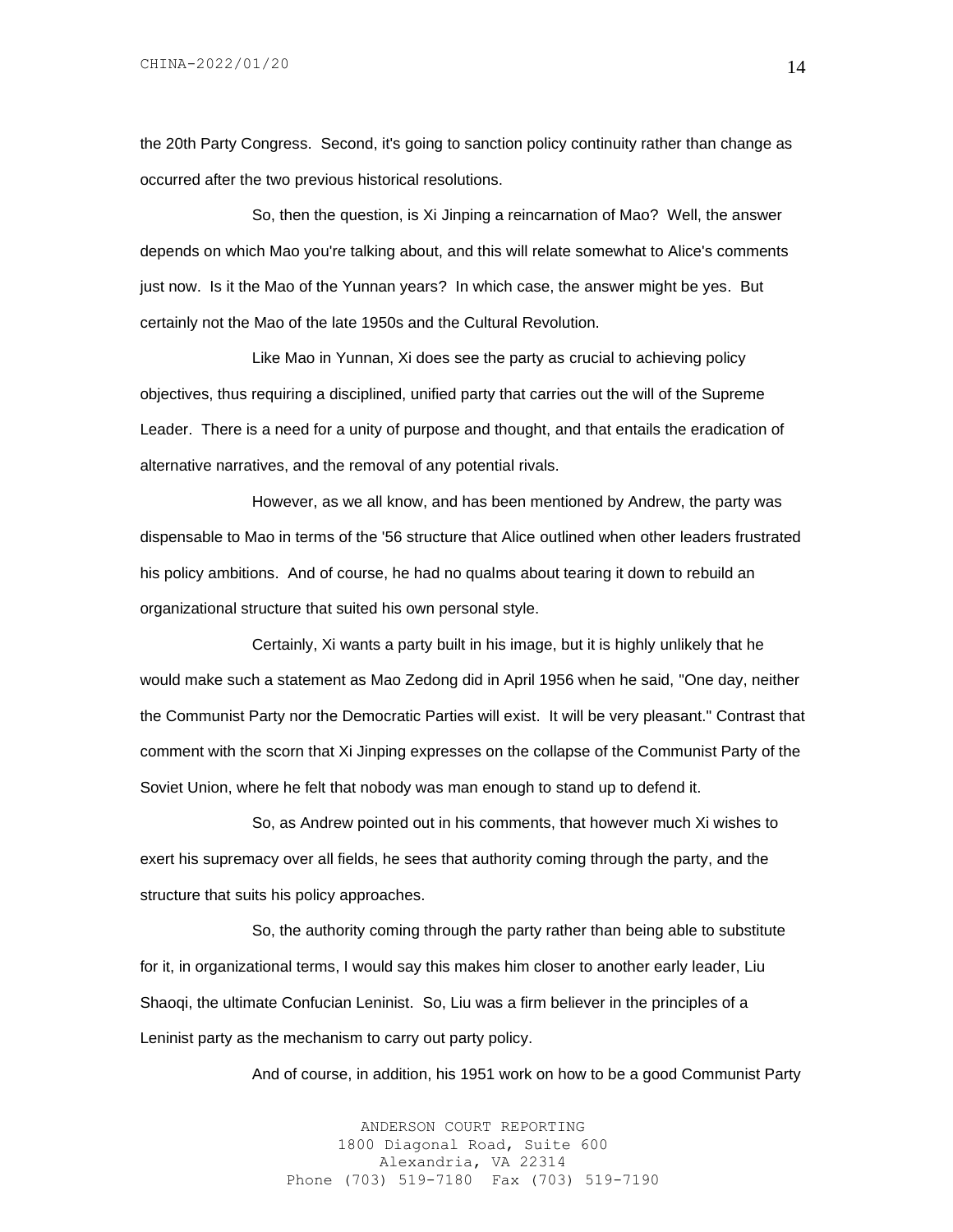the 20th Party Congress. Second, it's going to sanction policy continuity rather than change as occurred after the two previous historical resolutions.

So, then the question, is Xi Jinping a reincarnation of Mao? Well, the answer depends on which Mao you're talking about, and this will relate somewhat to Alice's comments just now. Is it the Mao of the Yunnan years? In which case, the answer might be yes. But certainly not the Mao of the late 1950s and the Cultural Revolution.

Like Mao in Yunnan, Xi does see the party as crucial to achieving policy objectives, thus requiring a disciplined, unified party that carries out the will of the Supreme Leader. There is a need for a unity of purpose and thought, and that entails the eradication of alternative narratives, and the removal of any potential rivals.

However, as we all know, and has been mentioned by Andrew, the party was dispensable to Mao in terms of the '56 structure that Alice outlined when other leaders frustrated his policy ambitions. And of course, he had no qualms about tearing it down to rebuild an organizational structure that suited his own personal style.

Certainly, Xi wants a party built in his image, but it is highly unlikely that he would make such a statement as Mao Zedong did in April 1956 when he said, "One day, neither the Communist Party nor the Democratic Parties will exist. It will be very pleasant." Contrast that comment with the scorn that Xi Jinping expresses on the collapse of the Communist Party of the Soviet Union, where he felt that nobody was man enough to stand up to defend it.

So, as Andrew pointed out in his comments, that however much Xi wishes to exert his supremacy over all fields, he sees that authority coming through the party, and the structure that suits his policy approaches.

So, the authority coming through the party rather than being able to substitute for it, in organizational terms, I would say this makes him closer to another early leader, Liu Shaoqi, the ultimate Confucian Leninist. So, Liu was a firm believer in the principles of a Leninist party as the mechanism to carry out party policy.

And of course, in addition, his 1951 work on how to be a good Communist Party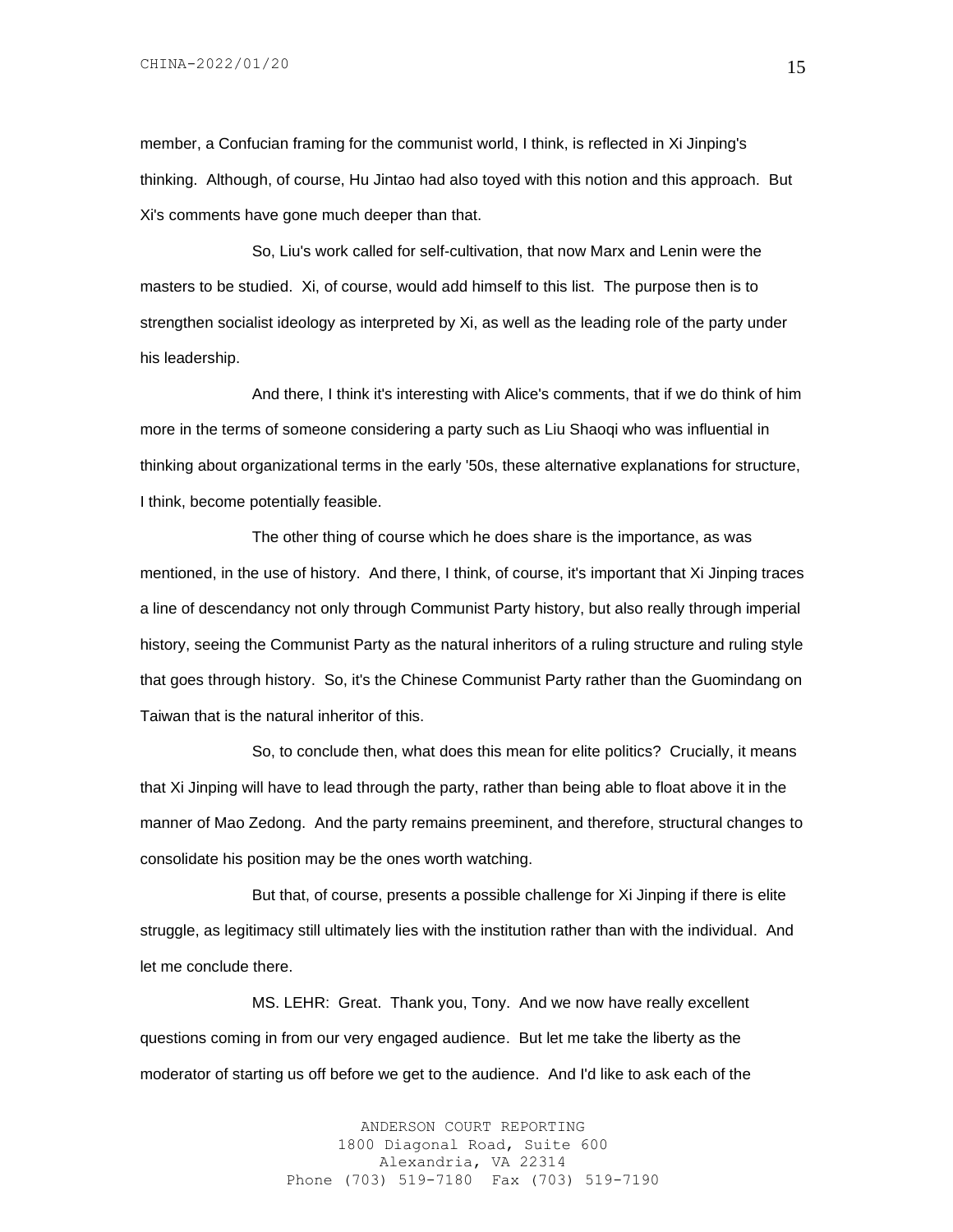member, a Confucian framing for the communist world, I think, is reflected in Xi Jinping's thinking. Although, of course, Hu Jintao had also toyed with this notion and this approach. But Xi's comments have gone much deeper than that.

So, Liu's work called for self-cultivation, that now Marx and Lenin were the masters to be studied. Xi, of course, would add himself to this list. The purpose then is to strengthen socialist ideology as interpreted by Xi, as well as the leading role of the party under his leadership.

And there, I think it's interesting with Alice's comments, that if we do think of him more in the terms of someone considering a party such as Liu Shaoqi who was influential in thinking about organizational terms in the early '50s, these alternative explanations for structure, I think, become potentially feasible.

The other thing of course which he does share is the importance, as was mentioned, in the use of history. And there, I think, of course, it's important that Xi Jinping traces a line of descendancy not only through Communist Party history, but also really through imperial history, seeing the Communist Party as the natural inheritors of a ruling structure and ruling style that goes through history. So, it's the Chinese Communist Party rather than the Guomindang on Taiwan that is the natural inheritor of this.

So, to conclude then, what does this mean for elite politics? Crucially, it means that Xi Jinping will have to lead through the party, rather than being able to float above it in the manner of Mao Zedong. And the party remains preeminent, and therefore, structural changes to consolidate his position may be the ones worth watching.

But that, of course, presents a possible challenge for Xi Jinping if there is elite struggle, as legitimacy still ultimately lies with the institution rather than with the individual. And let me conclude there.

MS. LEHR: Great. Thank you, Tony. And we now have really excellent questions coming in from our very engaged audience. But let me take the liberty as the moderator of starting us off before we get to the audience. And I'd like to ask each of the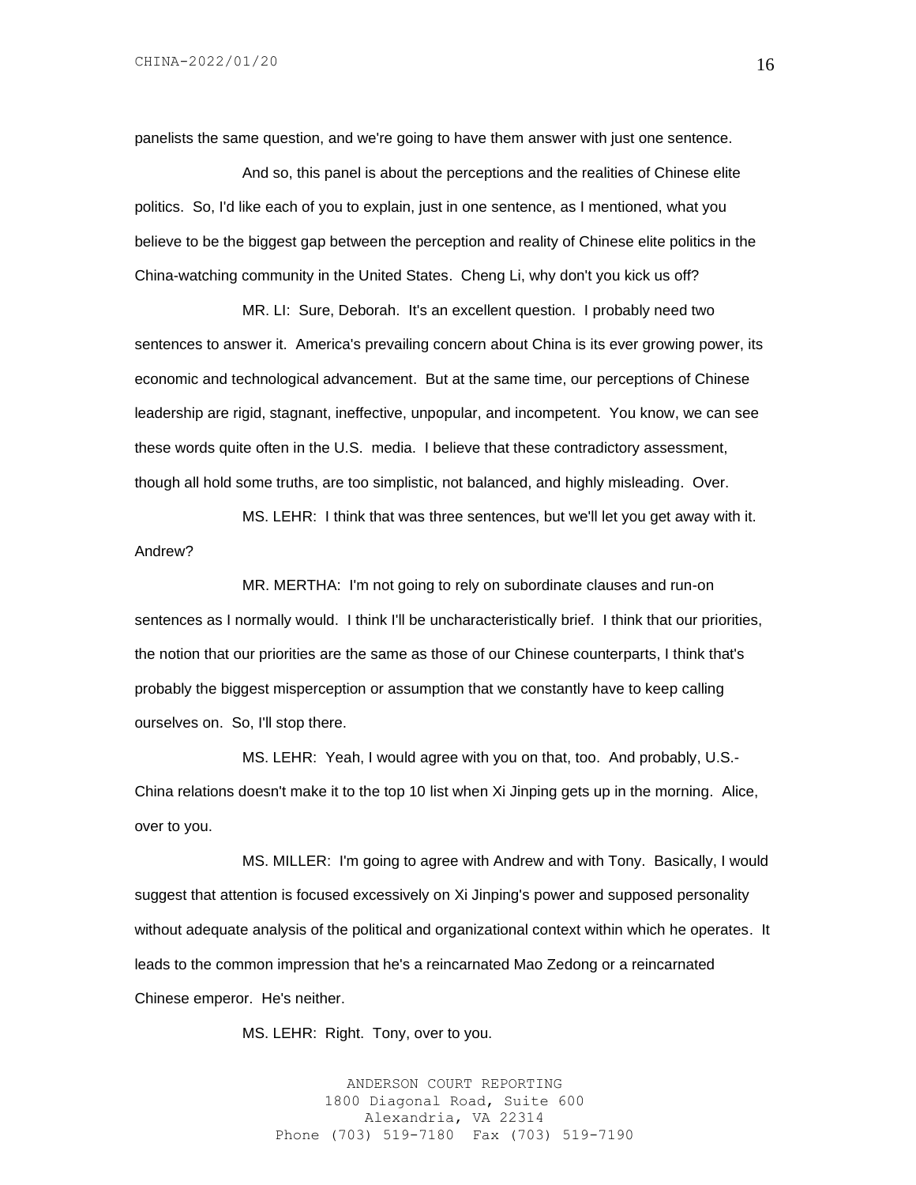panelists the same question, and we're going to have them answer with just one sentence.

And so, this panel is about the perceptions and the realities of Chinese elite politics. So, I'd like each of you to explain, just in one sentence, as I mentioned, what you believe to be the biggest gap between the perception and reality of Chinese elite politics in the China-watching community in the United States. Cheng Li, why don't you kick us off?

MR. LI: Sure, Deborah. It's an excellent question. I probably need two sentences to answer it. America's prevailing concern about China is its ever growing power, its economic and technological advancement. But at the same time, our perceptions of Chinese leadership are rigid, stagnant, ineffective, unpopular, and incompetent. You know, we can see these words quite often in the U.S. media. I believe that these contradictory assessment, though all hold some truths, are too simplistic, not balanced, and highly misleading. Over.

MS. LEHR: I think that was three sentences, but we'll let you get away with it. Andrew?

MR. MERTHA: I'm not going to rely on subordinate clauses and run-on sentences as I normally would. I think I'll be uncharacteristically brief. I think that our priorities, the notion that our priorities are the same as those of our Chinese counterparts, I think that's probably the biggest misperception or assumption that we constantly have to keep calling ourselves on. So, I'll stop there.

MS. LEHR: Yeah, I would agree with you on that, too. And probably, U.S.-China relations doesn't make it to the top 10 list when Xi Jinping gets up in the morning. Alice, over to you.

MS. MILLER: I'm going to agree with Andrew and with Tony. Basically, I would suggest that attention is focused excessively on Xi Jinping's power and supposed personality without adequate analysis of the political and organizational context within which he operates. It leads to the common impression that he's a reincarnated Mao Zedong or a reincarnated Chinese emperor. He's neither.

MS. LEHR: Right. Tony, over to you.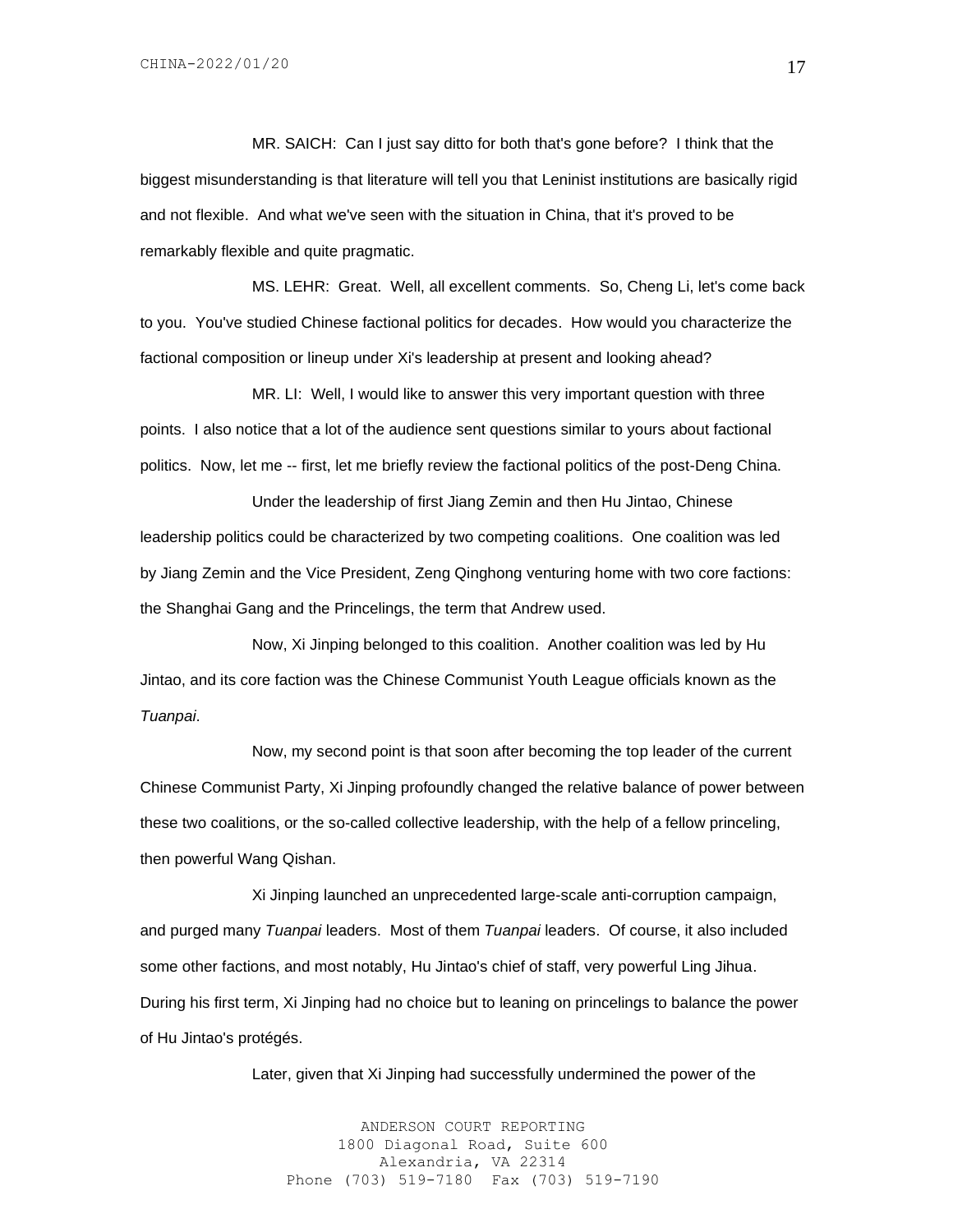MR. SAICH: Can I just say ditto for both that's gone before? I think that the biggest misunderstanding is that literature will tell you that Leninist institutions are basically rigid and not flexible. And what we've seen with the situation in China, that it's proved to be remarkably flexible and quite pragmatic.

MS. LEHR: Great. Well, all excellent comments. So, Cheng Li, let's come back to you. You've studied Chinese factional politics for decades. How would you characterize the factional composition or lineup under Xi's leadership at present and looking ahead?

MR. LI: Well, I would like to answer this very important question with three points. I also notice that a lot of the audience sent questions similar to yours about factional politics. Now, let me -- first, let me briefly review the factional politics of the post-Deng China.

Under the leadership of first Jiang Zemin and then Hu Jintao, Chinese leadership politics could be characterized by two competing coalitions. One coalition was led by Jiang Zemin and the Vice President, Zeng Qinghong venturing home with two core factions: the Shanghai Gang and the Princelings, the term that Andrew used.

Now, Xi Jinping belonged to this coalition. Another coalition was led by Hu Jintao, and its core faction was the Chinese Communist Youth League officials known as the *Tuanpai*.

Now, my second point is that soon after becoming the top leader of the current Chinese Communist Party, Xi Jinping profoundly changed the relative balance of power between these two coalitions, or the so-called collective leadership, with the help of a fellow princeling, then powerful Wang Qishan.

Xi Jinping launched an unprecedented large-scale anti-corruption campaign, and purged many *Tuanpai* leaders. Most of them *Tuanpai* leaders. Of course, it also included some other factions, and most notably, Hu Jintao's chief of staff, very powerful Ling Jihua. During his first term, Xi Jinping had no choice but to leaning on princelings to balance the power of Hu Jintao's protégés.

Later, given that Xi Jinping had successfully undermined the power of the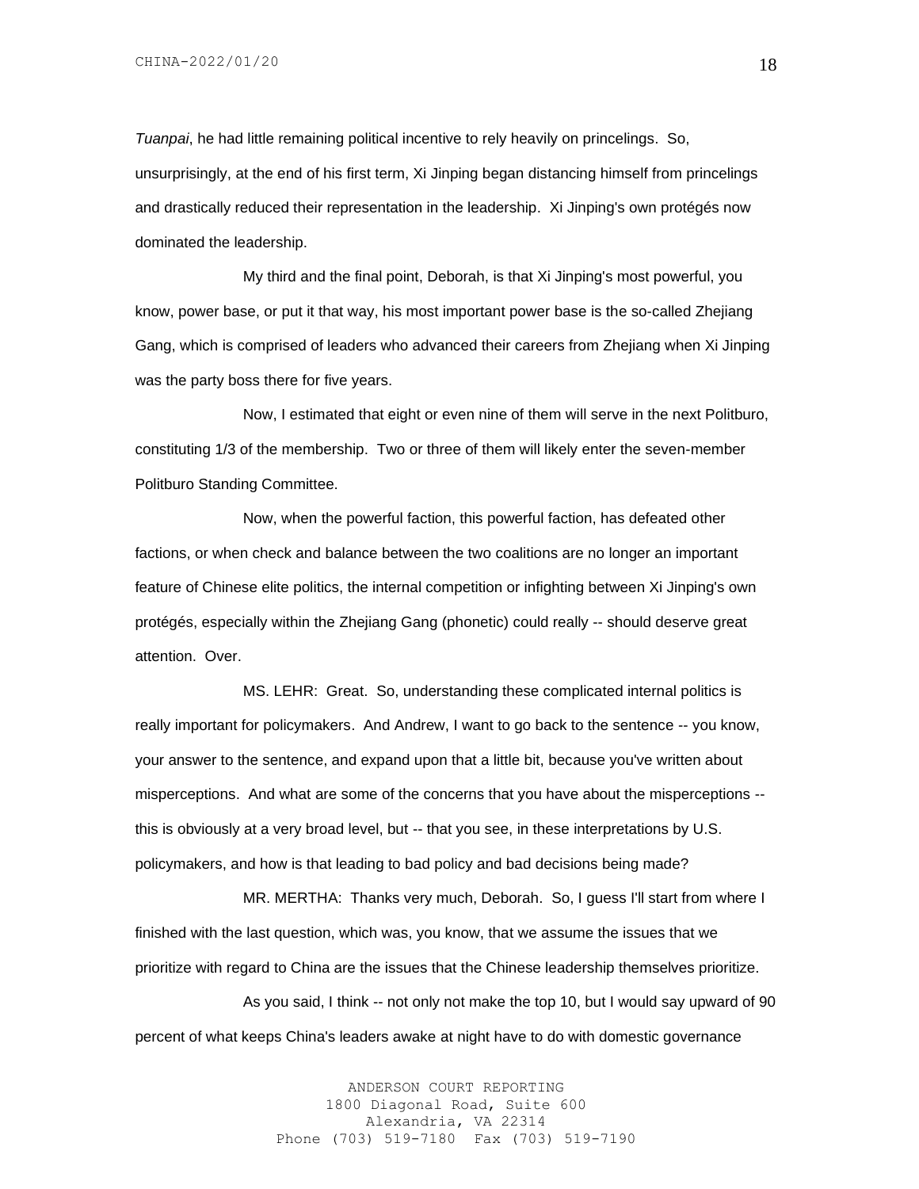*Tuanpai*, he had little remaining political incentive to rely heavily on princelings. So, unsurprisingly, at the end of his first term, Xi Jinping began distancing himself from princelings and drastically reduced their representation in the leadership. Xi Jinping's own protégés now dominated the leadership.

My third and the final point, Deborah, is that Xi Jinping's most powerful, you know, power base, or put it that way, his most important power base is the so-called Zhejiang Gang, which is comprised of leaders who advanced their careers from Zhejiang when Xi Jinping was the party boss there for five years.

Now, I estimated that eight or even nine of them will serve in the next Politburo, constituting 1/3 of the membership. Two or three of them will likely enter the seven-member Politburo Standing Committee.

Now, when the powerful faction, this powerful faction, has defeated other factions, or when check and balance between the two coalitions are no longer an important feature of Chinese elite politics, the internal competition or infighting between Xi Jinping's own protégés, especially within the Zhejiang Gang (phonetic) could really -- should deserve great attention. Over.

MS. LEHR: Great. So, understanding these complicated internal politics is really important for policymakers. And Andrew, I want to go back to the sentence -- you know, your answer to the sentence, and expand upon that a little bit, because you've written about misperceptions. And what are some of the concerns that you have about the misperceptions -- this is obviously at a very broad level, but -- that you see, in these interpretations by U.S. policymakers, and how is that leading to bad policy and bad decisions being made?

MR. MERTHA: Thanks very much, Deborah. So, I guess I'll start from where I finished with the last question, which was, you know, that we assume the issues that we prioritize with regard to China are the issues that the Chinese leadership themselves prioritize.

As you said, I think -- not only not make the top 10, but I would say upward of 90 percent of what keeps China's leaders awake at night have to do with domestic governance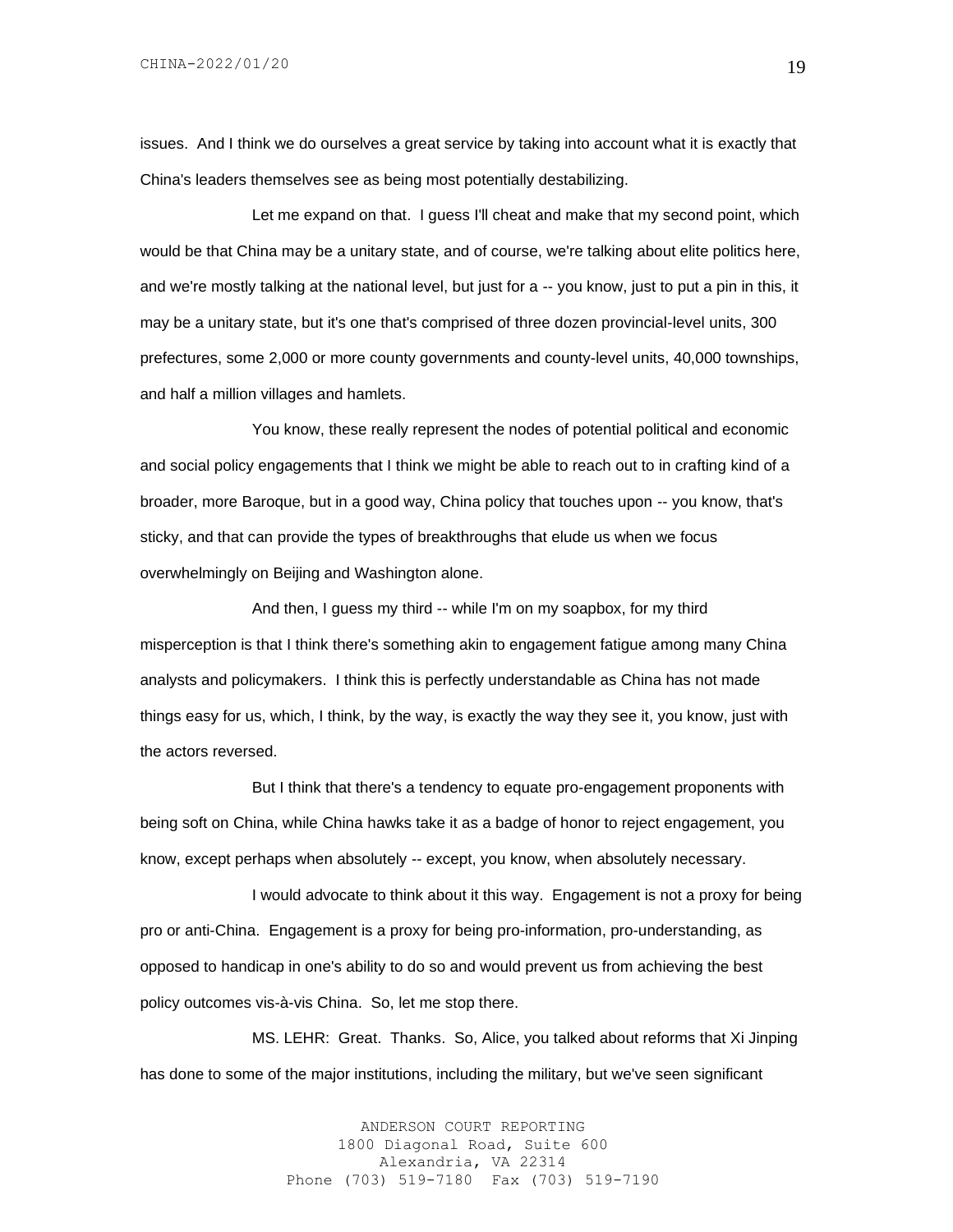issues. And I think we do ourselves a great service by taking into account what it is exactly that China's leaders themselves see as being most potentially destabilizing.

Let me expand on that. I guess I'll cheat and make that my second point, which would be that China may be a unitary state, and of course, we're talking about elite politics here, and we're mostly talking at the national level, but just for a -- you know, just to put a pin in this, it may be a unitary state, but it's one that's comprised of three dozen provincial-level units, 300 prefectures, some 2,000 or more county governments and county-level units, 40,000 townships, and half a million villages and hamlets.

You know, these really represent the nodes of potential political and economic and social policy engagements that I think we might be able to reach out to in crafting kind of a broader, more Baroque, but in a good way, China policy that touches upon -- you know, that's sticky, and that can provide the types of breakthroughs that elude us when we focus overwhelmingly on Beijing and Washington alone.

And then, I guess my third -- while I'm on my soapbox, for my third misperception is that I think there's something akin to engagement fatigue among many China analysts and policymakers. I think this is perfectly understandable as China has not made things easy for us, which, I think, by the way, is exactly the way they see it, you know, just with the actors reversed.

But I think that there's a tendency to equate pro-engagement proponents with being soft on China, while China hawks take it as a badge of honor to reject engagement, you know, except perhaps when absolutely -- except, you know, when absolutely necessary.

I would advocate to think about it this way. Engagement is not a proxy for being pro or anti-China. Engagement is a proxy for being pro-information, pro-understanding, as opposed to handicap in one's ability to do so and would prevent us from achieving the best policy outcomes vis-à-vis China. So, let me stop there.

MS. LEHR: Great. Thanks. So, Alice, you talked about reforms that Xi Jinping has done to some of the major institutions, including the military, but we've seen significant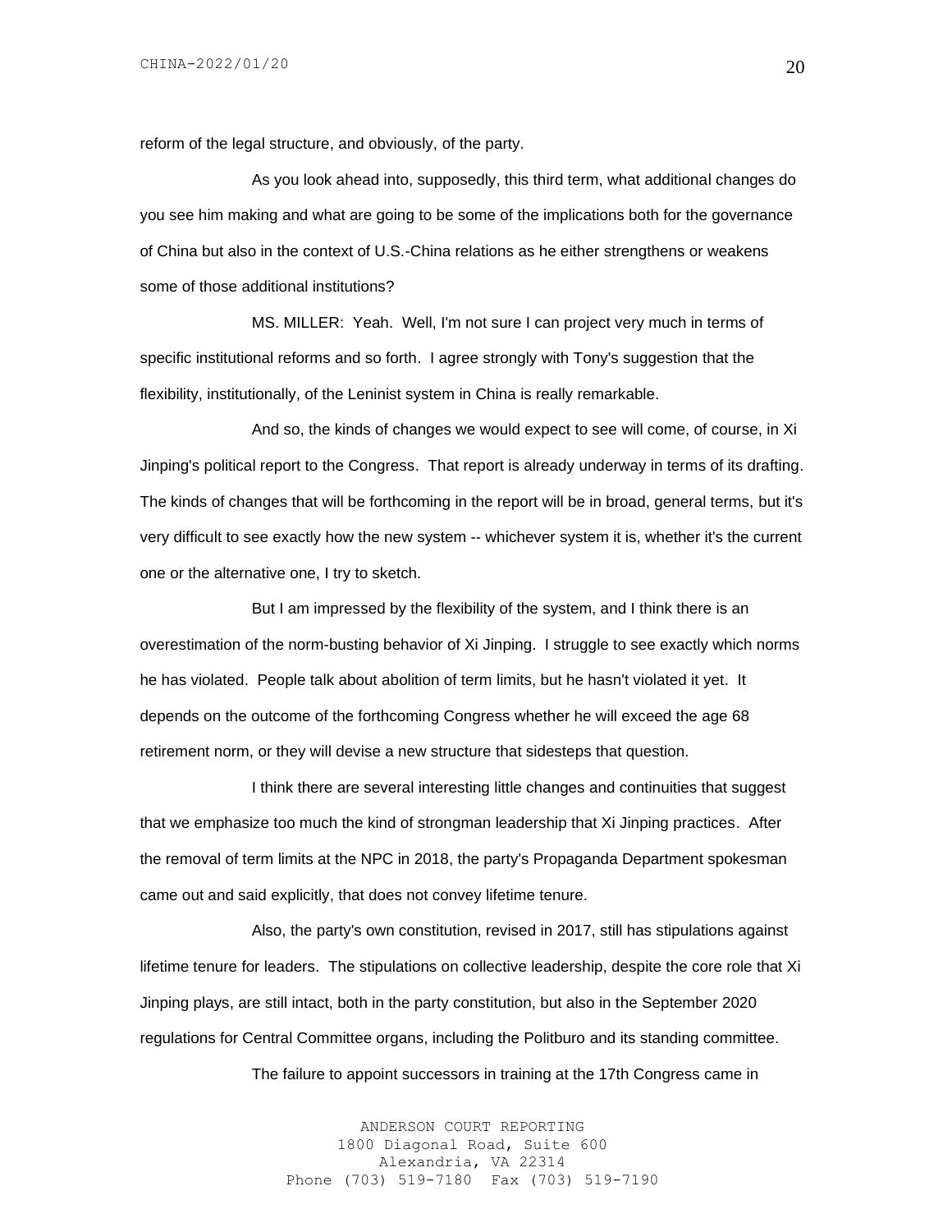reform of the legal structure, and obviously, of the party.

As you look ahead into, supposedly, this third term, what additional changes do you see him making and what are going to be some of the implications both for the governance of China but also in the context of U.S.-China relations as he either strengthens or weakens some of those additional institutions?

MS. MILLER: Yeah. Well, I'm not sure I can project very much in terms of specific institutional reforms and so forth. I agree strongly with Tony's suggestion that the flexibility, institutionally, of the Leninist system in China is really remarkable.

And so, the kinds of changes we would expect to see will come, of course, in Xi Jinping's political report to the Congress. That report is already underway in terms of its drafting. The kinds of changes that will be forthcoming in the report will be in broad, general terms, but it's very difficult to see exactly how the new system -- whichever system it is, whether it's the current one or the alternative one, I try to sketch.

But I am impressed by the flexibility of the system, and I think there is an overestimation of the norm-busting behavior of Xi Jinping. I struggle to see exactly which norms he has violated. People talk about abolition of term limits, but he hasn't violated it yet. It depends on the outcome of the forthcoming Congress whether he will exceed the age 68 retirement norm, or they will devise a new structure that sidesteps that question.

I think there are several interesting little changes and continuities that suggest that we emphasize too much the kind of strongman leadership that Xi Jinping practices. After the removal of term limits at the NPC in 2018, the party's Propaganda Department spokesman came out and said explicitly, that does not convey lifetime tenure.

Also, the party's own constitution, revised in 2017, still has stipulations against lifetime tenure for leaders. The stipulations on collective leadership, despite the core role that Xi Jinping plays, are still intact, both in the party constitution, but also in the September 2020 regulations for Central Committee organs, including the Politburo and its standing committee.

The failure to appoint successors in training at the 17th Congress came in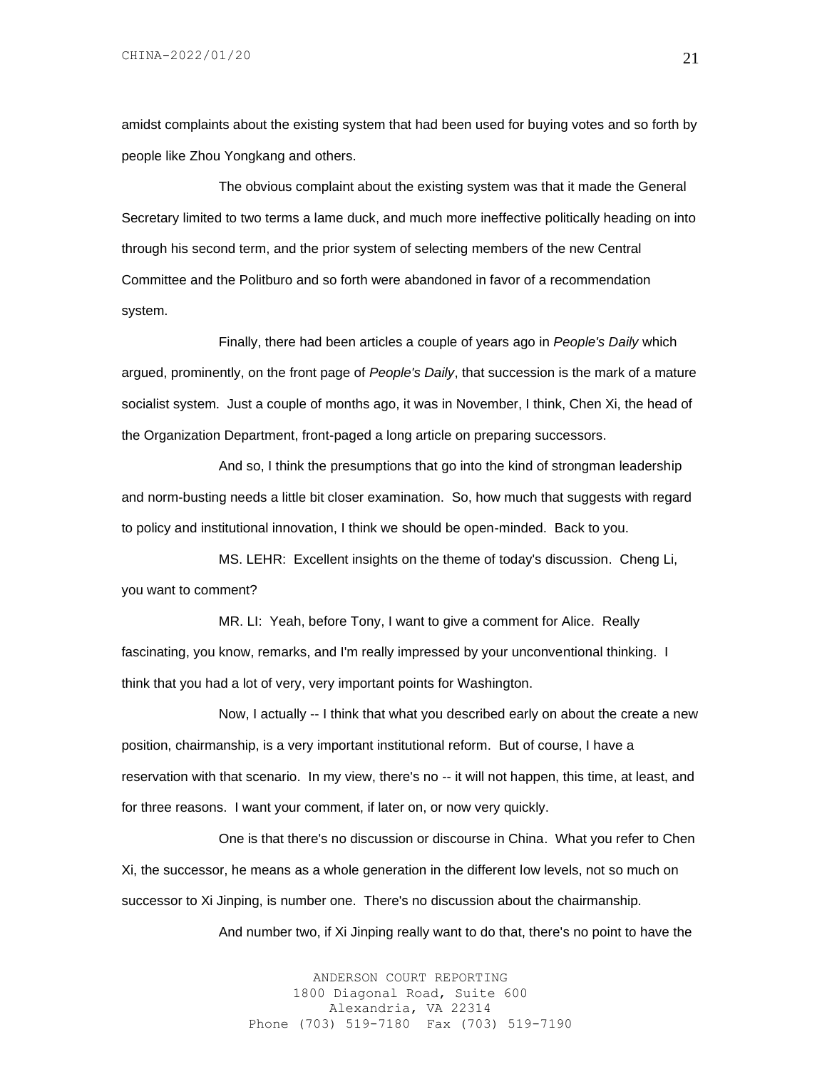amidst complaints about the existing system that had been used for buying votes and so forth by people like Zhou Yongkang and others.

The obvious complaint about the existing system was that it made the General Secretary limited to two terms a lame duck, and much more ineffective politically heading on into through his second term, and the prior system of selecting members of the new Central Committee and the Politburo and so forth were abandoned in favor of a recommendation system.

Finally, there had been articles a couple of years ago in *People's Daily* which argued, prominently, on the front page of *People's Daily*, that succession is the mark of a mature socialist system. Just a couple of months ago, it was in November, I think, Chen Xi, the head of the Organization Department, front-paged a long article on preparing successors.

And so, I think the presumptions that go into the kind of strongman leadership and norm-busting needs a little bit closer examination. So, how much that suggests with regard to policy and institutional innovation, I think we should be open-minded. Back to you.

MS. LEHR: Excellent insights on the theme of today's discussion. Cheng Li, you want to comment?

MR. LI: Yeah, before Tony, I want to give a comment for Alice. Really fascinating, you know, remarks, and I'm really impressed by your unconventional thinking. I think that you had a lot of very, very important points for Washington.

Now, I actually -- I think that what you described early on about the create a new position, chairmanship, is a very important institutional reform. But of course, I have a reservation with that scenario. In my view, there's no -- it will not happen, this time, at least, and for three reasons. I want your comment, if later on, or now very quickly.

One is that there's no discussion or discourse in China. What you refer to Chen Xi, the successor, he means as a whole generation in the different low levels, not so much on successor to Xi Jinping, is number one. There's no discussion about the chairmanship.

And number two, if Xi Jinping really want to do that, there's no point to have the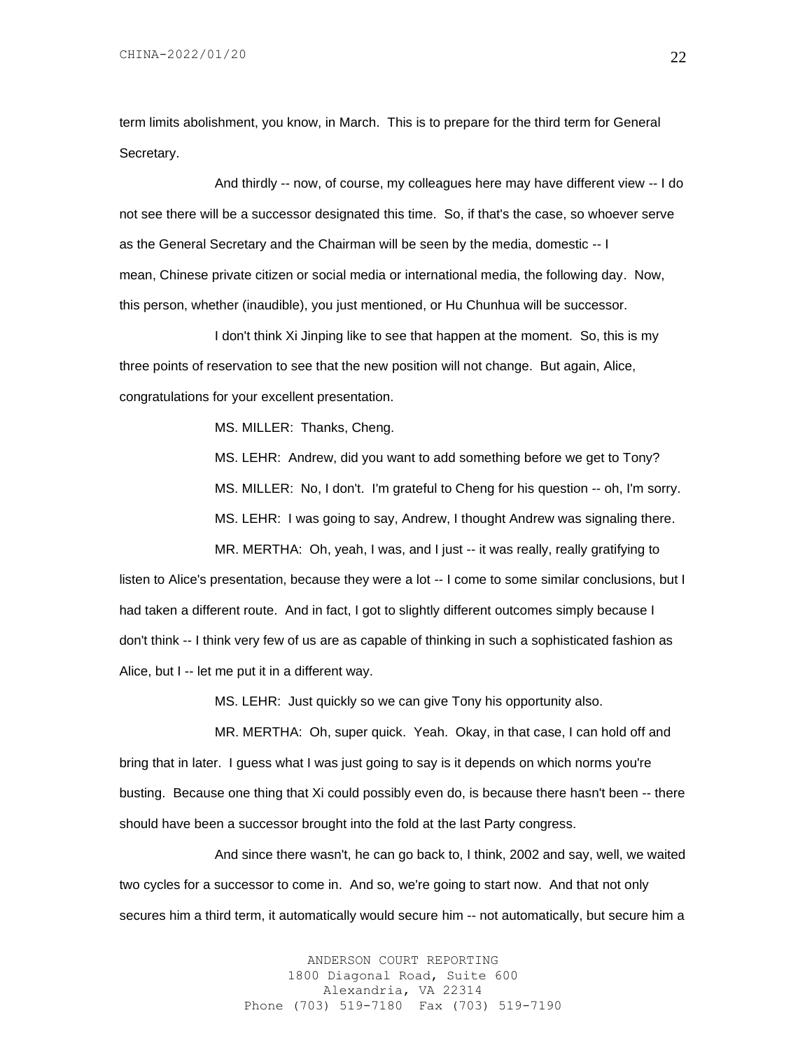term limits abolishment, you know, in March. This is to prepare for the third term for General Secretary.

And thirdly -- now, of course, my colleagues here may have different view -- I do not see there will be a successor designated this time. So, if that's the case, so whoever serve as the General Secretary and the Chairman will be seen by the media, domestic -- I mean, Chinese private citizen or social media or international media, the following day. Now, this person, whether (inaudible), you just mentioned, or Hu Chunhua will be successor.

I don't think Xi Jinping like to see that happen at the moment. So, this is my three points of reservation to see that the new position will not change. But again, Alice, congratulations for your excellent presentation.

MS. MILLER: Thanks, Cheng.

MS. LEHR: Andrew, did you want to add something before we get to Tony?

MS. MILLER: No, I don't. I'm grateful to Cheng for his question -- oh, I'm sorry.

MS. LEHR: I was going to say, Andrew, I thought Andrew was signaling there.

MR. MERTHA: Oh, yeah, I was, and I just -- it was really, really gratifying to listen to Alice's presentation, because they were a lot -- I come to some similar conclusions, but I had taken a different route. And in fact, I got to slightly different outcomes simply because I don't think -- I think very few of us are as capable of thinking in such a sophisticated fashion as Alice, but I -- let me put it in a different way.

MS. LEHR: Just quickly so we can give Tony his opportunity also.

MR. MERTHA: Oh, super quick. Yeah. Okay, in that case, I can hold off and bring that in later. I guess what I was just going to say is it depends on which norms you're busting. Because one thing that Xi could possibly even do, is because there hasn't been -- there should have been a successor brought into the fold at the last Party congress.

And since there wasn't, he can go back to, I think, 2002 and say, well, we waited two cycles for a successor to come in. And so, we're going to start now. And that not only secures him a third term, it automatically would secure him -- not automatically, but secure him a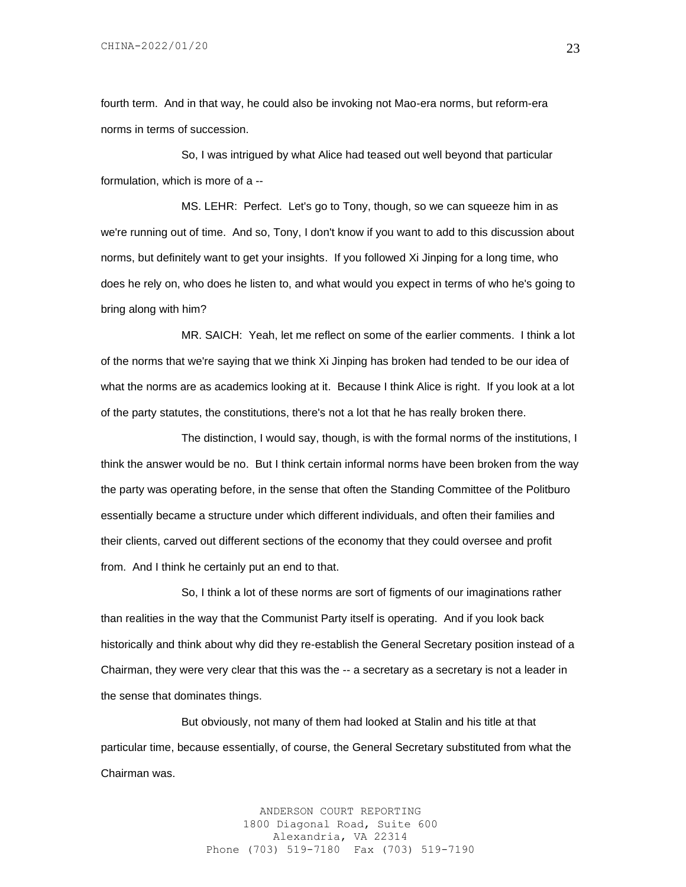fourth term. And in that way, he could also be invoking not Mao-era norms, but reform-era norms in terms of succession.

So, I was intrigued by what Alice had teased out well beyond that particular formulation, which is more of a --

MS. LEHR: Perfect. Let's go to Tony, though, so we can squeeze him in as we're running out of time. And so, Tony, I don't know if you want to add to this discussion about norms, but definitely want to get your insights. If you followed Xi Jinping for a long time, who does he rely on, who does he listen to, and what would you expect in terms of who he's going to bring along with him?

MR. SAICH: Yeah, let me reflect on some of the earlier comments. I think a lot of the norms that we're saying that we think Xi Jinping has broken had tended to be our idea of what the norms are as academics looking at it. Because I think Alice is right. If you look at a lot of the party statutes, the constitutions, there's not a lot that he has really broken there.

The distinction, I would say, though, is with the formal norms of the institutions, I think the answer would be no. But I think certain informal norms have been broken from the way the party was operating before, in the sense that often the Standing Committee of the Politburo essentially became a structure under which different individuals, and often their families and their clients, carved out different sections of the economy that they could oversee and profit from. And I think he certainly put an end to that.

So, I think a lot of these norms are sort of figments of our imaginations rather than realities in the way that the Communist Party itself is operating. And if you look back historically and think about why did they re-establish the General Secretary position instead of a Chairman, they were very clear that this was the -- a secretary as a secretary is not a leader in the sense that dominates things.

But obviously, not many of them had looked at Stalin and his title at that particular time, because essentially, of course, the General Secretary substituted from what the Chairman was.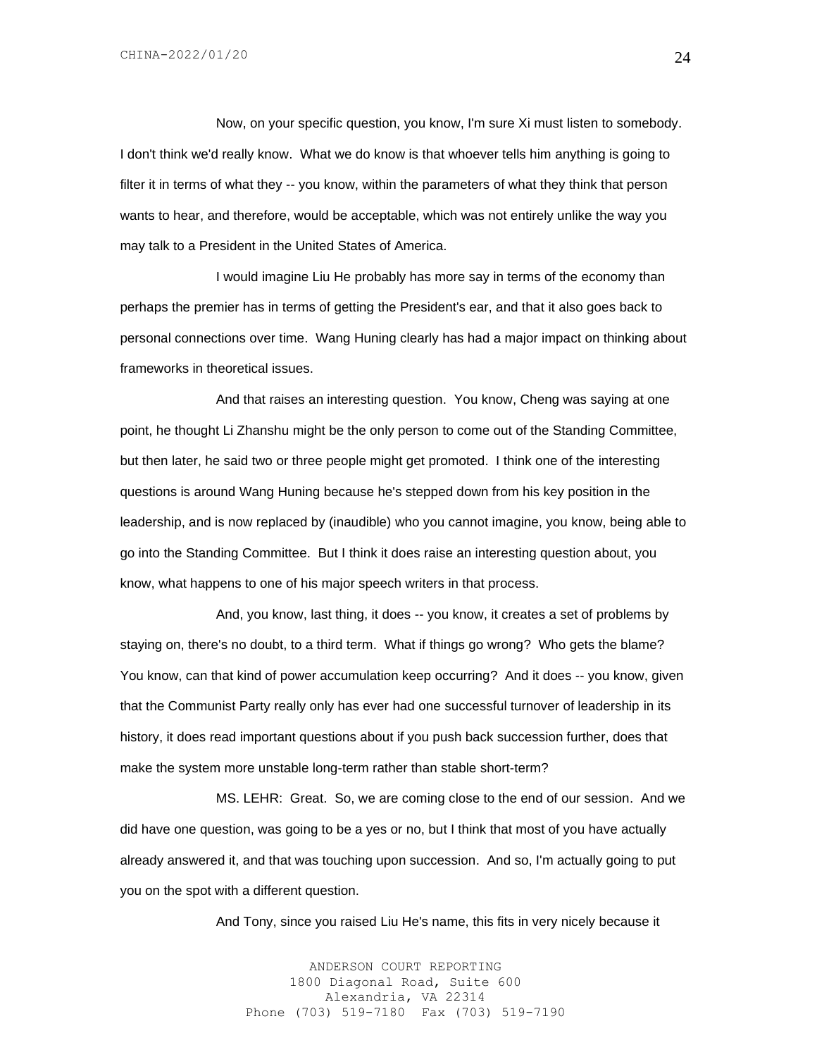Now, on your specific question, you know, I'm sure Xi must listen to somebody. I don't think we'd really know. What we do know is that whoever tells him anything is going to filter it in terms of what they -- you know, within the parameters of what they think that person wants to hear, and therefore, would be acceptable, which was not entirely unlike the way you may talk to a President in the United States of America.

I would imagine Liu He probably has more say in terms of the economy than perhaps the premier has in terms of getting the President's ear, and that it also goes back to personal connections over time. Wang Huning clearly has had a major impact on thinking about frameworks in theoretical issues.

And that raises an interesting question. You know, Cheng was saying at one point, he thought Li Zhanshu might be the only person to come out of the Standing Committee, but then later, he said two or three people might get promoted. I think one of the interesting questions is around Wang Huning because he's stepped down from his key position in the leadership, and is now replaced by (inaudible) who you cannot imagine, you know, being able to go into the Standing Committee. But I think it does raise an interesting question about, you know, what happens to one of his major speech writers in that process.

And, you know, last thing, it does -- you know, it creates a set of problems by staying on, there's no doubt, to a third term. What if things go wrong? Who gets the blame? You know, can that kind of power accumulation keep occurring? And it does -- you know, given that the Communist Party really only has ever had one successful turnover of leadership in its history, it does read important questions about if you push back succession further, does that make the system more unstable long-term rather than stable short-term?

MS. LEHR: Great. So, we are coming close to the end of our session. And we did have one question, was going to be a yes or no, but I think that most of you have actually already answered it, and that was touching upon succession. And so, I'm actually going to put you on the spot with a different question.

And Tony, since you raised Liu He's name, this fits in very nicely because it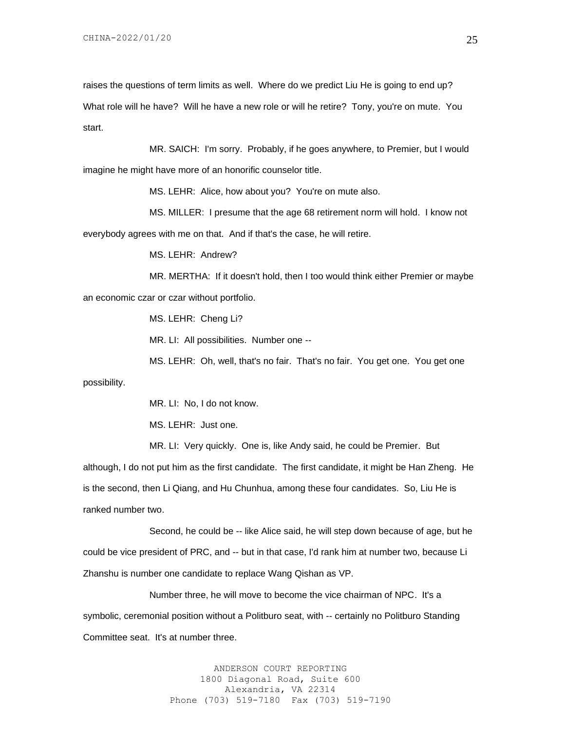raises the questions of term limits as well. Where do we predict Liu He is going to end up? What role will he have? Will he have a new role or will he retire? Tony, you're on mute. You start.

MR. SAICH: I'm sorry. Probably, if he goes anywhere, to Premier, but I would imagine he might have more of an honorific counselor title.

MS. LEHR: Alice, how about you? You're on mute also.

MS. MILLER: I presume that the age 68 retirement norm will hold. I know not everybody agrees with me on that. And if that's the case, he will retire.

MS. LEHR: Andrew?

MR. MERTHA: If it doesn't hold, then I too would think either Premier or maybe an economic czar or czar without portfolio.

MS. LEHR: Cheng Li?

MR. LI: All possibilities. Number one --

MS. LEHR: Oh, well, that's no fair. That's no fair. You get one. You get one possibility.

MR. LI: No, I do not know.

MS. LEHR: Just one.

MR. LI: Very quickly. One is, like Andy said, he could be Premier. But although, I do not put him as the first candidate. The first candidate, it might be Han Zheng. He is the second, then Li Qiang, and Hu Chunhua, among these four candidates. So, Liu He is ranked number two.

Second, he could be -- like Alice said, he will step down because of age, but he could be vice president of PRC, and -- but in that case, I'd rank him at number two, because Li Zhanshu is number one candidate to replace Wang Qishan as VP.

Number three, he will move to become the vice chairman of NPC. It's a symbolic, ceremonial position without a Politburo seat, with -- certainly no Politburo Standing Committee seat. It's at number three.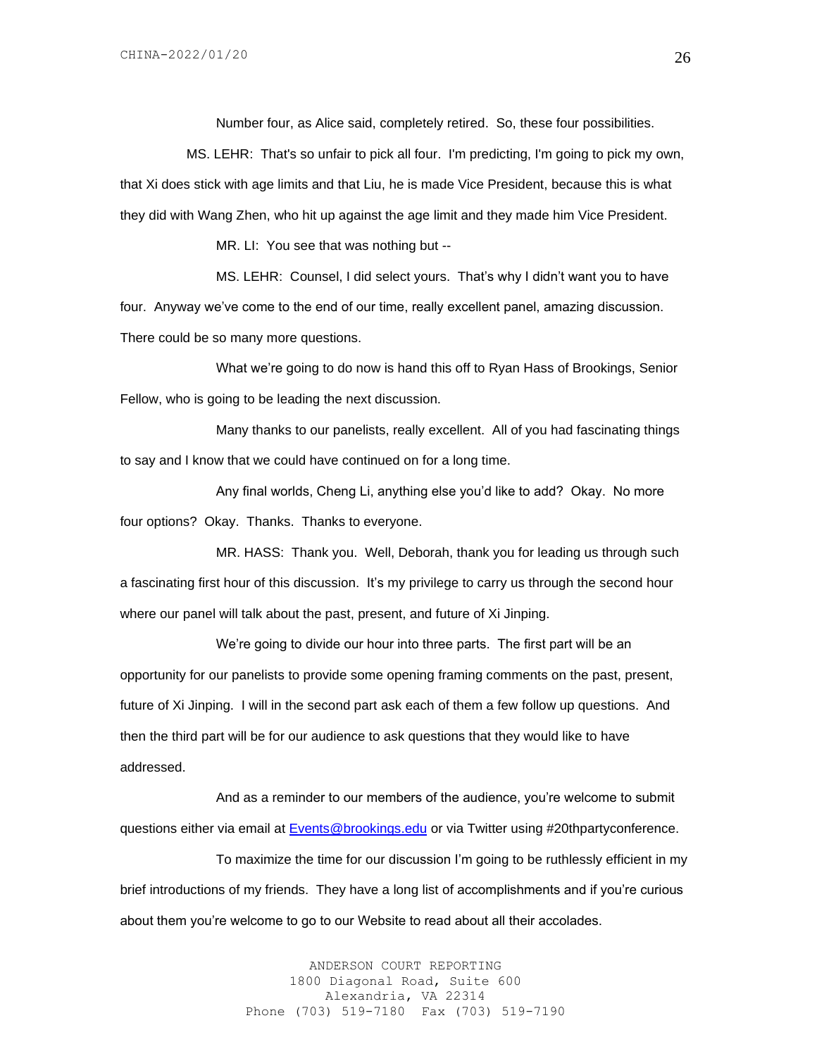Number four, as Alice said, completely retired. So, these four possibilities.

MS. LEHR: That's so unfair to pick all four. I'm predicting, I'm going to pick my own, that Xi does stick with age limits and that Liu, he is made Vice President, because this is what they did with Wang Zhen, who hit up against the age limit and they made him Vice President.

MR. LI: You see that was nothing but --

MS. LEHR: Counsel, I did select yours. That's why I didn't want you to have four. Anyway we've come to the end of our time, really excellent panel, amazing discussion. There could be so many more questions.

What we're going to do now is hand this off to Ryan Hass of Brookings, Senior Fellow, who is going to be leading the next discussion.

Many thanks to our panelists, really excellent. All of you had fascinating things to say and I know that we could have continued on for a long time.

Any final worlds, Cheng Li, anything else you'd like to add? Okay. No more four options? Okay. Thanks. Thanks to everyone.

MR. HASS: Thank you. Well, Deborah, thank you for leading us through such a fascinating first hour of this discussion. It's my privilege to carry us through the second hour where our panel will talk about the past, present, and future of Xi Jinping.

We're going to divide our hour into three parts. The first part will be an opportunity for our panelists to provide some opening framing comments on the past, present, future of Xi Jinping. I will in the second part ask each of them a few follow up questions. And then the third part will be for our audience to ask questions that they would like to have addressed.

And as a reminder to our members of the audience, you're welcome to submit questions either via email at Events@brookings.edu or via Twitter using #20thpartyconference.

To maximize the time for our discussion I'm going to be ruthlessly efficient in my brief introductions of my friends. They have a long list of accomplishments and if you're curious about them you're welcome to go to our Website to read about all their accolades.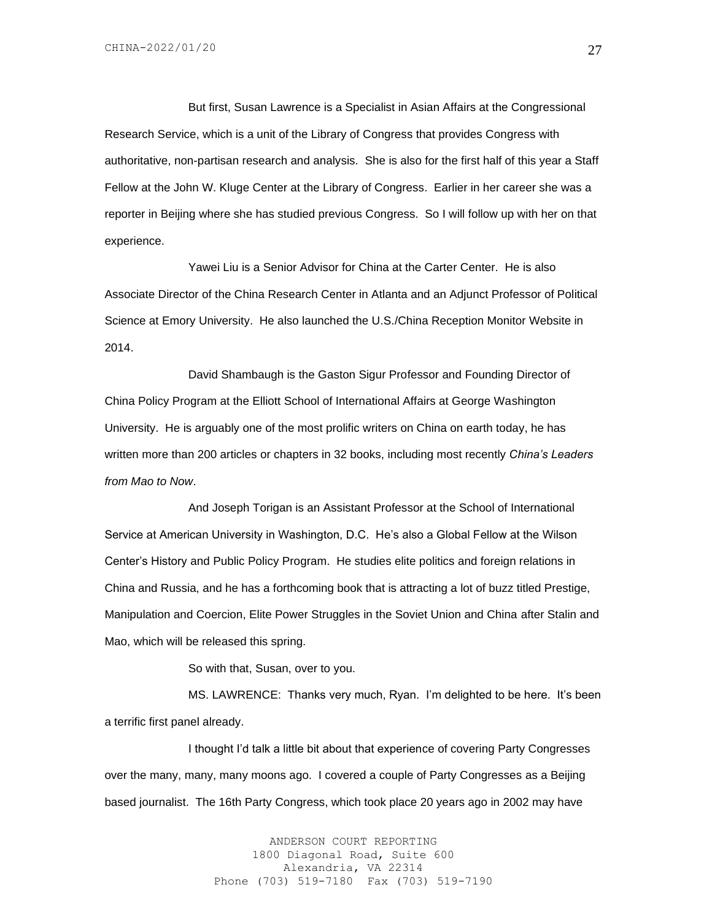But first, Susan Lawrence is a Specialist in Asian Affairs at the Congressional Research Service, which is a unit of the Library of Congress that provides Congress with authoritative, non-partisan research and analysis. She is also for the first half of this year a Staff Fellow at the John W. Kluge Center at the Library of Congress. Earlier in her career she was a reporter in Beijing where she has studied previous Congress. So I will follow up with her on that experience.

Yawei Liu is a Senior Advisor for China at the Carter Center. He is also Associate Director of the China Research Center in Atlanta and an Adjunct Professor of Political Science at Emory University. He also launched the U.S./China Reception Monitor Website in 2014.

David Shambaugh is the Gaston Sigur Professor and Founding Director of China Policy Program at the Elliott School of International Affairs at George Washington University. He is arguably one of the most prolific writers on China on earth today, he has written more than 200 articles or chapters in 32 books, including most recently *China's Leaders from Mao to Now*.

And Joseph Torigan is an Assistant Professor at the School of International Service at American University in Washington, D.C. He's also a Global Fellow at the Wilson Center's History and Public Policy Program. He studies elite politics and foreign relations in China and Russia, and he has a forthcoming book that is attracting a lot of buzz titled Prestige, Manipulation and Coercion, Elite Power Struggles in the Soviet Union and China after Stalin and Mao, which will be released this spring.

So with that, Susan, over to you.

MS. LAWRENCE: Thanks very much, Ryan. I'm delighted to be here. It's been a terrific first panel already.

I thought I'd talk a little bit about that experience of covering Party Congresses over the many, many, many moons ago. I covered a couple of Party Congresses as a Beijing based journalist. The 16th Party Congress, which took place 20 years ago in 2002 may have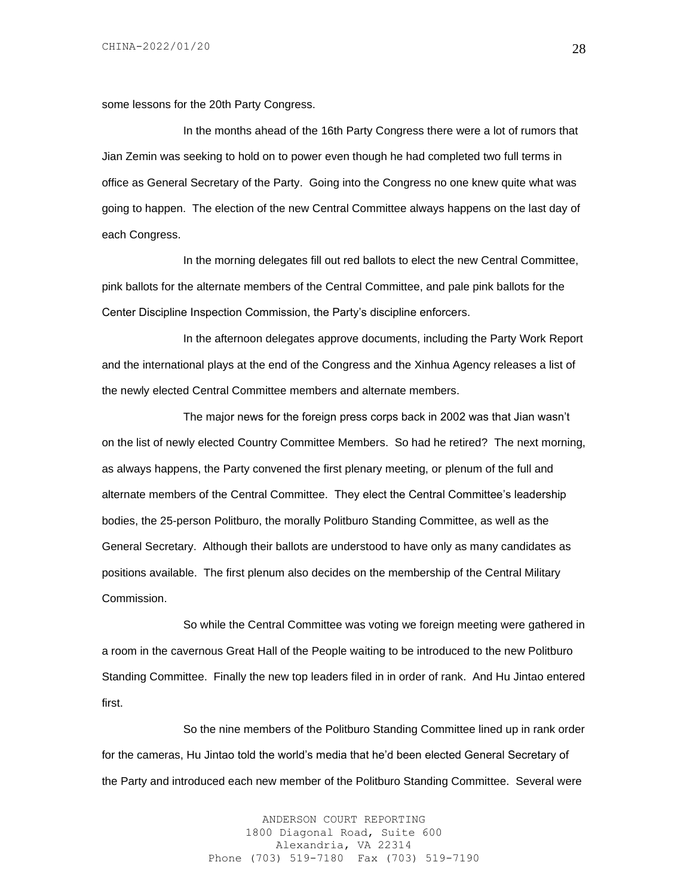some lessons for the 20th Party Congress.

In the months ahead of the 16th Party Congress there were a lot of rumors that Jian Zemin was seeking to hold on to power even though he had completed two full terms in office as General Secretary of the Party. Going into the Congress no one knew quite what was going to happen. The election of the new Central Committee always happens on the last day of each Congress.

In the morning delegates fill out red ballots to elect the new Central Committee, pink ballots for the alternate members of the Central Committee, and pale pink ballots for the Center Discipline Inspection Commission, the Party's discipline enforcers.

In the afternoon delegates approve documents, including the Party Work Report and the international plays at the end of the Congress and the Xinhua Agency releases a list of the newly elected Central Committee members and alternate members.

The major news for the foreign press corps back in 2002 was that Jian wasn't on the list of newly elected Country Committee Members. So had he retired? The next morning, as always happens, the Party convened the first plenary meeting, or plenum of the full and alternate members of the Central Committee. They elect the Central Committee's leadership bodies, the 25-person Politburo, the morally Politburo Standing Committee, as well as the General Secretary. Although their ballots are understood to have only as many candidates as positions available. The first plenum also decides on the membership of the Central Military Commission.

So while the Central Committee was voting we foreign meeting were gathered in a room in the cavernous Great Hall of the People waiting to be introduced to the new Politburo Standing Committee. Finally the new top leaders filed in in order of rank. And Hu Jintao entered first.

So the nine members of the Politburo Standing Committee lined up in rank order for the cameras, Hu Jintao told the world's media that he'd been elected General Secretary of the Party and introduced each new member of the Politburo Standing Committee. Several were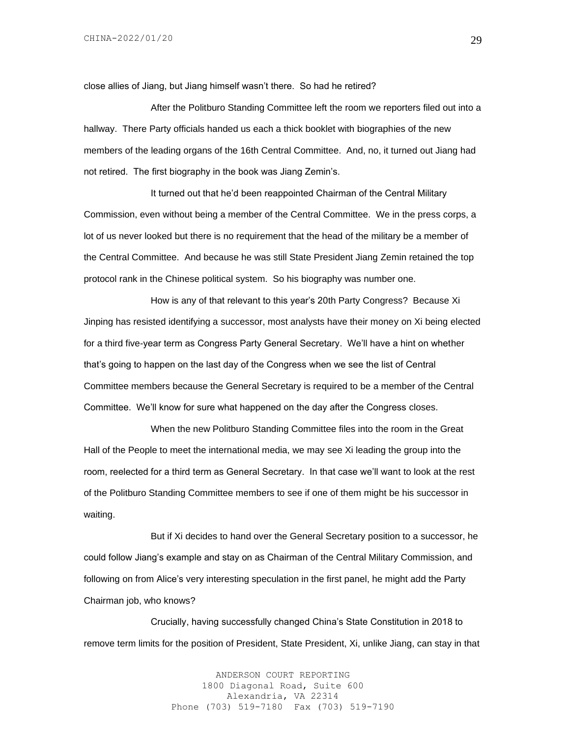close allies of Jiang, but Jiang himself wasn't there. So had he retired?

After the Politburo Standing Committee left the room we reporters filed out into a hallway. There Party officials handed us each a thick booklet with biographies of the new members of the leading organs of the 16th Central Committee. And, no, it turned out Jiang had not retired. The first biography in the book was Jiang Zemin's.

It turned out that he'd been reappointed Chairman of the Central Military Commission, even without being a member of the Central Committee. We in the press corps, a lot of us never looked but there is no requirement that the head of the military be a member of the Central Committee. And because he was still State President Jiang Zemin retained the top protocol rank in the Chinese political system. So his biography was number one.

How is any of that relevant to this year's 20th Party Congress? Because Xi Jinping has resisted identifying a successor, most analysts have their money on Xi being elected for a third five-year term as Congress Party General Secretary. We'll have a hint on whether that's going to happen on the last day of the Congress when we see the list of Central Committee members because the General Secretary is required to be a member of the Central Committee. We'll know for sure what happened on the day after the Congress closes.

When the new Politburo Standing Committee files into the room in the Great Hall of the People to meet the international media, we may see Xi leading the group into the room, reelected for a third term as General Secretary. In that case we'll want to look at the rest of the Politburo Standing Committee members to see if one of them might be his successor in waiting.

But if Xi decides to hand over the General Secretary position to a successor, he could follow Jiang's example and stay on as Chairman of the Central Military Commission, and following on from Alice's very interesting speculation in the first panel, he might add the Party Chairman job, who knows?

Crucially, having successfully changed China's State Constitution in 2018 to remove term limits for the position of President, State President, Xi, unlike Jiang, can stay in that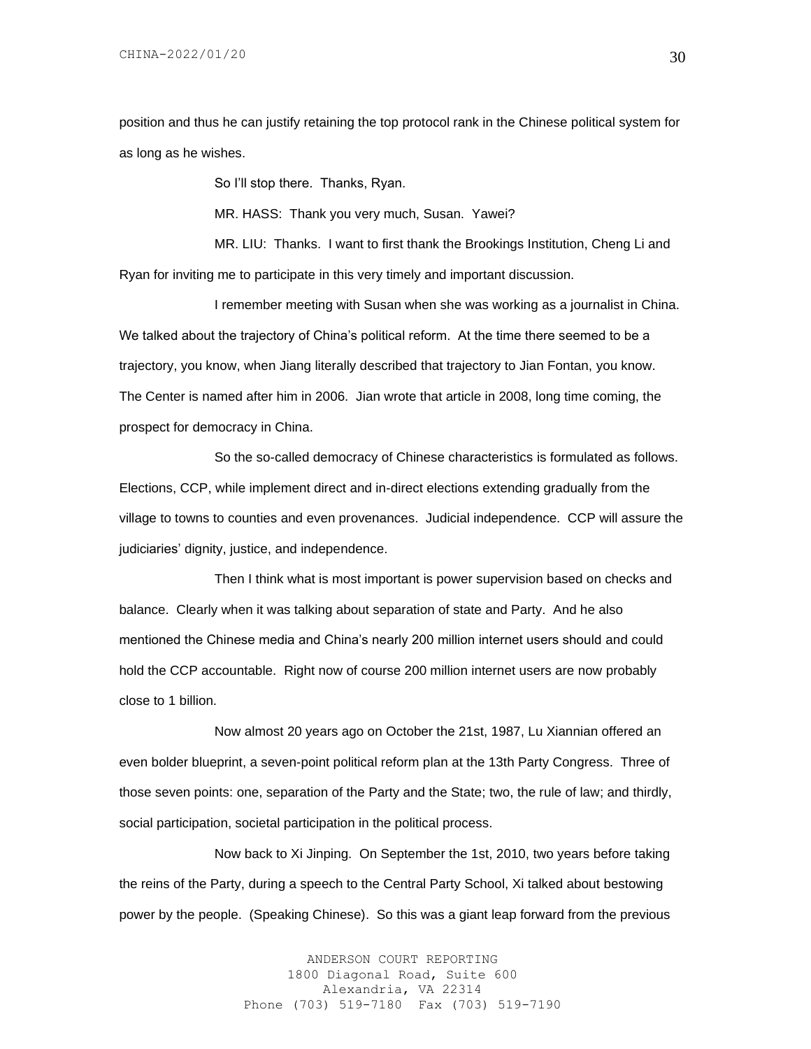position and thus he can justify retaining the top protocol rank in the Chinese political system for as long as he wishes.

So I'll stop there. Thanks, Ryan.

MR. HASS: Thank you very much, Susan. Yawei?

MR. LIU: Thanks. I want to first thank the Brookings Institution, Cheng Li and Ryan for inviting me to participate in this very timely and important discussion.

I remember meeting with Susan when she was working as a journalist in China. We talked about the trajectory of China's political reform. At the time there seemed to be a trajectory, you know, when Jiang literally described that trajectory to Jian Fontan, you know. The Center is named after him in 2006. Jian wrote that article in 2008, long time coming, the prospect for democracy in China.

So the so-called democracy of Chinese characteristics is formulated as follows. Elections, CCP, while implement direct and in-direct elections extending gradually from the village to towns to counties and even provenances. Judicial independence. CCP will assure the judiciaries' dignity, justice, and independence.

Then I think what is most important is power supervision based on checks and balance. Clearly when it was talking about separation of state and Party. And he also mentioned the Chinese media and China's nearly 200 million internet users should and could hold the CCP accountable. Right now of course 200 million internet users are now probably close to 1 billion.

Now almost 20 years ago on October the 21st, 1987, Lu Xiannian offered an even bolder blueprint, a seven-point political reform plan at the 13th Party Congress. Three of those seven points: one, separation of the Party and the State; two, the rule of law; and thirdly, social participation, societal participation in the political process.

Now back to Xi Jinping. On September the 1st, 2010, two years before taking the reins of the Party, during a speech to the Central Party School, Xi talked about bestowing power by the people. (Speaking Chinese). So this was a giant leap forward from the previous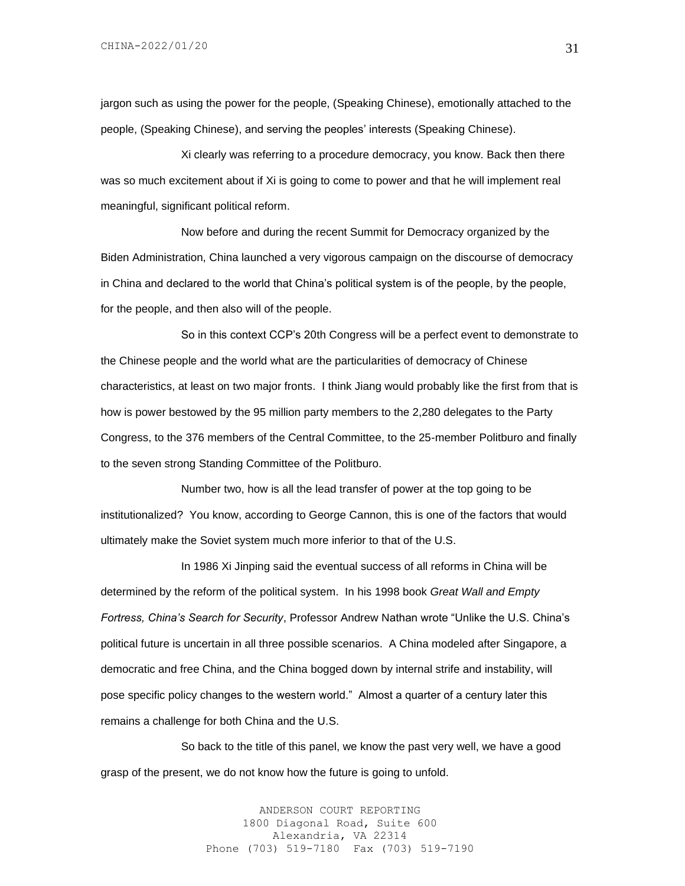jargon such as using the power for the people, (Speaking Chinese), emotionally attached to the people, (Speaking Chinese), and serving the peoples' interests (Speaking Chinese).

Xi clearly was referring to a procedure democracy, you know. Back then there was so much excitement about if Xi is going to come to power and that he will implement real meaningful, significant political reform.

Now before and during the recent Summit for Democracy organized by the Biden Administration, China launched a very vigorous campaign on the discourse of democracy in China and declared to the world that China's political system is of the people, by the people, for the people, and then also will of the people.

So in this context CCP's 20th Congress will be a perfect event to demonstrate to the Chinese people and the world what are the particularities of democracy of Chinese characteristics, at least on two major fronts. I think Jiang would probably like the first from that is how is power bestowed by the 95 million party members to the 2,280 delegates to the Party Congress, to the 376 members of the Central Committee, to the 25-member Politburo and finally to the seven strong Standing Committee of the Politburo.

Number two, how is all the lead transfer of power at the top going to be institutionalized? You know, according to George Cannon, this is one of the factors that would ultimately make the Soviet system much more inferior to that of the U.S.

In 1986 Xi Jinping said the eventual success of all reforms in China will be determined by the reform of the political system. In his 1998 book *Great Wall and Empty Fortress, China's Search for Security*, Professor Andrew Nathan wrote "Unlike the U.S. China's political future is uncertain in all three possible scenarios. A China modeled after Singapore, a democratic and free China, and the China bogged down by internal strife and instability, will pose specific policy changes to the western world." Almost a quarter of a century later this remains a challenge for both China and the U.S.

So back to the title of this panel, we know the past very well, we have a good grasp of the present, we do not know how the future is going to unfold.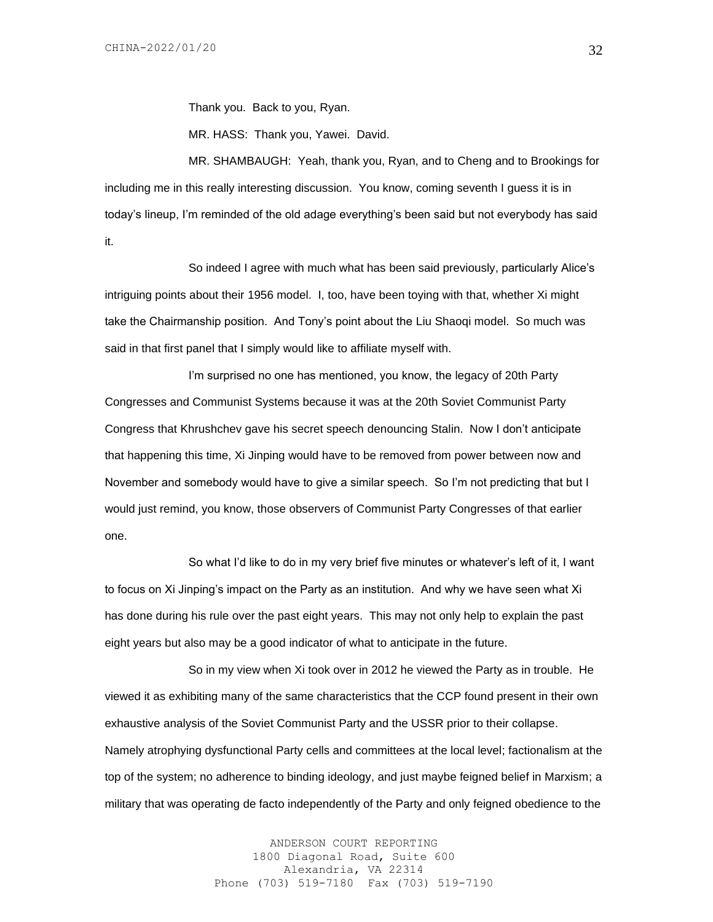Thank you. Back to you, Ryan.

MR. HASS: Thank you, Yawei. David.

MR. SHAMBAUGH: Yeah, thank you, Ryan, and to Cheng and to Brookings for including me in this really interesting discussion. You know, coming seventh I guess it is in today's lineup, I'm reminded of the old adage everything's been said but not everybody has said it.

So indeed I agree with much what has been said previously, particularly Alice's intriguing points about their 1956 model. I, too, have been toying with that, whether Xi might take the Chairmanship position. And Tony's point about the Liu Shaoqi model. So much was said in that first panel that I simply would like to affiliate myself with.

I'm surprised no one has mentioned, you know, the legacy of 20th Party Congresses and Communist Systems because it was at the 20th Soviet Communist Party Congress that Khrushchev gave his secret speech denouncing Stalin. Now I don't anticipate that happening this time, Xi Jinping would have to be removed from power between now and November and somebody would have to give a similar speech. So I'm not predicting that but I would just remind, you know, those observers of Communist Party Congresses of that earlier one.

So what I'd like to do in my very brief five minutes or whatever's left of it, I want to focus on Xi Jinping's impact on the Party as an institution. And why we have seen what Xi has done during his rule over the past eight years. This may not only help to explain the past eight years but also may be a good indicator of what to anticipate in the future.

So in my view when Xi took over in 2012 he viewed the Party as in trouble. He viewed it as exhibiting many of the same characteristics that the CCP found present in their own exhaustive analysis of the Soviet Communist Party and the USSR prior to their collapse. Namely atrophying dysfunctional Party cells and committees at the local level; factionalism at the top of the system; no adherence to binding ideology, and just maybe feigned belief in Marxism; a military that was operating de facto independently of the Party and only feigned obedience to the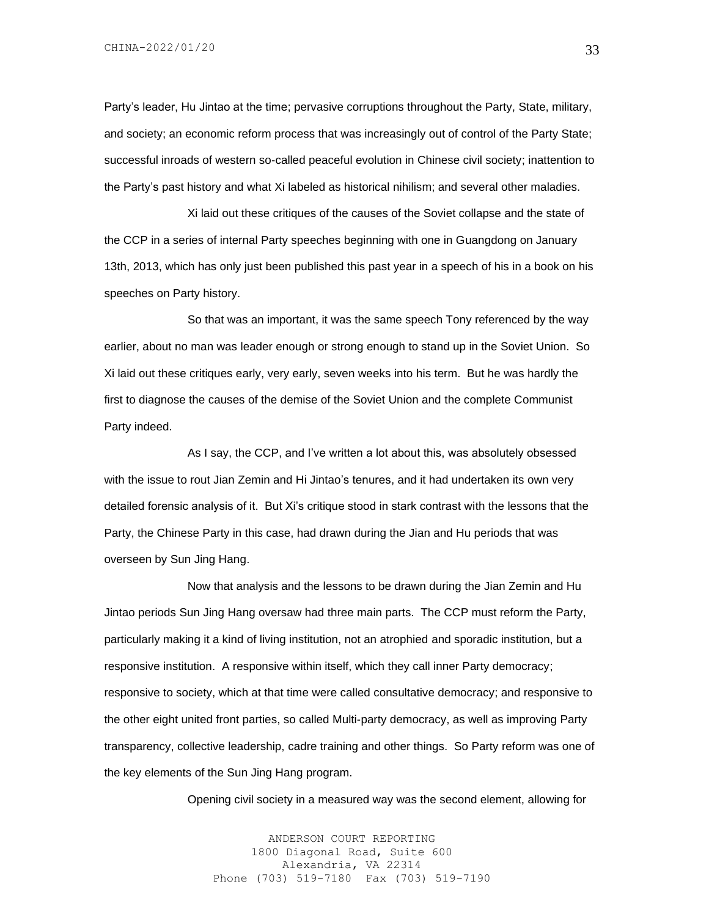Party's leader, Hu Jintao at the time; pervasive corruptions throughout the Party, State, military, and society; an economic reform process that was increasingly out of control of the Party State; successful inroads of western so-called peaceful evolution in Chinese civil society; inattention to the Party's past history and what Xi labeled as historical nihilism; and several other maladies.

Xi laid out these critiques of the causes of the Soviet collapse and the state of the CCP in a series of internal Party speeches beginning with one in Guangdong on January 13th, 2013, which has only just been published this past year in a speech of his in a book on his speeches on Party history.

So that was an important, it was the same speech Tony referenced by the way earlier, about no man was leader enough or strong enough to stand up in the Soviet Union. So Xi laid out these critiques early, very early, seven weeks into his term. But he was hardly the first to diagnose the causes of the demise of the Soviet Union and the complete Communist Party indeed.

As I say, the CCP, and I've written a lot about this, was absolutely obsessed with the issue to rout Jian Zemin and Hi Jintao's tenures, and it had undertaken its own very detailed forensic analysis of it. But Xi's critique stood in stark contrast with the lessons that the Party, the Chinese Party in this case, had drawn during the Jian and Hu periods that was overseen by Sun Jing Hang.

Now that analysis and the lessons to be drawn during the Jian Zemin and Hu Jintao periods Sun Jing Hang oversaw had three main parts. The CCP must reform the Party, particularly making it a kind of living institution, not an atrophied and sporadic institution, but a responsive institution. A responsive within itself, which they call inner Party democracy; responsive to society, which at that time were called consultative democracy; and responsive to the other eight united front parties, so called Multi-party democracy, as well as improving Party transparency, collective leadership, cadre training and other things. So Party reform was one of the key elements of the Sun Jing Hang program.

Opening civil society in a measured way was the second element, allowing for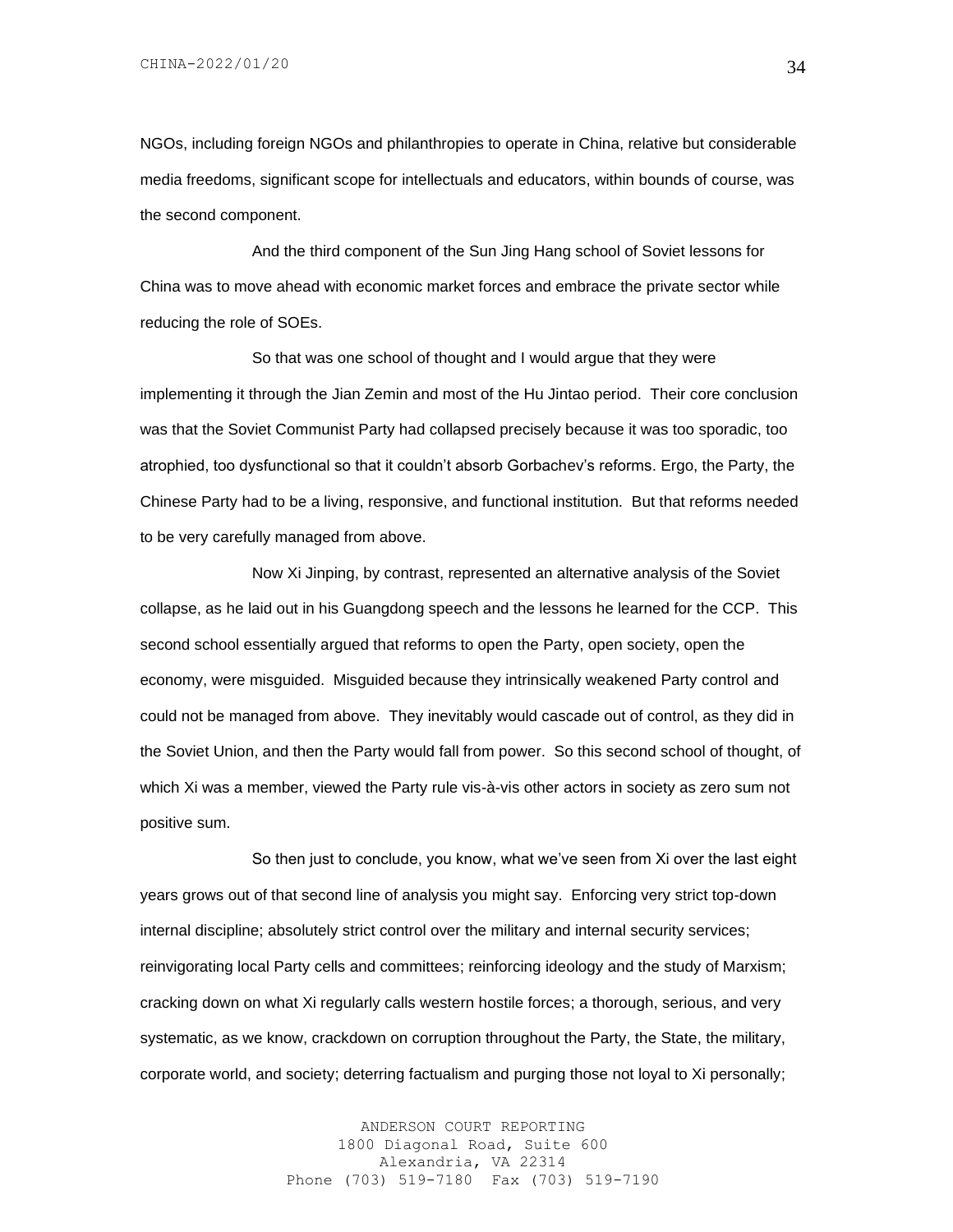NGOs, including foreign NGOs and philanthropies to operate in China, relative but considerable media freedoms, significant scope for intellectuals and educators, within bounds of course, was the second component.

And the third component of the Sun Jing Hang school of Soviet lessons for China was to move ahead with economic market forces and embrace the private sector while reducing the role of SOEs.

So that was one school of thought and I would argue that they were implementing it through the Jian Zemin and most of the Hu Jintao period. Their core conclusion was that the Soviet Communist Party had collapsed precisely because it was too sporadic, too atrophied, too dysfunctional so that it couldn't absorb Gorbachev's reforms. Ergo, the Party, the Chinese Party had to be a living, responsive, and functional institution. But that reforms needed to be very carefully managed from above.

Now Xi Jinping, by contrast, represented an alternative analysis of the Soviet collapse, as he laid out in his Guangdong speech and the lessons he learned for the CCP. This second school essentially argued that reforms to open the Party, open society, open the economy, were misguided. Misguided because they intrinsically weakened Party control and could not be managed from above. They inevitably would cascade out of control, as they did in the Soviet Union, and then the Party would fall from power. So this second school of thought, of which Xi was a member, viewed the Party rule vis-à-vis other actors in society as zero sum not positive sum.

So then just to conclude, you know, what we've seen from Xi over the last eight years grows out of that second line of analysis you might say. Enforcing very strict top-down internal discipline; absolutely strict control over the military and internal security services; reinvigorating local Party cells and committees; reinforcing ideology and the study of Marxism; cracking down on what Xi regularly calls western hostile forces; a thorough, serious, and very systematic, as we know, crackdown on corruption throughout the Party, the State, the military, corporate world, and society; deterring factualism and purging those not loyal to Xi personally;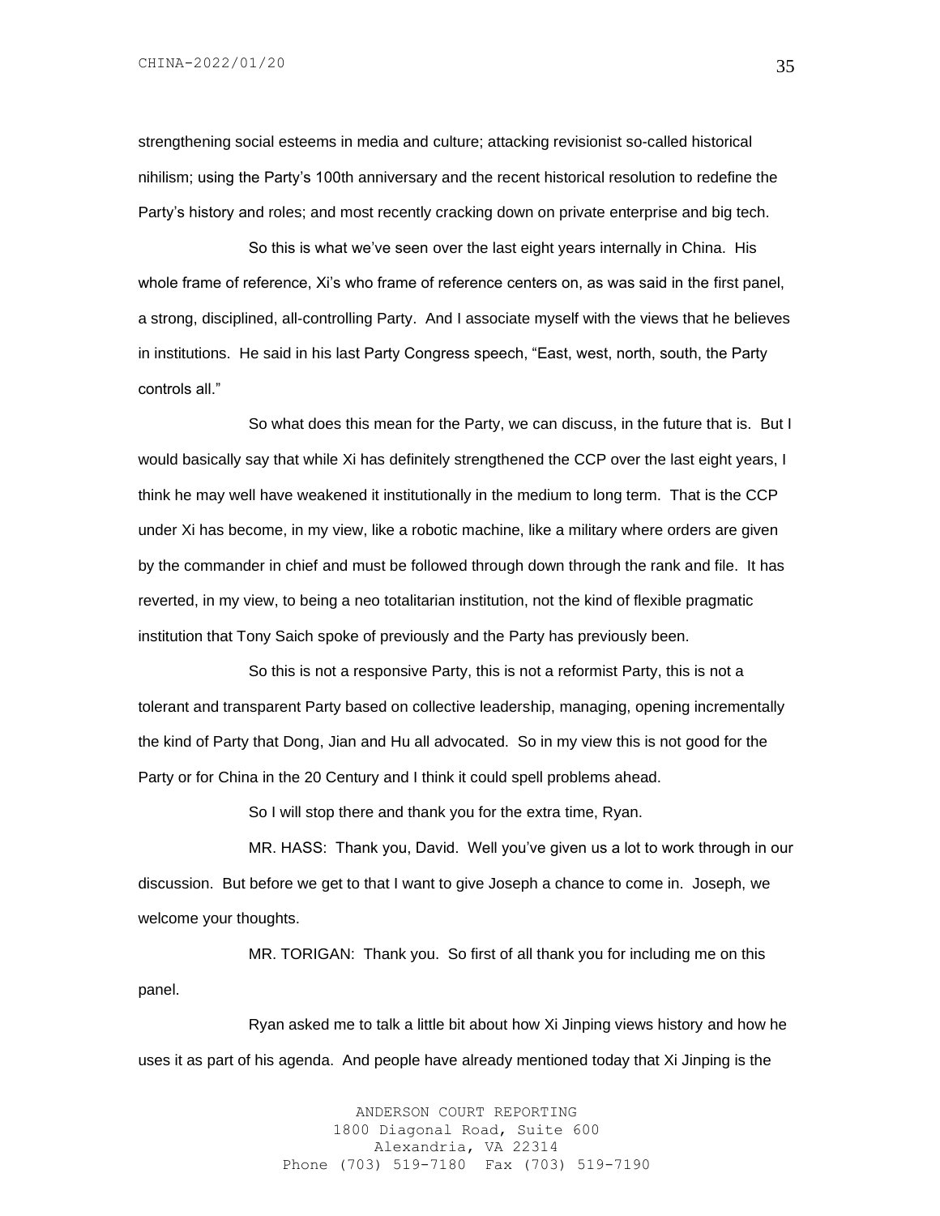strengthening social esteems in media and culture; attacking revisionist so-called historical nihilism; using the Party's 100th anniversary and the recent historical resolution to redefine the Party's history and roles; and most recently cracking down on private enterprise and big tech.

So this is what we've seen over the last eight years internally in China. His whole frame of reference, Xi's who frame of reference centers on, as was said in the first panel, a strong, disciplined, all-controlling Party. And I associate myself with the views that he believes in institutions. He said in his last Party Congress speech, "East, west, north, south, the Party controls all."

So what does this mean for the Party, we can discuss, in the future that is. But I would basically say that while Xi has definitely strengthened the CCP over the last eight years, I think he may well have weakened it institutionally in the medium to long term. That is the CCP under Xi has become, in my view, like a robotic machine, like a military where orders are given by the commander in chief and must be followed through down through the rank and file. It has reverted, in my view, to being a neo totalitarian institution, not the kind of flexible pragmatic institution that Tony Saich spoke of previously and the Party has previously been.

So this is not a responsive Party, this is not a reformist Party, this is not a tolerant and transparent Party based on collective leadership, managing, opening incrementally the kind of Party that Dong, Jian and Hu all advocated. So in my view this is not good for the Party or for China in the 20 Century and I think it could spell problems ahead.

So I will stop there and thank you for the extra time, Ryan.

MR. HASS: Thank you, David. Well you've given us a lot to work through in our discussion. But before we get to that I want to give Joseph a chance to come in. Joseph, we welcome your thoughts.

MR. TORIGAN: Thank you. So first of all thank you for including me on this panel.

Ryan asked me to talk a little bit about how Xi Jinping views history and how he uses it as part of his agenda. And people have already mentioned today that Xi Jinping is the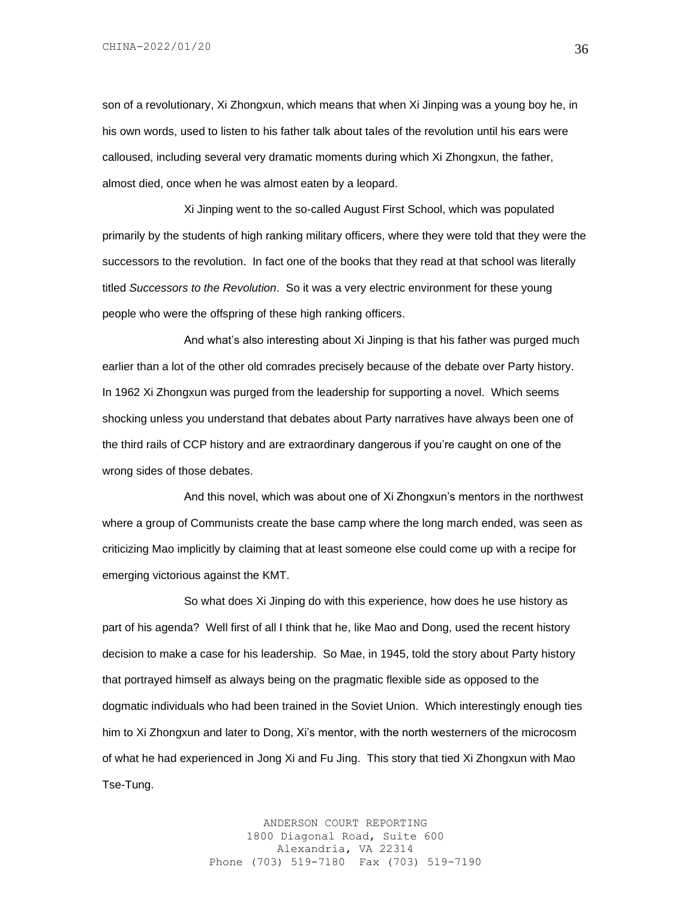son of a revolutionary, Xi Zhongxun, which means that when Xi Jinping was a young boy he, in his own words, used to listen to his father talk about tales of the revolution until his ears were calloused, including several very dramatic moments during which Xi Zhongxun, the father, almost died, once when he was almost eaten by a leopard.

Xi Jinping went to the so-called August First School, which was populated primarily by the students of high ranking military officers, where they were told that they were the successors to the revolution. In fact one of the books that they read at that school was literally titled *Successors to the Revolution*. So it was a very electric environment for these young people who were the offspring of these high ranking officers.

And what's also interesting about Xi Jinping is that his father was purged much earlier than a lot of the other old comrades precisely because of the debate over Party history. In 1962 Xi Zhongxun was purged from the leadership for supporting a novel. Which seems shocking unless you understand that debates about Party narratives have always been one of the third rails of CCP history and are extraordinary dangerous if you're caught on one of the wrong sides of those debates.

And this novel, which was about one of Xi Zhongxun's mentors in the northwest where a group of Communists create the base camp where the long march ended, was seen as criticizing Mao implicitly by claiming that at least someone else could come up with a recipe for emerging victorious against the KMT.

So what does Xi Jinping do with this experience, how does he use history as part of his agenda? Well first of all I think that he, like Mao and Dong, used the recent history decision to make a case for his leadership. So Mae, in 1945, told the story about Party history that portrayed himself as always being on the pragmatic flexible side as opposed to the dogmatic individuals who had been trained in the Soviet Union. Which interestingly enough ties him to Xi Zhongxun and later to Dong, Xi's mentor, with the north westerners of the microcosm of what he had experienced in Jong Xi and Fu Jing. This story that tied Xi Zhongxun with Mao Tse-Tung.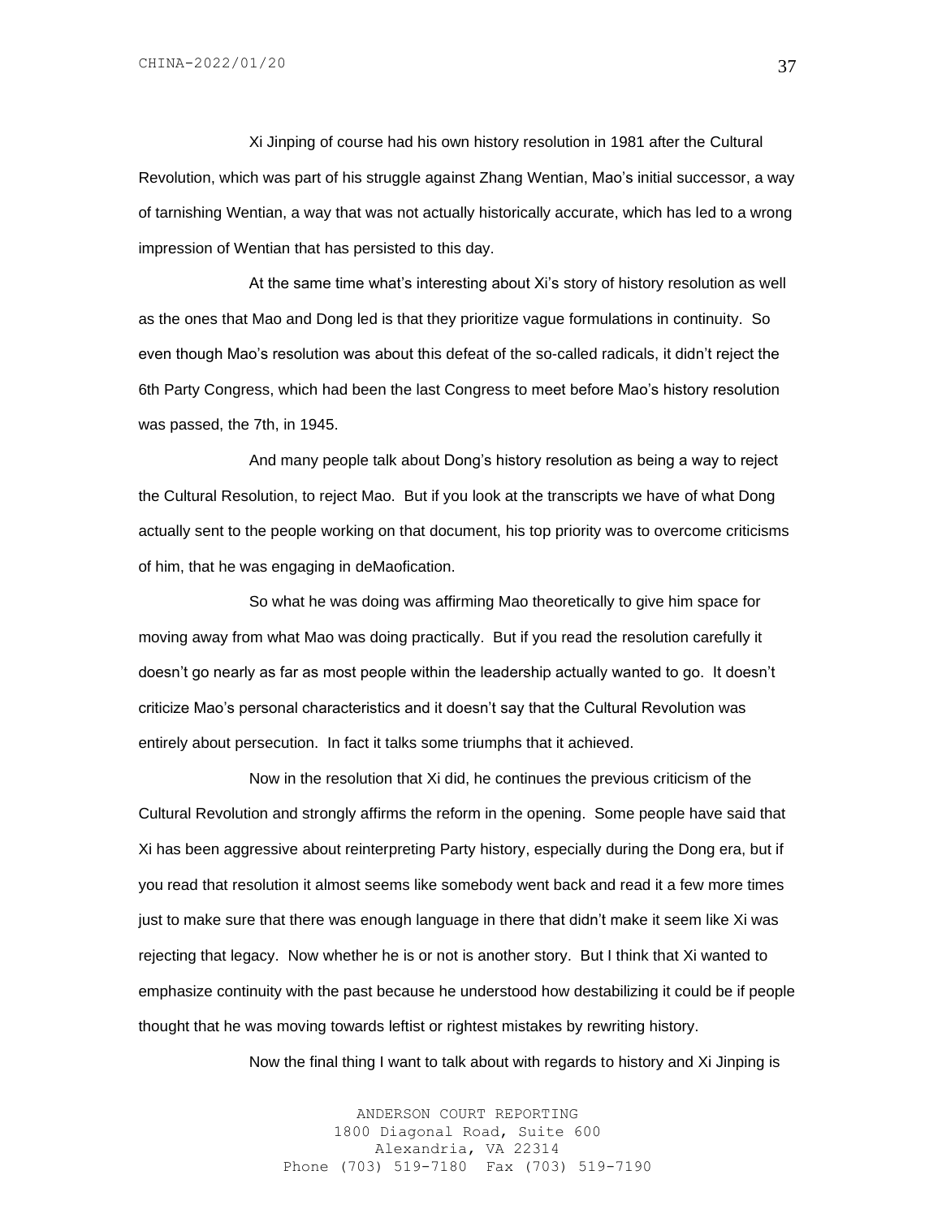Xi Jinping of course had his own history resolution in 1981 after the Cultural Revolution, which was part of his struggle against Zhang Wentian, Mao's initial successor, a way of tarnishing Wentian, a way that was not actually historically accurate, which has led to a wrong impression of Wentian that has persisted to this day.

At the same time what's interesting about Xi's story of history resolution as well as the ones that Mao and Dong led is that they prioritize vague formulations in continuity. So even though Mao's resolution was about this defeat of the so-called radicals, it didn't reject the 6th Party Congress, which had been the last Congress to meet before Mao's history resolution was passed, the 7th, in 1945.

And many people talk about Dong's history resolution as being a way to reject the Cultural Resolution, to reject Mao. But if you look at the transcripts we have of what Dong actually sent to the people working on that document, his top priority was to overcome criticisms of him, that he was engaging in deMaofication.

So what he was doing was affirming Mao theoretically to give him space for moving away from what Mao was doing practically. But if you read the resolution carefully it doesn't go nearly as far as most people within the leadership actually wanted to go. It doesn't criticize Mao's personal characteristics and it doesn't say that the Cultural Revolution was entirely about persecution. In fact it talks some triumphs that it achieved.

Now in the resolution that Xi did, he continues the previous criticism of the Cultural Revolution and strongly affirms the reform in the opening. Some people have said that Xi has been aggressive about reinterpreting Party history, especially during the Dong era, but if you read that resolution it almost seems like somebody went back and read it a few more times just to make sure that there was enough language in there that didn't make it seem like Xi was rejecting that legacy. Now whether he is or not is another story. But I think that Xi wanted to emphasize continuity with the past because he understood how destabilizing it could be if people thought that he was moving towards leftist or rightest mistakes by rewriting history.

Now the final thing I want to talk about with regards to history and Xi Jinping is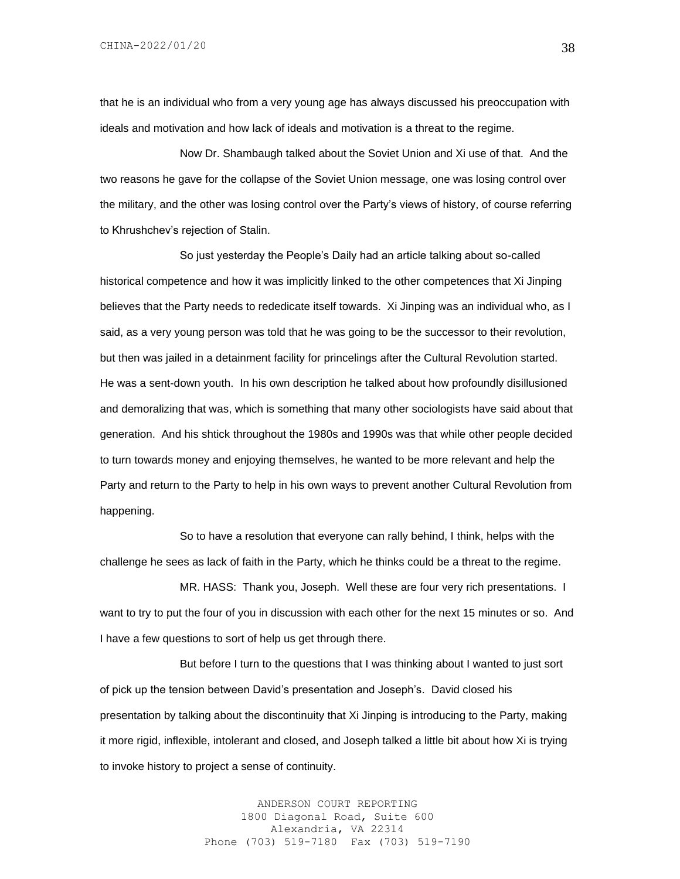that he is an individual who from a very young age has always discussed his preoccupation with ideals and motivation and how lack of ideals and motivation is a threat to the regime.

Now Dr. Shambaugh talked about the Soviet Union and Xi use of that. And the two reasons he gave for the collapse of the Soviet Union message, one was losing control over the military, and the other was losing control over the Party's views of history, of course referring to Khrushchev's rejection of Stalin.

So just yesterday the People's Daily had an article talking about so-called historical competence and how it was implicitly linked to the other competences that Xi Jinping believes that the Party needs to rededicate itself towards. Xi Jinping was an individual who, as I said, as a very young person was told that he was going to be the successor to their revolution, but then was jailed in a detainment facility for princelings after the Cultural Revolution started. He was a sent-down youth. In his own description he talked about how profoundly disillusioned and demoralizing that was, which is something that many other sociologists have said about that generation. And his shtick throughout the 1980s and 1990s was that while other people decided to turn towards money and enjoying themselves, he wanted to be more relevant and help the Party and return to the Party to help in his own ways to prevent another Cultural Revolution from happening.

So to have a resolution that everyone can rally behind, I think, helps with the challenge he sees as lack of faith in the Party, which he thinks could be a threat to the regime.

MR. HASS: Thank you, Joseph. Well these are four very rich presentations. I want to try to put the four of you in discussion with each other for the next 15 minutes or so. And I have a few questions to sort of help us get through there.

But before I turn to the questions that I was thinking about I wanted to just sort of pick up the tension between David's presentation and Joseph's. David closed his presentation by talking about the discontinuity that Xi Jinping is introducing to the Party, making it more rigid, inflexible, intolerant and closed, and Joseph talked a little bit about how Xi is trying to invoke history to project a sense of continuity.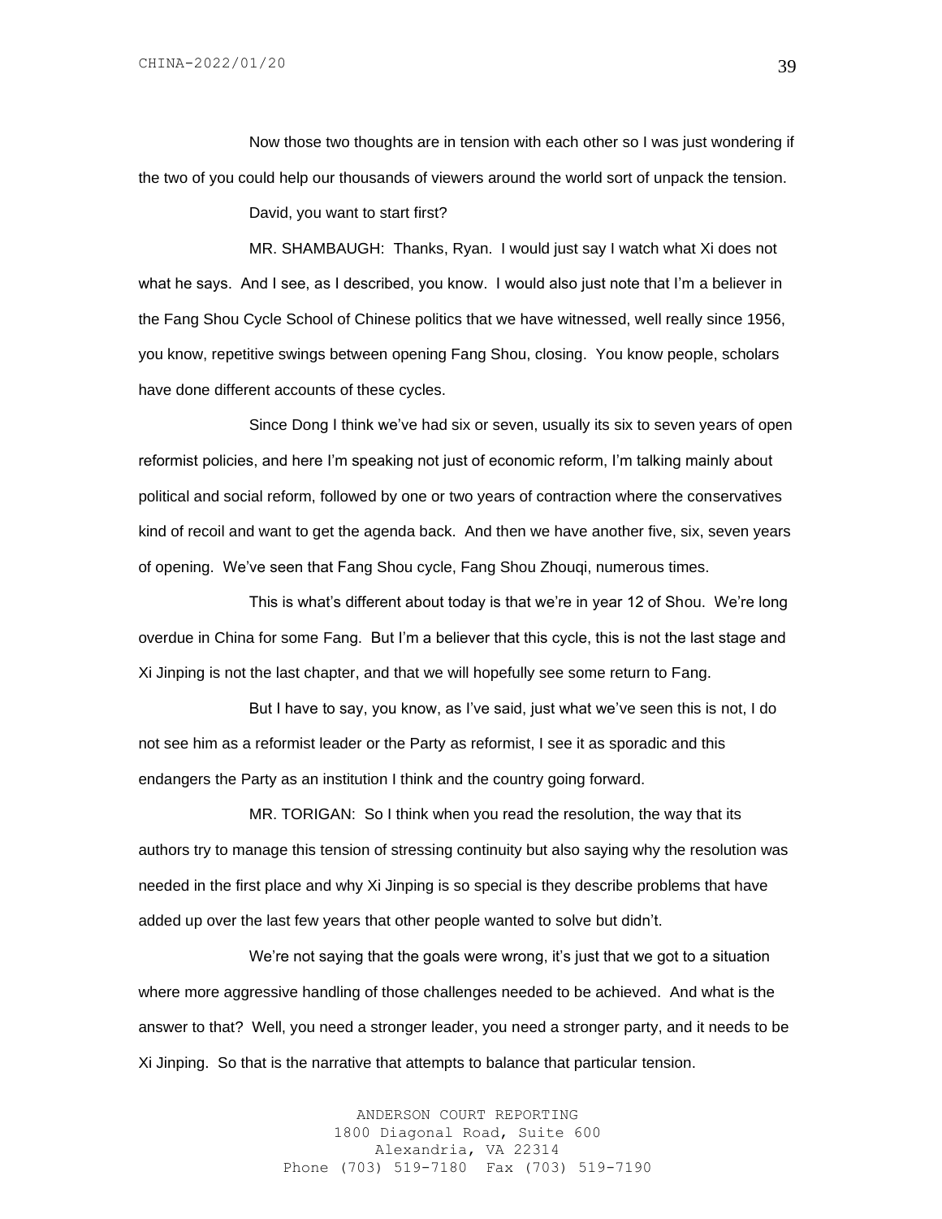Now those two thoughts are in tension with each other so I was just wondering if the two of you could help our thousands of viewers around the world sort of unpack the tension.

David, you want to start first?

MR. SHAMBAUGH: Thanks, Ryan. I would just say I watch what Xi does not what he says. And I see, as I described, you know. I would also just note that I'm a believer in the Fang Shou Cycle School of Chinese politics that we have witnessed, well really since 1956, you know, repetitive swings between opening Fang Shou, closing. You know people, scholars have done different accounts of these cycles.

Since Dong I think we've had six or seven, usually its six to seven years of open reformist policies, and here I'm speaking not just of economic reform, I'm talking mainly about political and social reform, followed by one or two years of contraction where the conservatives kind of recoil and want to get the agenda back. And then we have another five, six, seven years of opening. We've seen that Fang Shou cycle, Fang Shou Zhouqi, numerous times.

This is what's different about today is that we're in year 12 of Shou. We're long overdue in China for some Fang. But I'm a believer that this cycle, this is not the last stage and Xi Jinping is not the last chapter, and that we will hopefully see some return to Fang.

But I have to say, you know, as I've said, just what we've seen this is not, I do not see him as a reformist leader or the Party as reformist, I see it as sporadic and this endangers the Party as an institution I think and the country going forward.

MR. TORIGAN: So I think when you read the resolution, the way that its authors try to manage this tension of stressing continuity but also saying why the resolution was needed in the first place and why Xi Jinping is so special is they describe problems that have added up over the last few years that other people wanted to solve but didn't.

We're not saying that the goals were wrong, it's just that we got to a situation where more aggressive handling of those challenges needed to be achieved. And what is the answer to that? Well, you need a stronger leader, you need a stronger party, and it needs to be Xi Jinping. So that is the narrative that attempts to balance that particular tension.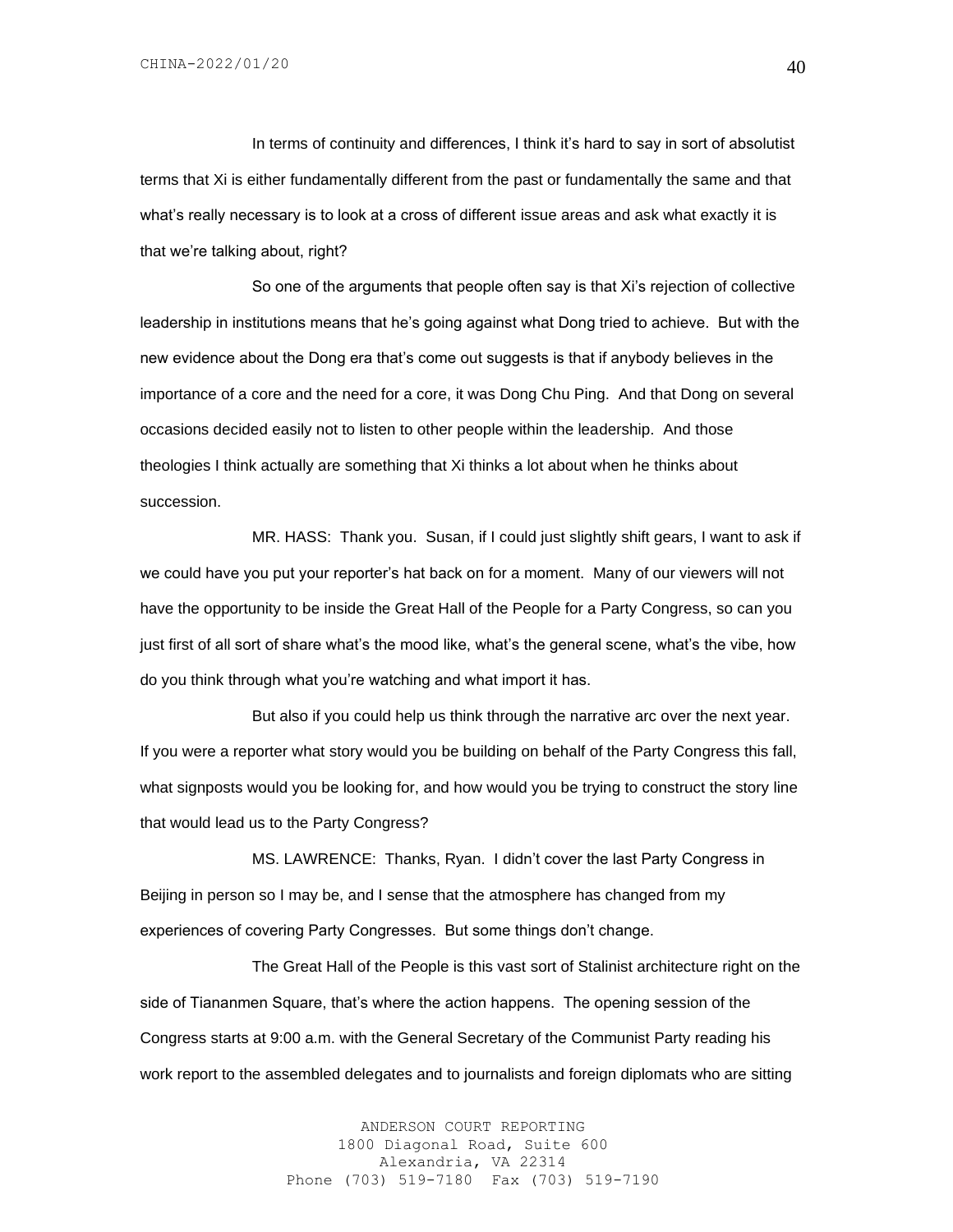In terms of continuity and differences, I think it's hard to say in sort of absolutist terms that Xi is either fundamentally different from the past or fundamentally the same and that what's really necessary is to look at a cross of different issue areas and ask what exactly it is that we're talking about, right?

So one of the arguments that people often say is that Xi's rejection of collective leadership in institutions means that he's going against what Dong tried to achieve. But with the new evidence about the Dong era that's come out suggests is that if anybody believes in the importance of a core and the need for a core, it was Dong Chu Ping. And that Dong on several occasions decided easily not to listen to other people within the leadership. And those theologies I think actually are something that Xi thinks a lot about when he thinks about succession.

MR. HASS: Thank you. Susan, if I could just slightly shift gears, I want to ask if we could have you put your reporter's hat back on for a moment. Many of our viewers will not have the opportunity to be inside the Great Hall of the People for a Party Congress, so can you just first of all sort of share what's the mood like, what's the general scene, what's the vibe, how do you think through what you're watching and what import it has.

But also if you could help us think through the narrative arc over the next year. If you were a reporter what story would you be building on behalf of the Party Congress this fall, what signposts would you be looking for, and how would you be trying to construct the story line that would lead us to the Party Congress?

MS. LAWRENCE: Thanks, Ryan. I didn't cover the last Party Congress in Beijing in person so I may be, and I sense that the atmosphere has changed from my experiences of covering Party Congresses. But some things don't change.

The Great Hall of the People is this vast sort of Stalinist architecture right on the side of Tiananmen Square, that's where the action happens. The opening session of the Congress starts at 9:00 a.m. with the General Secretary of the Communist Party reading his work report to the assembled delegates and to journalists and foreign diplomats who are sitting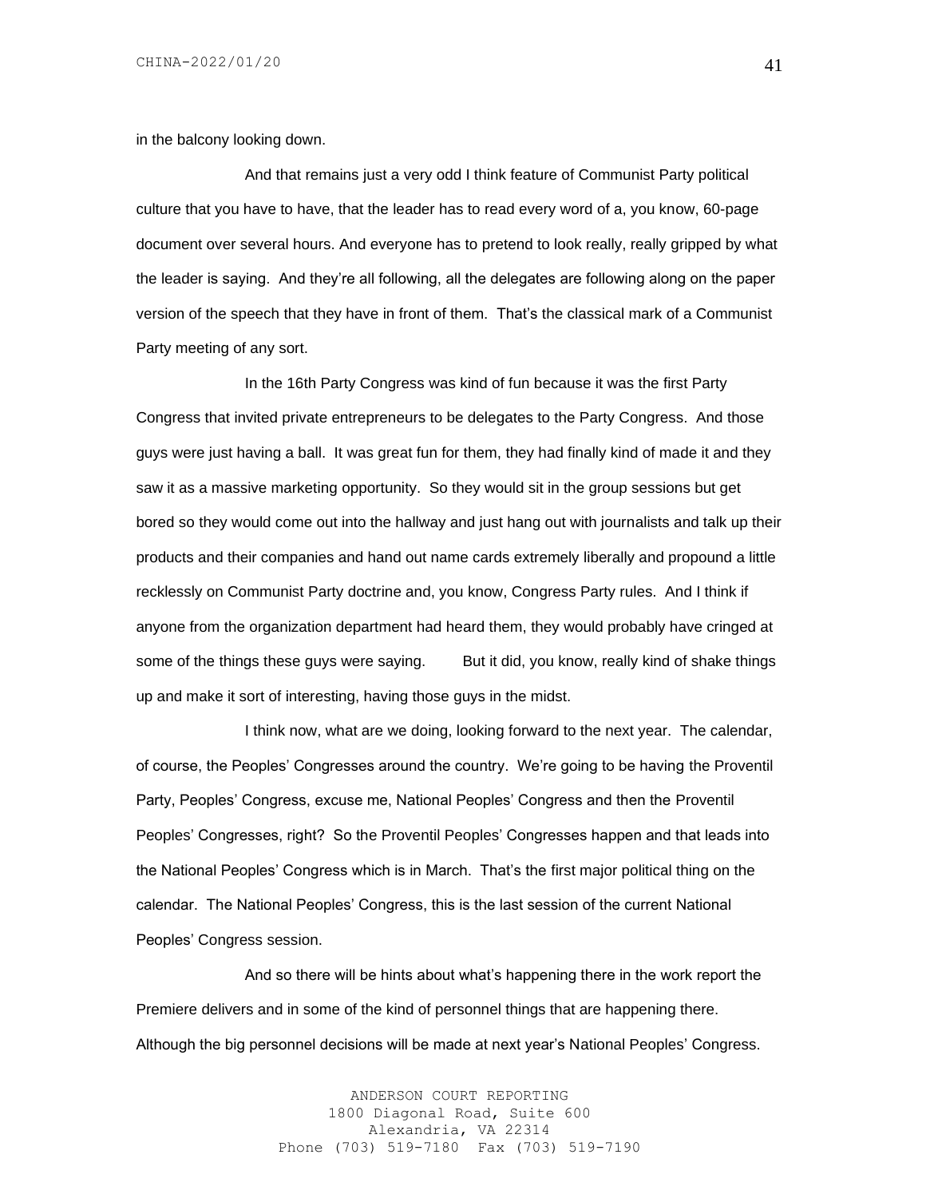in the balcony looking down.

And that remains just a very odd I think feature of Communist Party political culture that you have to have, that the leader has to read every word of a, you know, 60-page document over several hours. And everyone has to pretend to look really, really gripped by what the leader is saying. And they're all following, all the delegates are following along on the paper version of the speech that they have in front of them. That's the classical mark of a Communist Party meeting of any sort.

In the 16th Party Congress was kind of fun because it was the first Party Congress that invited private entrepreneurs to be delegates to the Party Congress. And those guys were just having a ball. It was great fun for them, they had finally kind of made it and they saw it as a massive marketing opportunity. So they would sit in the group sessions but get bored so they would come out into the hallway and just hang out with journalists and talk up their products and their companies and hand out name cards extremely liberally and propound a little recklessly on Communist Party doctrine and, you know, Congress Party rules. And I think if anyone from the organization department had heard them, they would probably have cringed at some of the things these guys were saying. But it did, you know, really kind of shake things up and make it sort of interesting, having those guys in the midst.

I think now, what are we doing, looking forward to the next year. The calendar, of course, the Peoples' Congresses around the country. We're going to be having the Proventil Party, Peoples' Congress, excuse me, National Peoples' Congress and then the Proventil Peoples' Congresses, right? So the Proventil Peoples' Congresses happen and that leads into the National Peoples' Congress which is in March. That's the first major political thing on the calendar. The National Peoples' Congress, this is the last session of the current National Peoples' Congress session.

And so there will be hints about what's happening there in the work report the Premiere delivers and in some of the kind of personnel things that are happening there. Although the big personnel decisions will be made at next year's National Peoples' Congress.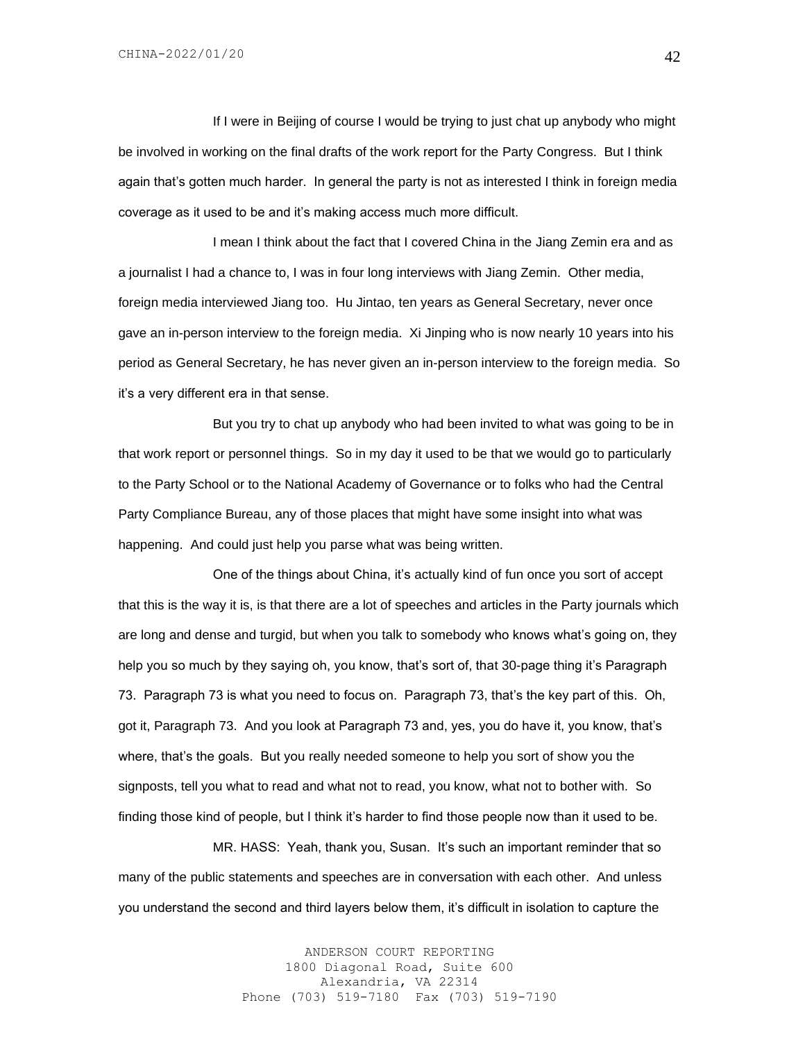If I were in Beijing of course I would be trying to just chat up anybody who might be involved in working on the final drafts of the work report for the Party Congress. But I think again that's gotten much harder. In general the party is not as interested I think in foreign media coverage as it used to be and it's making access much more difficult.

I mean I think about the fact that I covered China in the Jiang Zemin era and as a journalist I had a chance to, I was in four long interviews with Jiang Zemin. Other media, foreign media interviewed Jiang too. Hu Jintao, ten years as General Secretary, never once gave an in-person interview to the foreign media. Xi Jinping who is now nearly 10 years into his period as General Secretary, he has never given an in-person interview to the foreign media. So it's a very different era in that sense.

But you try to chat up anybody who had been invited to what was going to be in that work report or personnel things. So in my day it used to be that we would go to particularly to the Party School or to the National Academy of Governance or to folks who had the Central Party Compliance Bureau, any of those places that might have some insight into what was happening. And could just help you parse what was being written.

One of the things about China, it's actually kind of fun once you sort of accept that this is the way it is, is that there are a lot of speeches and articles in the Party journals which are long and dense and turgid, but when you talk to somebody who knows what's going on, they help you so much by they saying oh, you know, that's sort of, that 30-page thing it's Paragraph 73. Paragraph 73 is what you need to focus on. Paragraph 73, that's the key part of this. Oh, got it, Paragraph 73. And you look at Paragraph 73 and, yes, you do have it, you know, that's where, that's the goals. But you really needed someone to help you sort of show you the signposts, tell you what to read and what not to read, you know, what not to bother with. So finding those kind of people, but I think it's harder to find those people now than it used to be.

MR. HASS: Yeah, thank you, Susan. It's such an important reminder that so many of the public statements and speeches are in conversation with each other. And unless you understand the second and third layers below them, it's difficult in isolation to capture the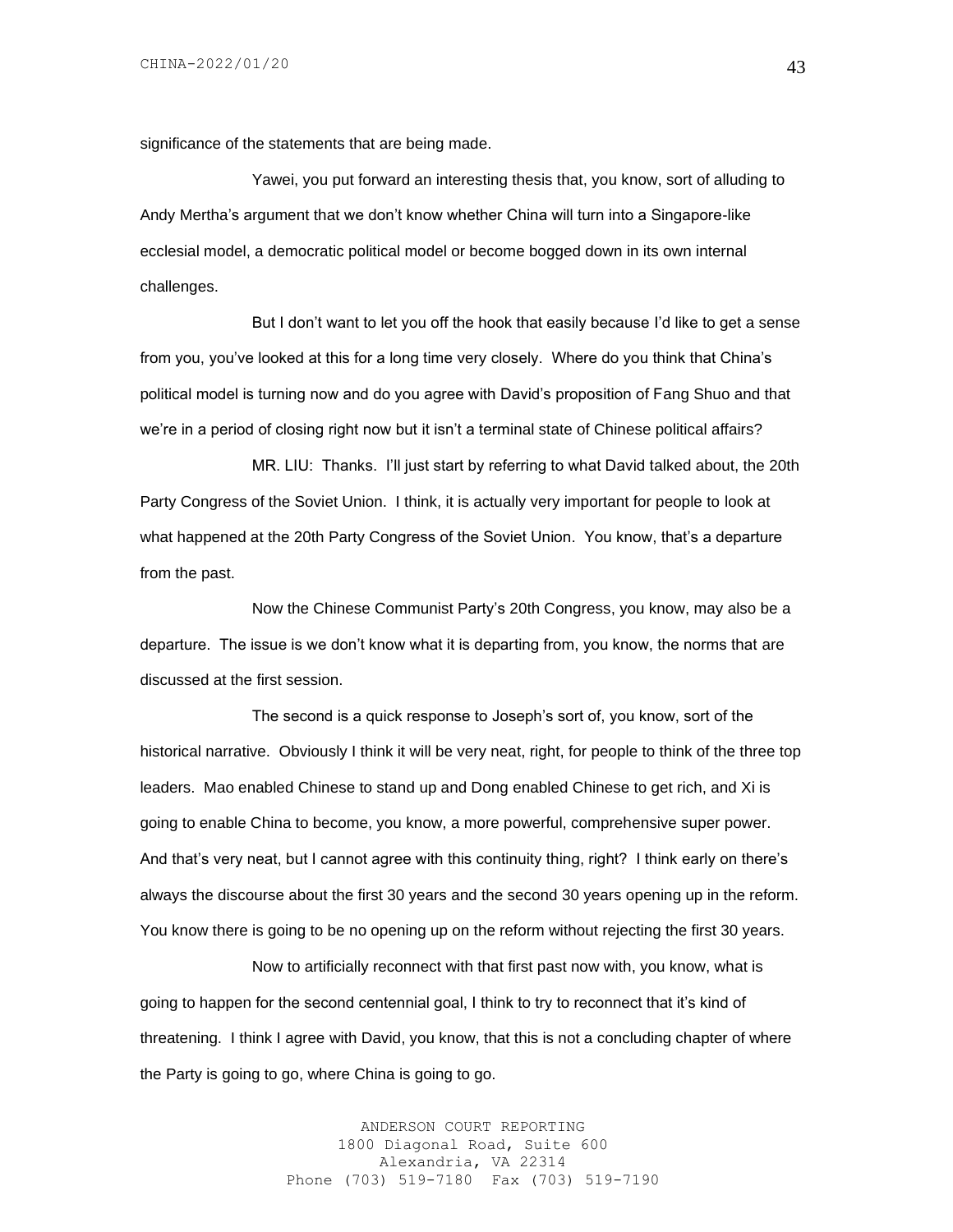significance of the statements that are being made.

Yawei, you put forward an interesting thesis that, you know, sort of alluding to Andy Mertha's argument that we don't know whether China will turn into a Singapore-like ecclesial model, a democratic political model or become bogged down in its own internal challenges.

But I don't want to let you off the hook that easily because I'd like to get a sense from you, you've looked at this for a long time very closely. Where do you think that China's political model is turning now and do you agree with David's proposition of Fang Shuo and that we're in a period of closing right now but it isn't a terminal state of Chinese political affairs?

MR. LIU: Thanks. I'll just start by referring to what David talked about, the 20th Party Congress of the Soviet Union. I think, it is actually very important for people to look at what happened at the 20th Party Congress of the Soviet Union. You know, that's a departure from the past.

Now the Chinese Communist Party's 20th Congress, you know, may also be a departure. The issue is we don't know what it is departing from, you know, the norms that are discussed at the first session.

The second is a quick response to Joseph's sort of, you know, sort of the historical narrative. Obviously I think it will be very neat, right, for people to think of the three top leaders. Mao enabled Chinese to stand up and Dong enabled Chinese to get rich, and Xi is going to enable China to become, you know, a more powerful, comprehensive super power. And that's very neat, but I cannot agree with this continuity thing, right? I think early on there's always the discourse about the first 30 years and the second 30 years opening up in the reform. You know there is going to be no opening up on the reform without rejecting the first 30 years.

Now to artificially reconnect with that first past now with, you know, what is going to happen for the second centennial goal, I think to try to reconnect that it's kind of threatening. I think I agree with David, you know, that this is not a concluding chapter of where the Party is going to go, where China is going to go.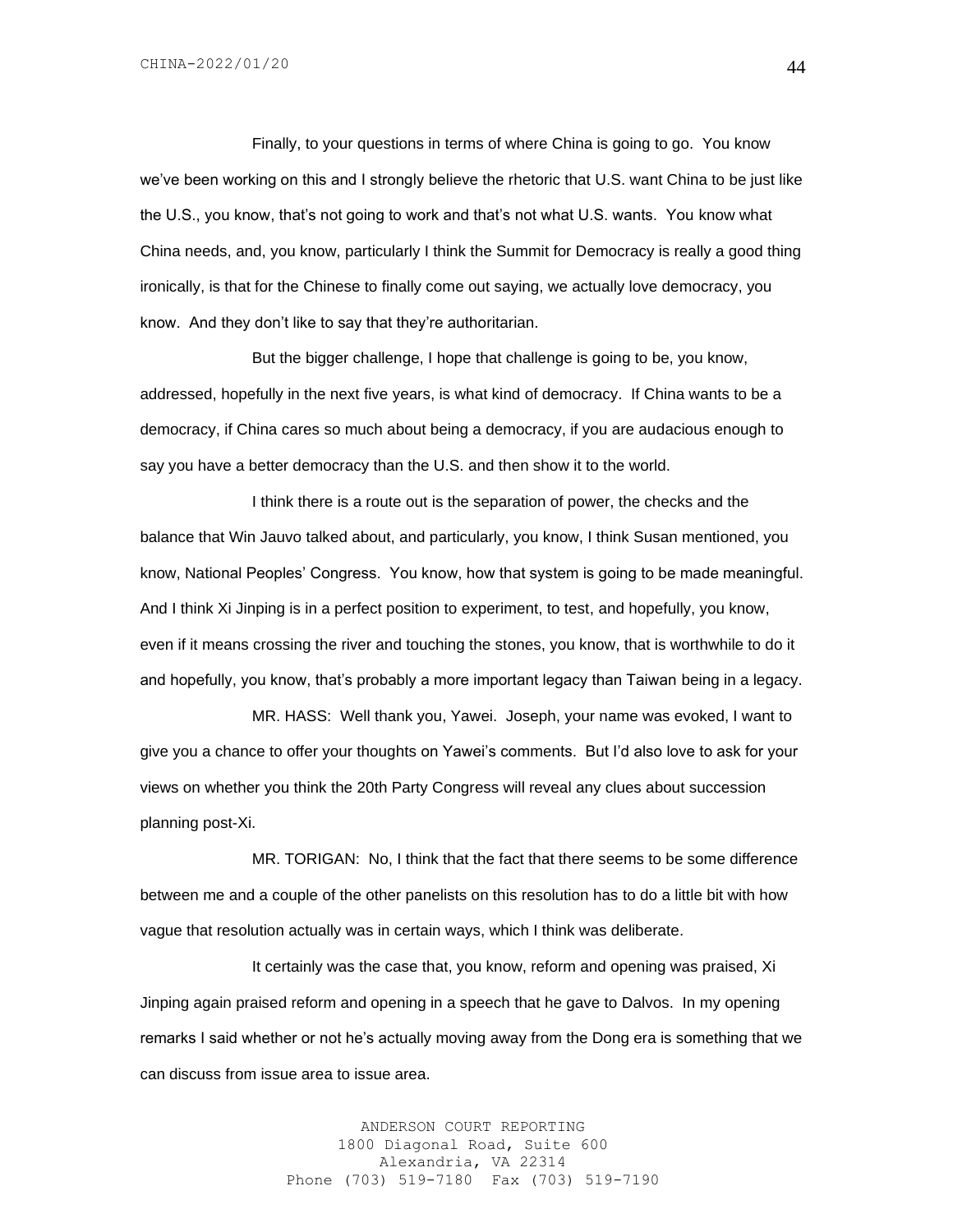Finally, to your questions in terms of where China is going to go. You know we've been working on this and I strongly believe the rhetoric that U.S. want China to be just like the U.S., you know, that's not going to work and that's not what U.S. wants. You know what China needs, and, you know, particularly I think the Summit for Democracy is really a good thing ironically, is that for the Chinese to finally come out saying, we actually love democracy, you know. And they don't like to say that they're authoritarian.

But the bigger challenge, I hope that challenge is going to be, you know, addressed, hopefully in the next five years, is what kind of democracy. If China wants to be a democracy, if China cares so much about being a democracy, if you are audacious enough to say you have a better democracy than the U.S. and then show it to the world.

I think there is a route out is the separation of power, the checks and the balance that Win Jauvo talked about, and particularly, you know, I think Susan mentioned, you know, National Peoples' Congress. You know, how that system is going to be made meaningful. And I think Xi Jinping is in a perfect position to experiment, to test, and hopefully, you know, even if it means crossing the river and touching the stones, you know, that is worthwhile to do it and hopefully, you know, that's probably a more important legacy than Taiwan being in a legacy.

MR. HASS: Well thank you, Yawei. Joseph, your name was evoked, I want to give you a chance to offer your thoughts on Yawei's comments. But I'd also love to ask for your views on whether you think the 20th Party Congress will reveal any clues about succession planning post-Xi.

MR. TORIGAN: No, I think that the fact that there seems to be some difference between me and a couple of the other panelists on this resolution has to do a little bit with how vague that resolution actually was in certain ways, which I think was deliberate.

It certainly was the case that, you know, reform and opening was praised, Xi Jinping again praised reform and opening in a speech that he gave to Dalvos. In my opening remarks I said whether or not he's actually moving away from the Dong era is something that we can discuss from issue area to issue area.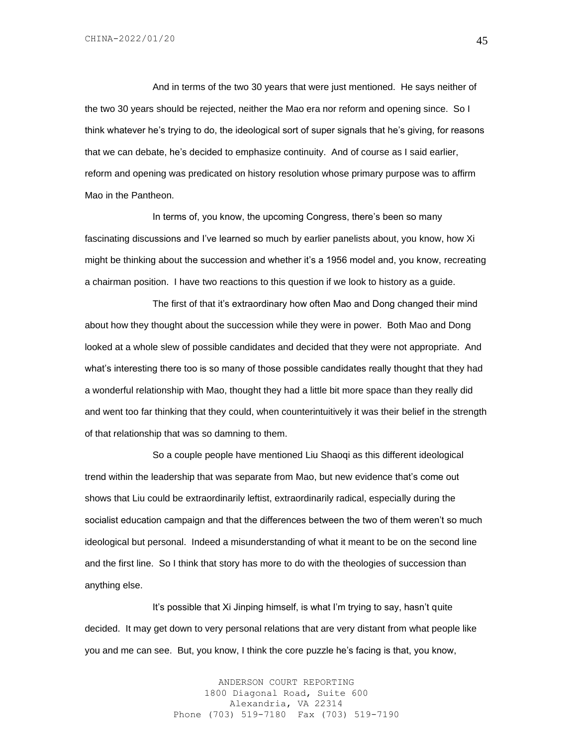And in terms of the two 30 years that were just mentioned. He says neither of the two 30 years should be rejected, neither the Mao era nor reform and opening since. So I think whatever he's trying to do, the ideological sort of super signals that he's giving, for reasons that we can debate, he's decided to emphasize continuity. And of course as I said earlier, reform and opening was predicated on history resolution whose primary purpose was to affirm Mao in the Pantheon.

In terms of, you know, the upcoming Congress, there's been so many fascinating discussions and I've learned so much by earlier panelists about, you know, how Xi might be thinking about the succession and whether it's a 1956 model and, you know, recreating a chairman position. I have two reactions to this question if we look to history as a guide.

The first of that it's extraordinary how often Mao and Dong changed their mind about how they thought about the succession while they were in power. Both Mao and Dong looked at a whole slew of possible candidates and decided that they were not appropriate. And what's interesting there too is so many of those possible candidates really thought that they had a wonderful relationship with Mao, thought they had a little bit more space than they really did and went too far thinking that they could, when counterintuitively it was their belief in the strength of that relationship that was so damning to them.

So a couple people have mentioned Liu Shaoqi as this different ideological trend within the leadership that was separate from Mao, but new evidence that's come out shows that Liu could be extraordinarily leftist, extraordinarily radical, especially during the socialist education campaign and that the differences between the two of them weren't so much ideological but personal. Indeed a misunderstanding of what it meant to be on the second line and the first line. So I think that story has more to do with the theologies of succession than anything else.

It's possible that Xi Jinping himself, is what I'm trying to say, hasn't quite decided. It may get down to very personal relations that are very distant from what people like you and me can see. But, you know, I think the core puzzle he's facing is that, you know,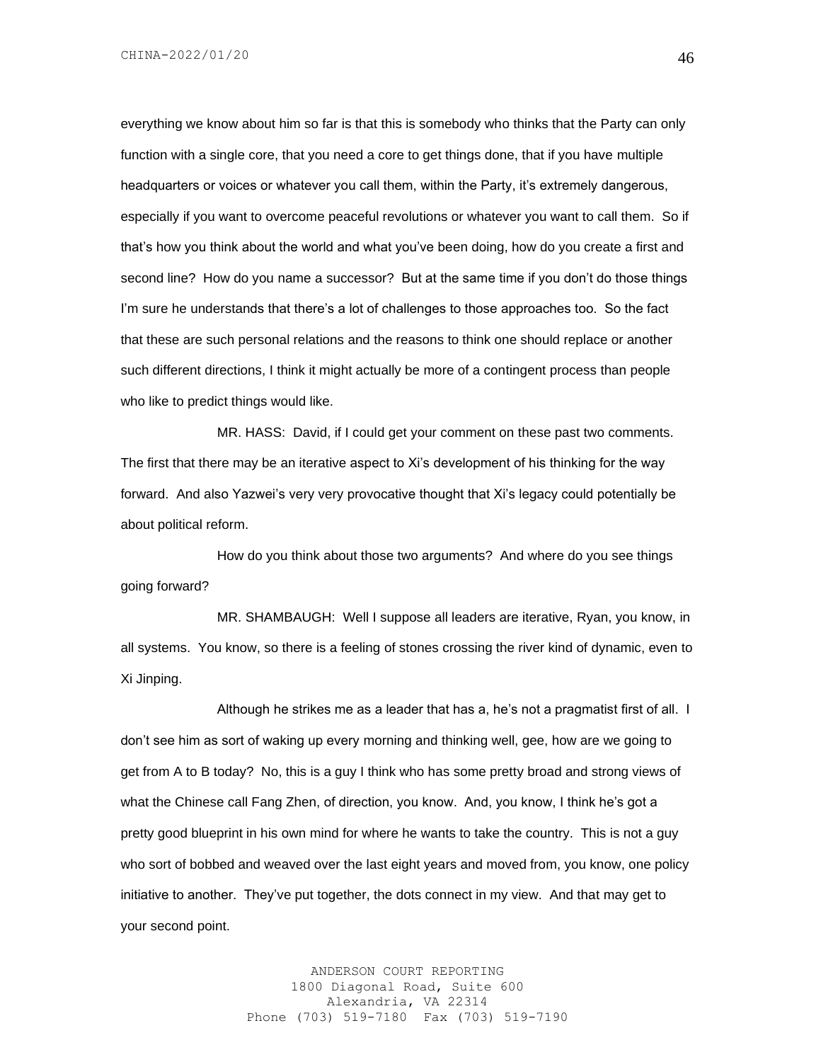everything we know about him so far is that this is somebody who thinks that the Party can only function with a single core, that you need a core to get things done, that if you have multiple headquarters or voices or whatever you call them, within the Party, it's extremely dangerous, especially if you want to overcome peaceful revolutions or whatever you want to call them. So if that's how you think about the world and what you've been doing, how do you create a first and second line? How do you name a successor? But at the same time if you don't do those things I'm sure he understands that there's a lot of challenges to those approaches too. So the fact that these are such personal relations and the reasons to think one should replace or another such different directions, I think it might actually be more of a contingent process than people who like to predict things would like.

MR. HASS: David, if I could get your comment on these past two comments. The first that there may be an iterative aspect to Xi's development of his thinking for the way forward. And also Yazwei's very very provocative thought that Xi's legacy could potentially be about political reform.

How do you think about those two arguments? And where do you see things going forward?

MR. SHAMBAUGH: Well I suppose all leaders are iterative, Ryan, you know, in all systems. You know, so there is a feeling of stones crossing the river kind of dynamic, even to Xi Jinping.

Although he strikes me as a leader that has a, he's not a pragmatist first of all. I don't see him as sort of waking up every morning and thinking well, gee, how are we going to get from A to B today? No, this is a guy I think who has some pretty broad and strong views of what the Chinese call Fang Zhen, of direction, you know. And, you know, I think he's got a pretty good blueprint in his own mind for where he wants to take the country. This is not a guy who sort of bobbed and weaved over the last eight years and moved from, you know, one policy initiative to another. They've put together, the dots connect in my view. And that may get to your second point.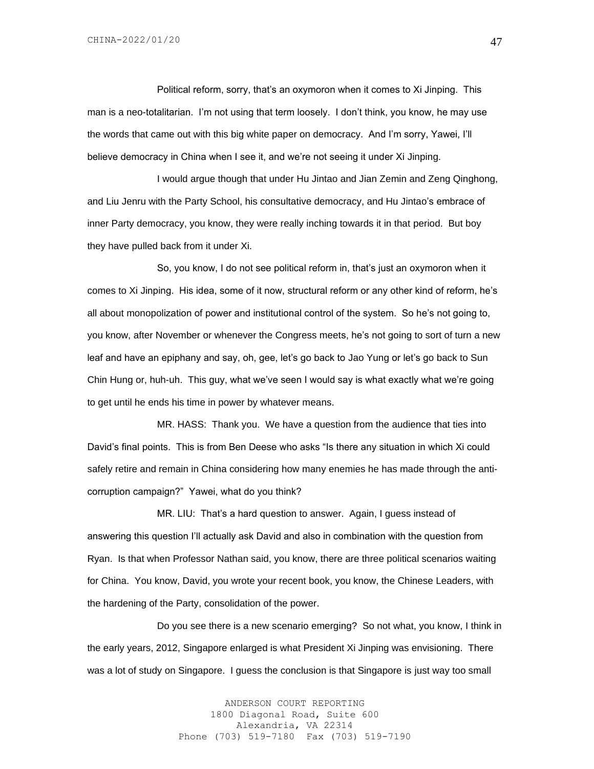Political reform, sorry, that's an oxymoron when it comes to Xi Jinping. This man is a neo-totalitarian. I'm not using that term loosely. I don't think, you know, he may use the words that came out with this big white paper on democracy. And I'm sorry, Yawei, I'll believe democracy in China when I see it, and we're not seeing it under Xi Jinping.

I would argue though that under Hu Jintao and Jian Zemin and Zeng Qinghong, and Liu Jenru with the Party School, his consultative democracy, and Hu Jintao's embrace of inner Party democracy, you know, they were really inching towards it in that period. But boy they have pulled back from it under Xi.

So, you know, I do not see political reform in, that's just an oxymoron when it comes to Xi Jinping. His idea, some of it now, structural reform or any other kind of reform, he's all about monopolization of power and institutional control of the system. So he's not going to, you know, after November or whenever the Congress meets, he's not going to sort of turn a new leaf and have an epiphany and say, oh, gee, let's go back to Jao Yung or let's go back to Sun Chin Hung or, huh-uh. This guy, what we've seen I would say is what exactly what we're going to get until he ends his time in power by whatever means.

MR. HASS: Thank you. We have a question from the audience that ties into David's final points. This is from Ben Deese who asks "Is there any situation in which Xi could safely retire and remain in China considering how many enemies he has made through the anti-corruption campaign?" Yawei, what do you think?

MR. LIU: That's a hard question to answer. Again, I guess instead of answering this question I'll actually ask David and also in combination with the question from Ryan. Is that when Professor Nathan said, you know, there are three political scenarios waiting for China. You know, David, you wrote your recent book, you know, the Chinese Leaders, with the hardening of the Party, consolidation of the power.

Do you see there is a new scenario emerging? So not what, you know, I think in the early years, 2012, Singapore enlarged is what President Xi Jinping was envisioning. There was a lot of study on Singapore. I guess the conclusion is that Singapore is just way too small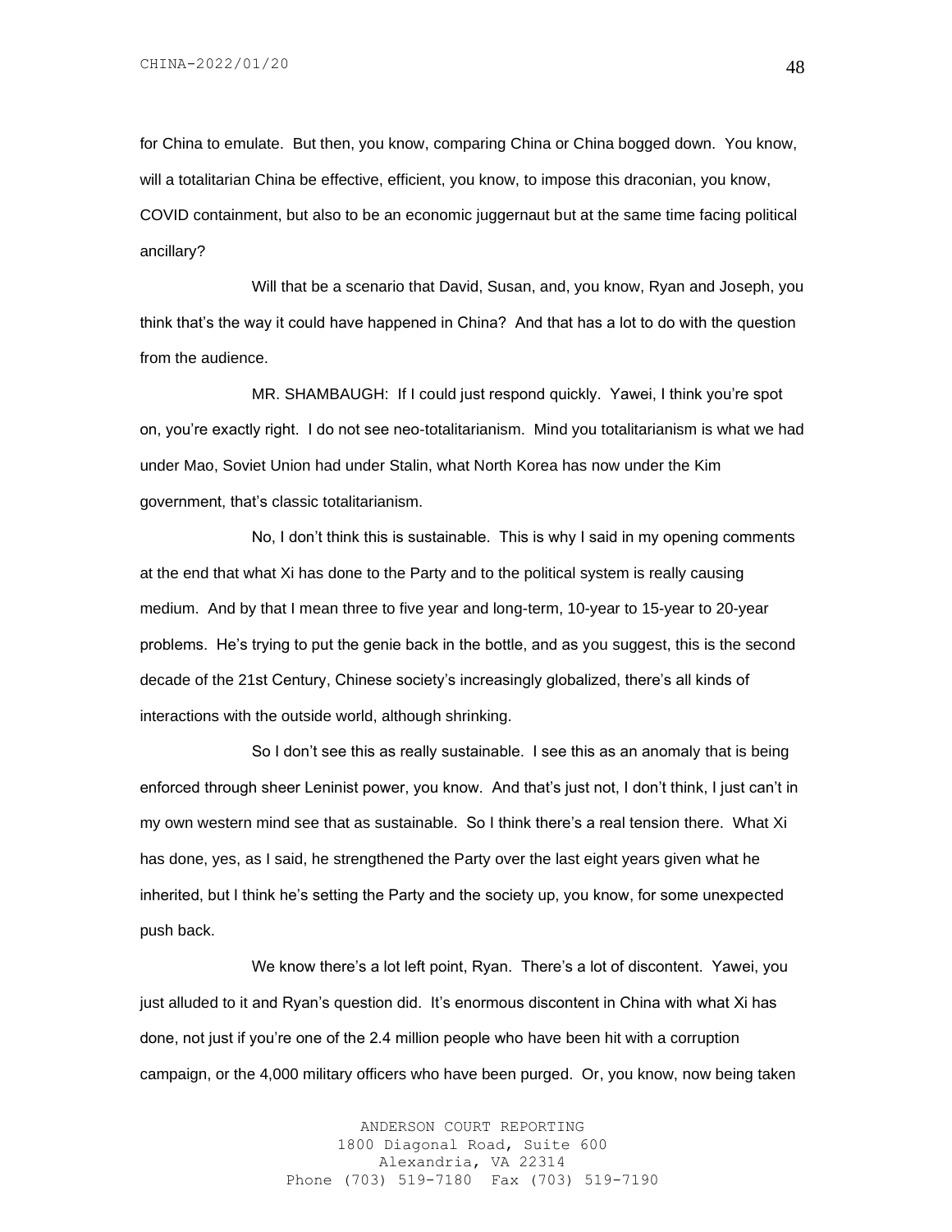for China to emulate. But then, you know, comparing China or China bogged down. You know, will a totalitarian China be effective, efficient, you know, to impose this draconian, you know, COVID containment, but also to be an economic juggernaut but at the same time facing political ancillary?

Will that be a scenario that David, Susan, and, you know, Ryan and Joseph, you think that's the way it could have happened in China? And that has a lot to do with the question from the audience.

MR. SHAMBAUGH: If I could just respond quickly. Yawei, I think you're spot on, you're exactly right. I do not see neo-totalitarianism. Mind you totalitarianism is what we had under Mao, Soviet Union had under Stalin, what North Korea has now under the Kim government, that's classic totalitarianism.

No, I don't think this is sustainable. This is why I said in my opening comments at the end that what Xi has done to the Party and to the political system is really causing medium. And by that I mean three to five year and long-term, 10-year to 15-year to 20-year problems. He's trying to put the genie back in the bottle, and as you suggest, this is the second decade of the 21st Century, Chinese society's increasingly globalized, there's all kinds of interactions with the outside world, although shrinking.

So I don't see this as really sustainable. I see this as an anomaly that is being enforced through sheer Leninist power, you know. And that's just not, I don't think, I just can't in my own western mind see that as sustainable. So I think there's a real tension there. What Xi has done, yes, as I said, he strengthened the Party over the last eight years given what he inherited, but I think he's setting the Party and the society up, you know, for some unexpected push back.

We know there's a lot left point, Ryan. There's a lot of discontent. Yawei, you just alluded to it and Ryan's question did. It's enormous discontent in China with what Xi has done, not just if you're one of the 2.4 million people who have been hit with a corruption campaign, or the 4,000 military officers who have been purged. Or, you know, now being taken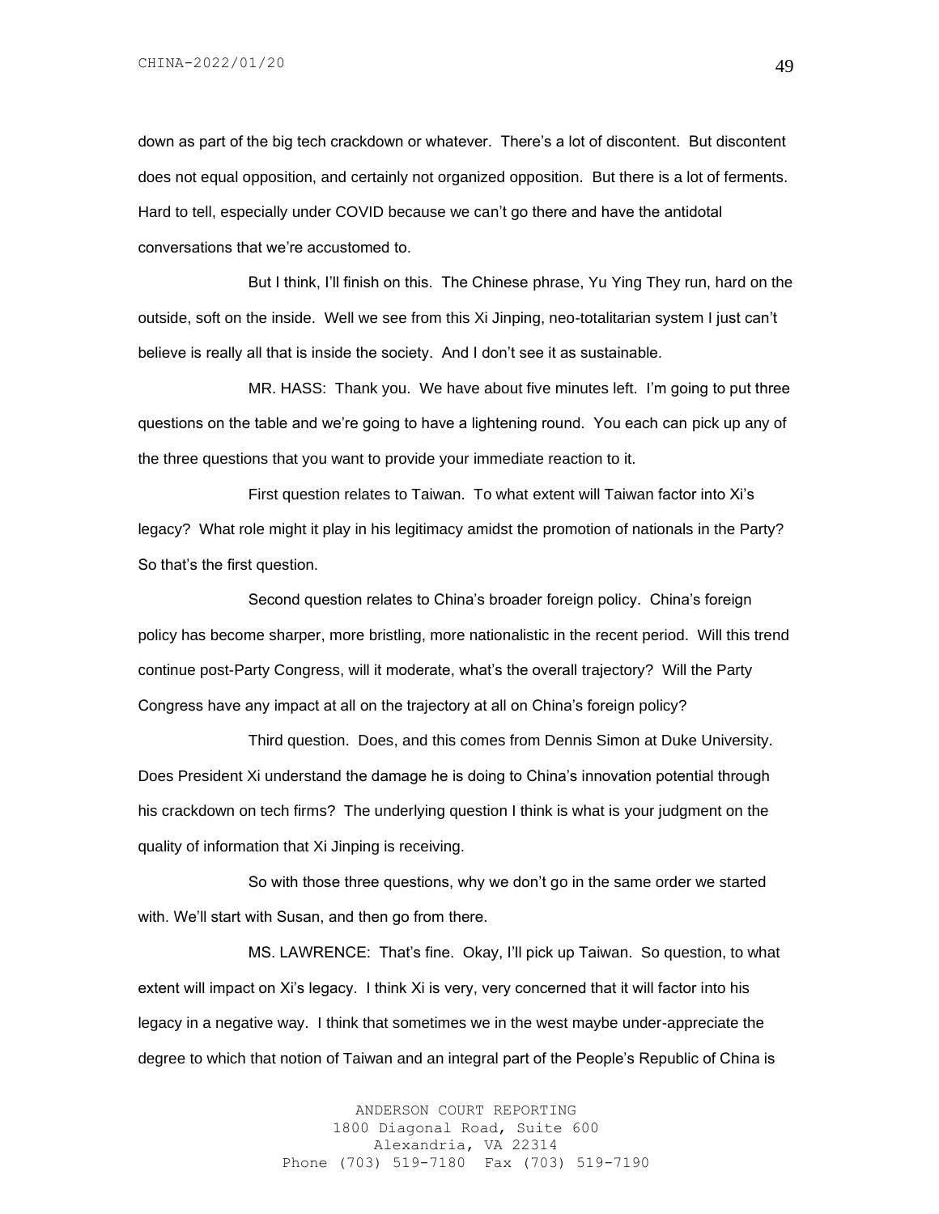down as part of the big tech crackdown or whatever. There's a lot of discontent. But discontent does not equal opposition, and certainly not organized opposition. But there is a lot of ferments. Hard to tell, especially under COVID because we can't go there and have the antidotal conversations that we're accustomed to.

But I think, I'll finish on this. The Chinese phrase, Yu Ying They run, hard on the outside, soft on the inside. Well we see from this Xi Jinping, neo-totalitarian system I just can't believe is really all that is inside the society. And I don't see it as sustainable.

MR. HASS: Thank you. We have about five minutes left. I'm going to put three questions on the table and we're going to have a lightening round. You each can pick up any of the three questions that you want to provide your immediate reaction to it.

First question relates to Taiwan. To what extent will Taiwan factor into Xi's legacy? What role might it play in his legitimacy amidst the promotion of nationals in the Party? So that's the first question.

Second question relates to China's broader foreign policy. China's foreign policy has become sharper, more bristling, more nationalistic in the recent period. Will this trend continue post-Party Congress, will it moderate, what's the overall trajectory? Will the Party Congress have any impact at all on the trajectory at all on China's foreign policy?

Third question. Does, and this comes from Dennis Simon at Duke University. Does President Xi understand the damage he is doing to China's innovation potential through his crackdown on tech firms? The underlying question I think is what is your judgment on the quality of information that Xi Jinping is receiving.

So with those three questions, why we don't go in the same order we started with. We'll start with Susan, and then go from there.

MS. LAWRENCE: That's fine. Okay, I'll pick up Taiwan. So question, to what extent will impact on Xi's legacy. I think Xi is very, very concerned that it will factor into his legacy in a negative way. I think that sometimes we in the west maybe under-appreciate the degree to which that notion of Taiwan and an integral part of the People's Republic of China is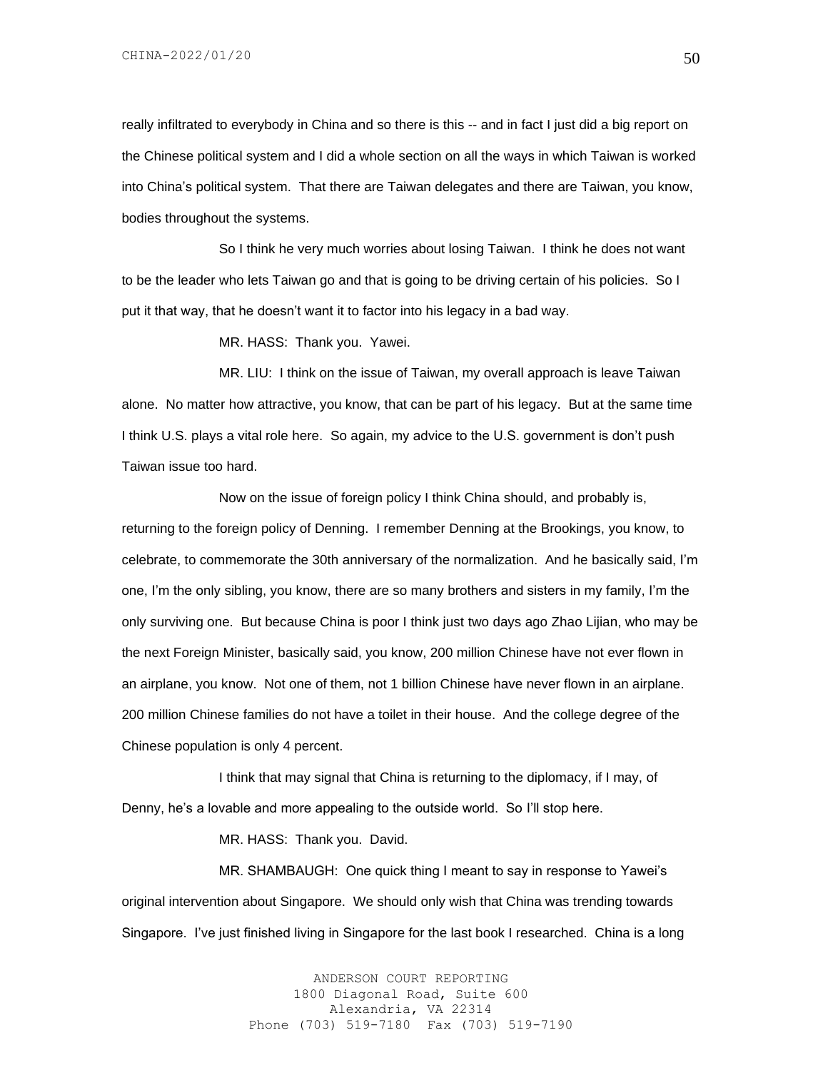really infiltrated to everybody in China and so there is this -- and in fact I just did a big report on the Chinese political system and I did a whole section on all the ways in which Taiwan is worked into China's political system. That there are Taiwan delegates and there are Taiwan, you know, bodies throughout the systems.

So I think he very much worries about losing Taiwan. I think he does not want to be the leader who lets Taiwan go and that is going to be driving certain of his policies. So I put it that way, that he doesn't want it to factor into his legacy in a bad way.

MR. HASS: Thank you. Yawei.

MR. LIU: I think on the issue of Taiwan, my overall approach is leave Taiwan alone. No matter how attractive, you know, that can be part of his legacy. But at the same time I think U.S. plays a vital role here. So again, my advice to the U.S. government is don't push Taiwan issue too hard.

Now on the issue of foreign policy I think China should, and probably is, returning to the foreign policy of Denning. I remember Denning at the Brookings, you know, to celebrate, to commemorate the 30th anniversary of the normalization. And he basically said, I'm one, I'm the only sibling, you know, there are so many brothers and sisters in my family, I'm the only surviving one. But because China is poor I think just two days ago Zhao Lijian, who may be the next Foreign Minister, basically said, you know, 200 million Chinese have not ever flown in an airplane, you know. Not one of them, not 1 billion Chinese have never flown in an airplane. 200 million Chinese families do not have a toilet in their house. And the college degree of the Chinese population is only 4 percent.

I think that may signal that China is returning to the diplomacy, if I may, of Denny, he's a lovable and more appealing to the outside world. So I'll stop here.

MR. HASS: Thank you. David.

MR. SHAMBAUGH: One quick thing I meant to say in response to Yawei's original intervention about Singapore. We should only wish that China was trending towards Singapore. I've just finished living in Singapore for the last book I researched. China is a long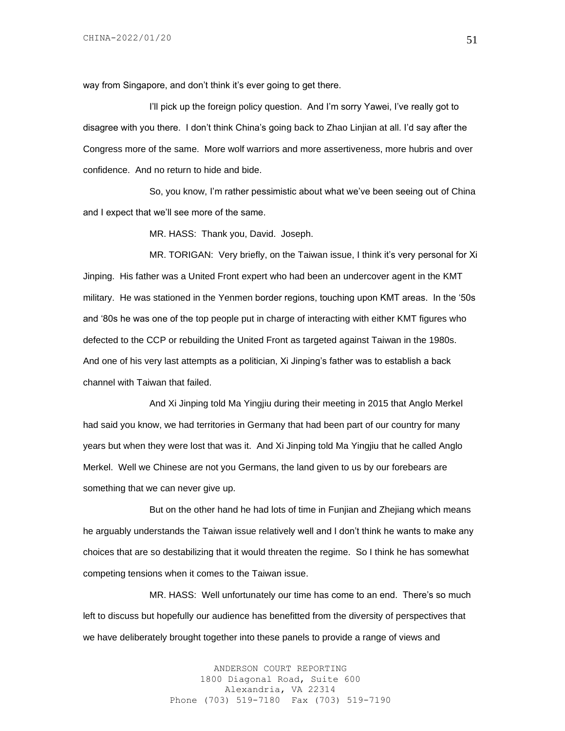way from Singapore, and don't think it's ever going to get there.

I'll pick up the foreign policy question. And I'm sorry Yawei, I've really got to disagree with you there. I don't think China's going back to Zhao Linjian at all. I'd say after the Congress more of the same. More wolf warriors and more assertiveness, more hubris and over confidence. And no return to hide and bide.

So, you know, I'm rather pessimistic about what we've been seeing out of China and I expect that we'll see more of the same.

MR. HASS: Thank you, David. Joseph.

MR. TORIGAN: Very briefly, on the Taiwan issue, I think it's very personal for Xi Jinping. His father was a United Front expert who had been an undercover agent in the KMT military. He was stationed in the Yenmen border regions, touching upon KMT areas. In the '50s and '80s he was one of the top people put in charge of interacting with either KMT figures who defected to the CCP or rebuilding the United Front as targeted against Taiwan in the 1980s. And one of his very last attempts as a politician, Xi Jinping's father was to establish a back channel with Taiwan that failed.

And Xi Jinping told Ma Yingjiu during their meeting in 2015 that Anglo Merkel had said you know, we had territories in Germany that had been part of our country for many years but when they were lost that was it. And Xi Jinping told Ma Yingjiu that he called Anglo Merkel. Well we Chinese are not you Germans, the land given to us by our forebears are something that we can never give up.

But on the other hand he had lots of time in Funjian and Zhejiang which means he arguably understands the Taiwan issue relatively well and I don't think he wants to make any choices that are so destabilizing that it would threaten the regime. So I think he has somewhat competing tensions when it comes to the Taiwan issue.

MR. HASS: Well unfortunately our time has come to an end. There's so much left to discuss but hopefully our audience has benefitted from the diversity of perspectives that we have deliberately brought together into these panels to provide a range of views and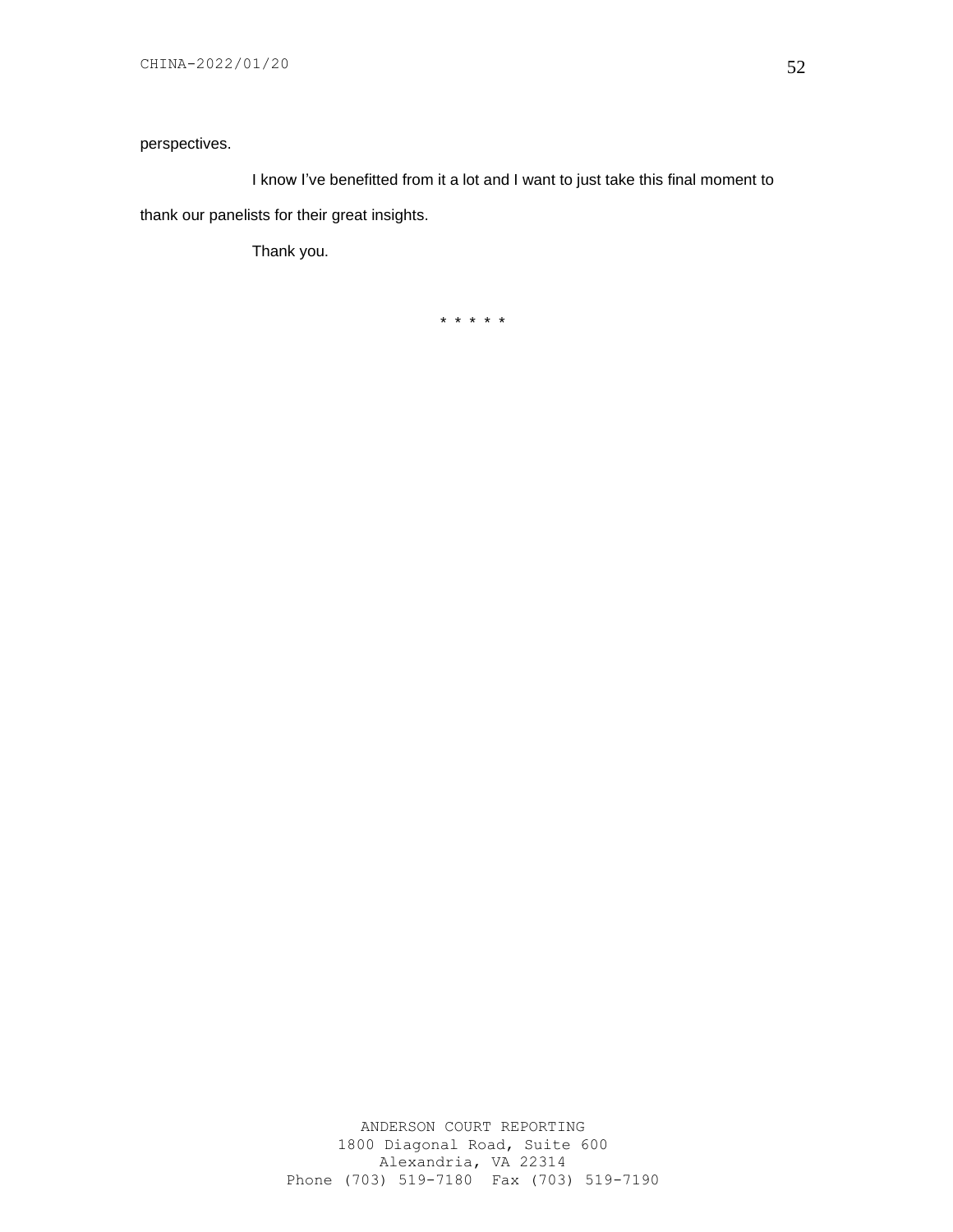perspectives.

I know I've benefitted from it a lot and I want to just take this final moment to thank our panelists for their great insights.

Thank you.

* * * * *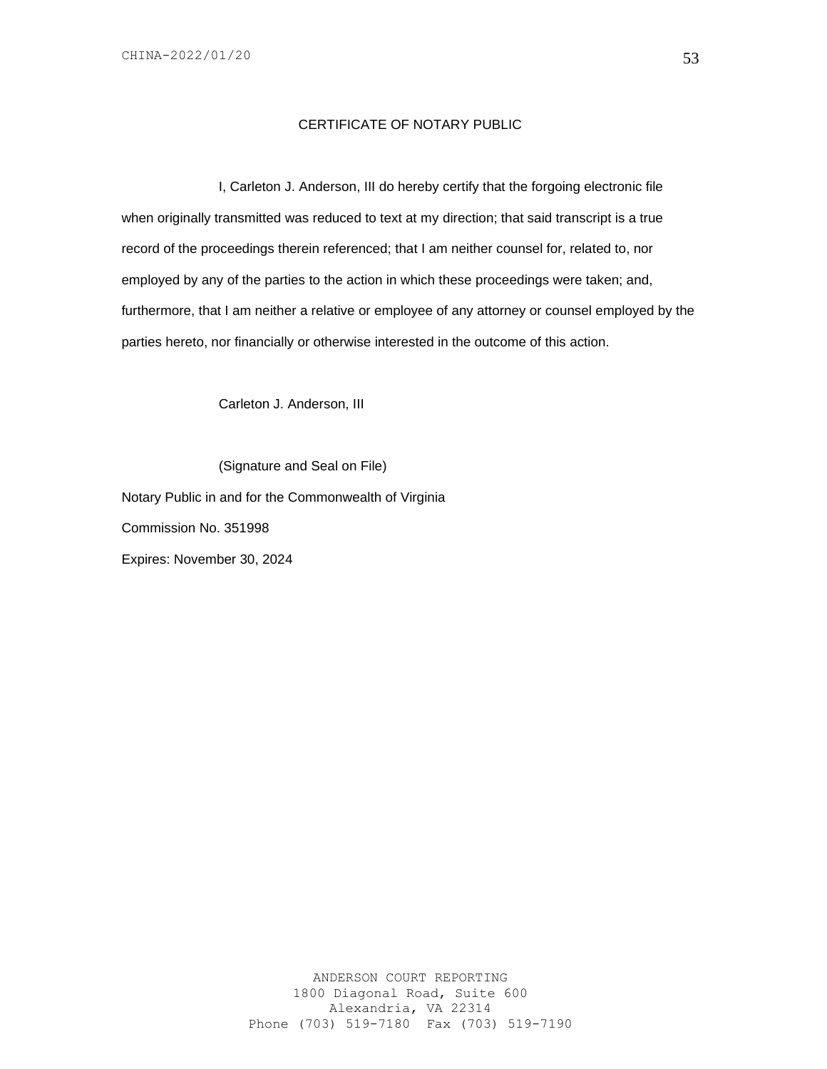# CERTIFICATE OF NOTARY PUBLIC

I, Carleton J. Anderson, III do hereby certify that the forgoing electronic file when originally transmitted was reduced to text at my direction; that said transcript is a true record of the proceedings therein referenced; that I am neither counsel for, related to, nor employed by any of the parties to the action in which these proceedings were taken; and, furthermore, that I am neither a relative or employee of any attorney or counsel employed by the parties hereto, nor financially or otherwise interested in the outcome of this action.

Carleton J. Anderson, III

(Signature and Seal on File)

Notary Public in and for the Commonwealth of Virginia

Commission No. 351998

Expires: November 30, 2024